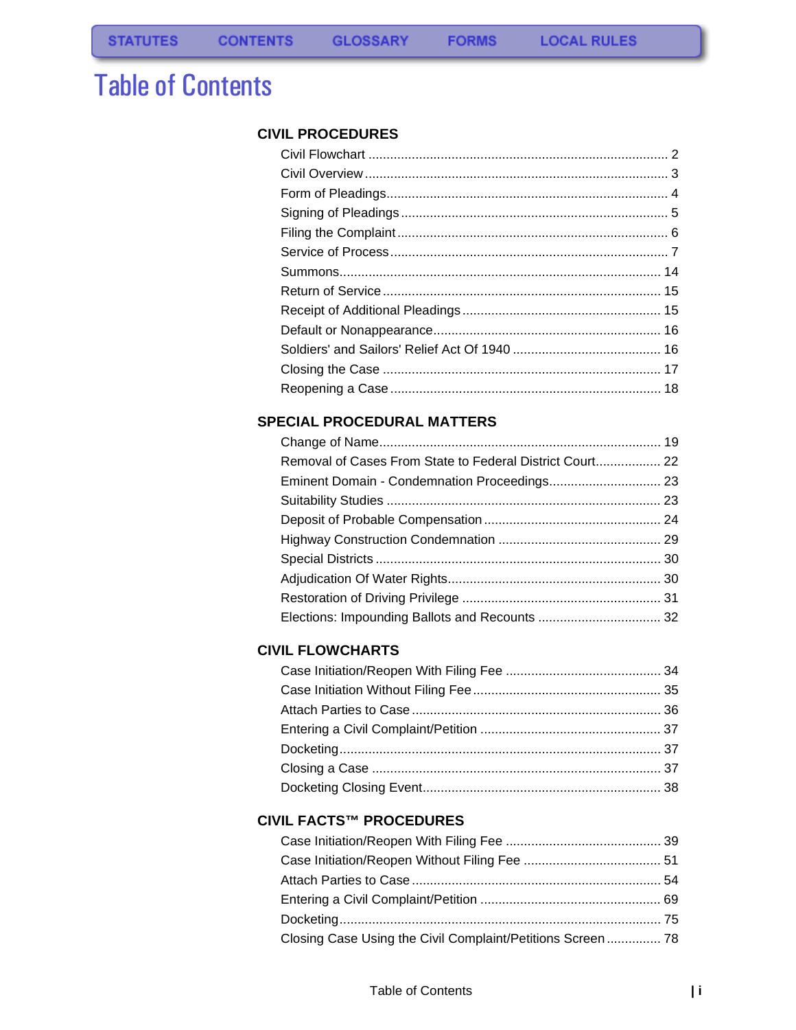STATUTES CONTENTS GLOSSARY FORMS LOCAL RULES

# Table of Contents

## CIVIL PROCEDURES

- Civil Flowchart ........ 2
- Civil Overview ........ 3
- Form of Pleadings ........ 4
- Signing of Pleadings ........ 5
- Filing the Complaint ........ 6
- Service of Process ........ 7
- Summons ........ 14
- Return of Service ........ 15
- Receipt of Additional Pleadings ........ 15
- Default or Nonappearance ........ 16
- Soldiers' and Sailors' Relief Act Of 1940 ........ 16
- Closing the Case ........ 17
- Reopening a Case ........ 18

## SPECIAL PROCEDURAL MATTERS

- Change of Name ........ 19
- Removal of Cases From State to Federal District Court ........ 22
- Eminent Domain - Condemnation Proceedings ........ 23
- Suitability Studies ........ 23
- Deposit of Probable Compensation ........ 24
- Highway Construction Condemnation ........ 29
- Special Districts ........ 30
- Adjudication Of Water Rights ........ 30
- Restoration of Driving Privilege ........ 31
- Elections: Impounding Ballots and Recounts ........ 32

## CIVIL FLOWCHARTS

- Case Initiation/Reopen With Filing Fee ........ 34
- Case Initiation Without Filing Fee ........ 35
- Attach Parties to Case ........ 36
- Entering a Civil Complaint/Petition ........ 37
- Docketing ........ 37
- Closing a Case ........ 37
- Docketing Closing Event ........ 38

## CIVIL FACTS™ PROCEDURES

- Case Initiation/Reopen With Filing Fee ........ 39
- Case Initiation/Reopen Without Filing Fee ........ 51
- Attach Parties to Case ........ 54
- Entering a Civil Complaint/Petition ........ 69
- Docketing ........ 75
- Closing Case Using the Civil Complaint/Petitions Screen ........ 78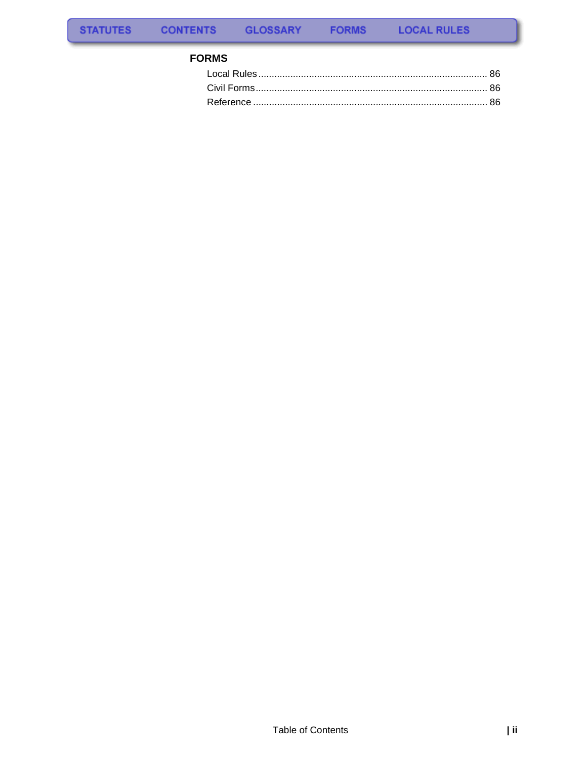STATUTES CONTENTS GLOSSARY FORMS LOCAL RULES

## FORMS

Local Rules ..................................................................................... 86
Civil Forms...................................................................................... 86
Reference ....................................................................................... 86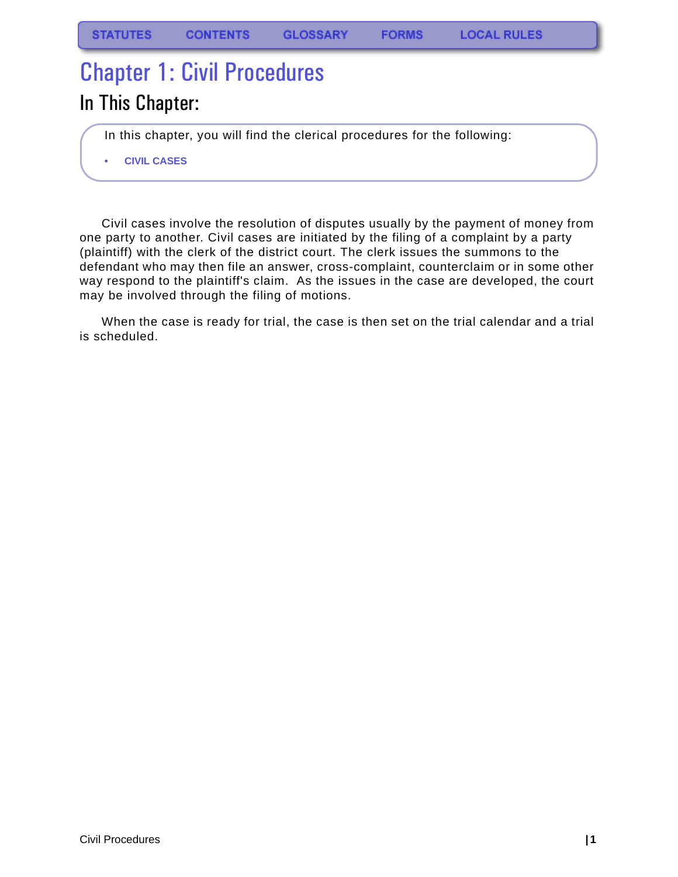STATUTES CONTENTS GLOSSARY FORMS LOCAL RULES

# Chapter 1: Civil Procedures

## In This Chapter:

In this chapter, you will find the clerical procedures for the following:

- CIVIL CASES

Civil cases involve the resolution of disputes usually by the payment of money from one party to another. Civil cases are initiated by the filing of a complaint by a party (plaintiff) with the clerk of the district court. The clerk issues the summons to the defendant who may then file an answer, cross-complaint, counterclaim or in some other way respond to the plaintiff's claim. As the issues in the case are developed, the court may be involved through the filing of motions.

When the case is ready for trial, the case is then set on the trial calendar and a trial is scheduled.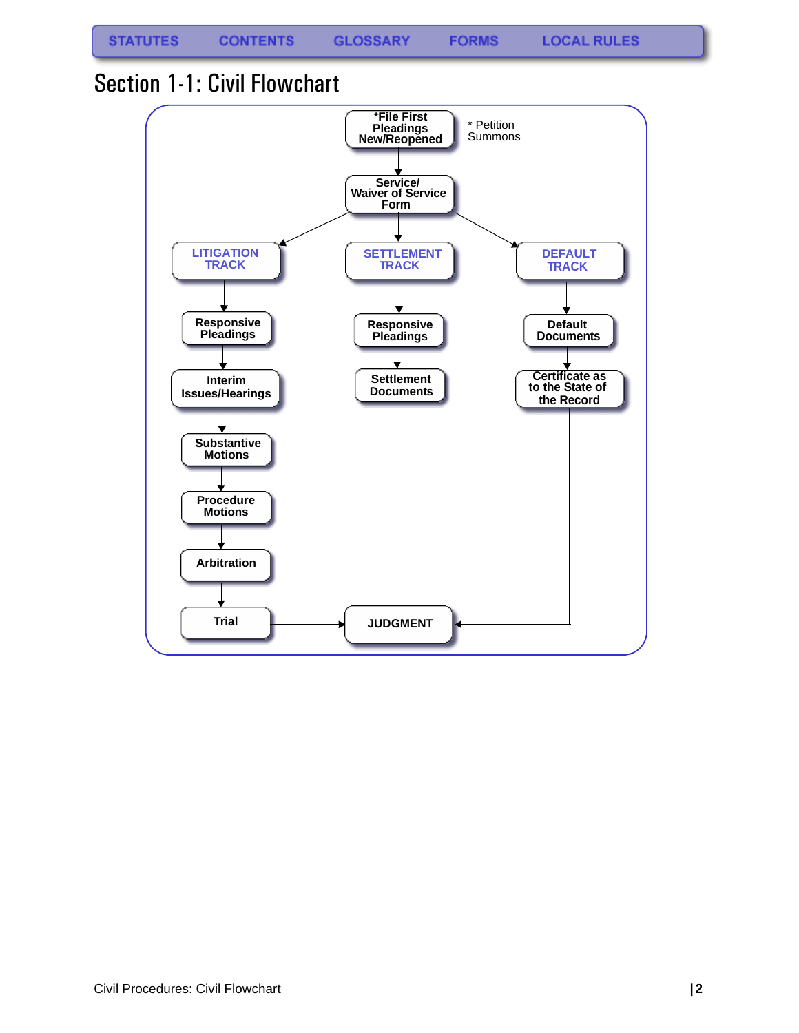# Section 1-1: Civil Flowchart

*File First Pleadings New/Reopened

\* Petition
Summons

Service/ Waiver of Service Form

**LITIGATION TRACK**
- Responsive Pleadings
- Interim Issues/Hearings
- Substantive Motions
- Procedure Motions
- Arbitration
- Trial
- JUDGMENT

**SETTLEMENT TRACK**
- Responsive Pleadings
- Settlement Documents

**DEFAULT TRACK**
- Default Documents
- Certificate as to the State of the Record
- JUDGMENT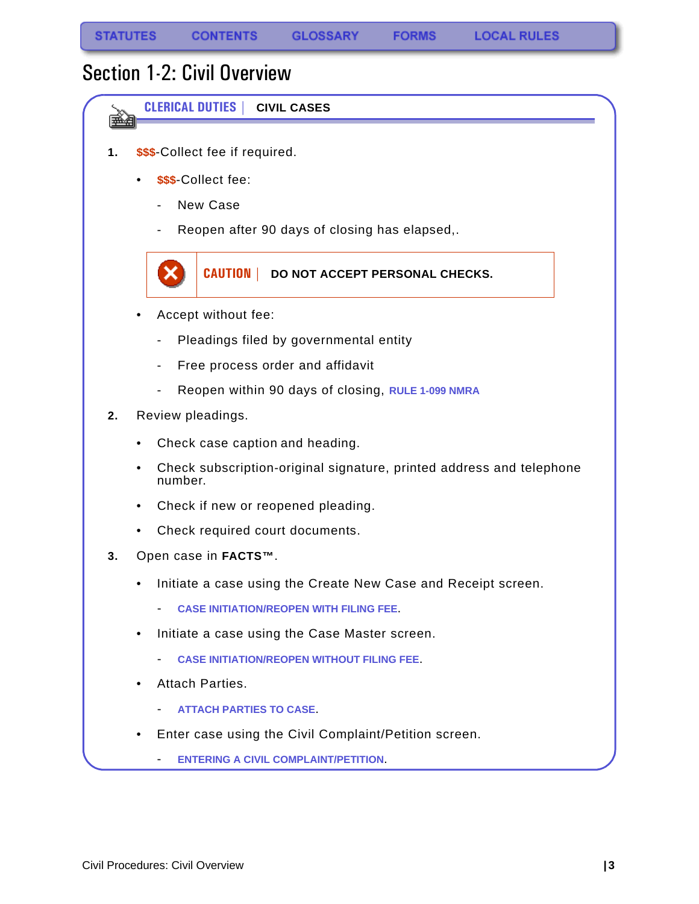STATUTES CONTENTS GLOSSARY FORMS LOCAL RULES

# Section 1-2: Civil Overview

## CLERICAL DUTIES | CIVIL CASES

1. $$$-Collect fee if required.
   - $$$-Collect fee:
     - New Case
     - Reopen after 90 days of closing has elapsed,.

   > **CAUTION** | **DO NOT ACCEPT PERSONAL CHECKS.**

   - Accept without fee:
     - Pleadings filed by governmental entity
     - Free process order and affidavit
     - Reopen within 90 days of closing, RULE 1-099 NMRA
2. Review pleadings.
   - Check case caption and heading.
   - Check subscription-original signature, printed address and telephone number.
   - Check if new or reopened pleading.
   - Check required court documents.
3. Open case in **FACTS™**.
   - Initiate a case using the Create New Case and Receipt screen.
     - CASE INITIATION/REOPEN WITH FILING FEE.
   - Initiate a case using the Case Master screen.
     - CASE INITIATION/REOPEN WITHOUT FILING FEE.
   - Attach Parties.
     - ATTACH PARTIES TO CASE.
   - Enter case using the Civil Complaint/Petition screen.
     - ENTERING A CIVIL COMPLAINT/PETITION.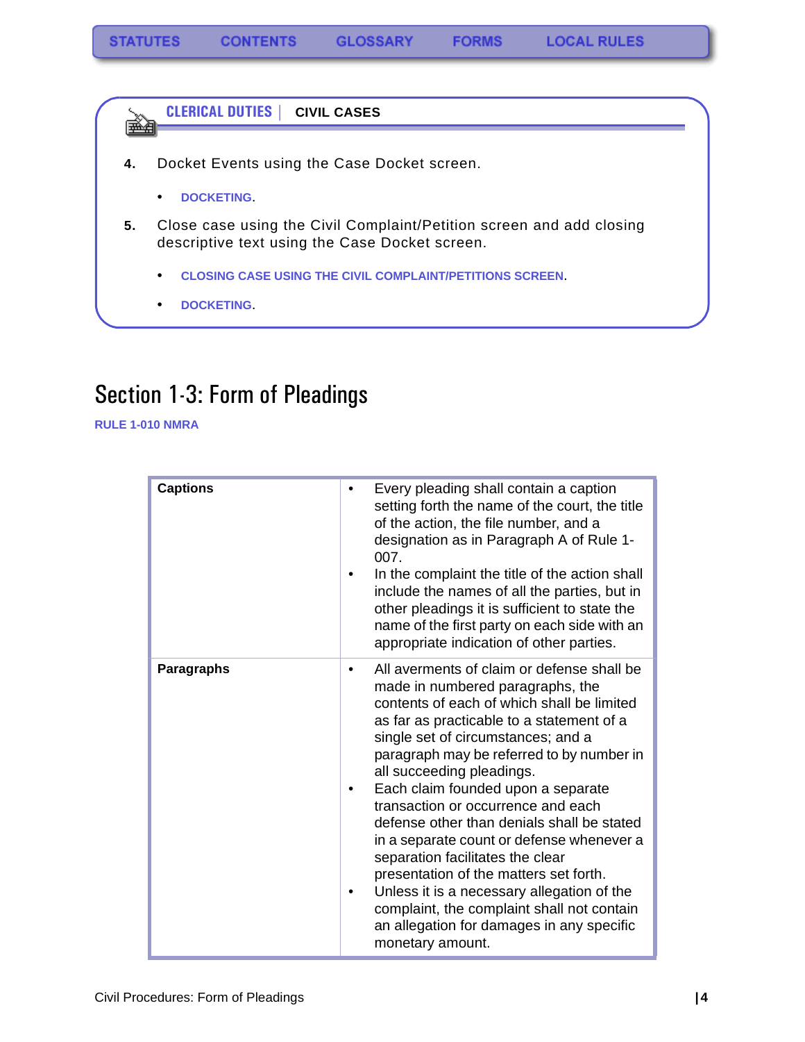STATUTES CONTENTS GLOSSARY FORMS LOCAL RULES

**CLERICAL DUTIES | CIVIL CASES**

4. Docket Events using the Case Docket screen.

   - DOCKETING.

5. Close case using the Civil Complaint/Petition screen and add closing descriptive text using the Case Docket screen.

   - CLOSING CASE USING THE CIVIL COMPLAINT/PETITIONS SCREEN.
   - DOCKETING.

# Section 1-3: Form of Pleadings

RULE 1-010 NMRA

| | |
|---|---|
| **Captions** | • Every pleading shall contain a caption setting forth the name of the court, the title of the action, the file number, and a designation as in Paragraph A of Rule 1-007.<br>• In the complaint the title of the action shall include the names of all the parties, but in other pleadings it is sufficient to state the name of the first party on each side with an appropriate indication of other parties. |
| **Paragraphs** | • All averments of claim or defense shall be made in numbered paragraphs, the contents of each of which shall be limited as far as practicable to a statement of a single set of circumstances; and a paragraph may be referred to by number in all succeeding pleadings.<br>• Each claim founded upon a separate transaction or occurrence and each defense other than denials shall be stated in a separate count or defense whenever a separation facilitates the clear presentation of the matters set forth.<br>• Unless it is a necessary allegation of the complaint, the complaint shall not contain an allegation for damages in any specific monetary amount. |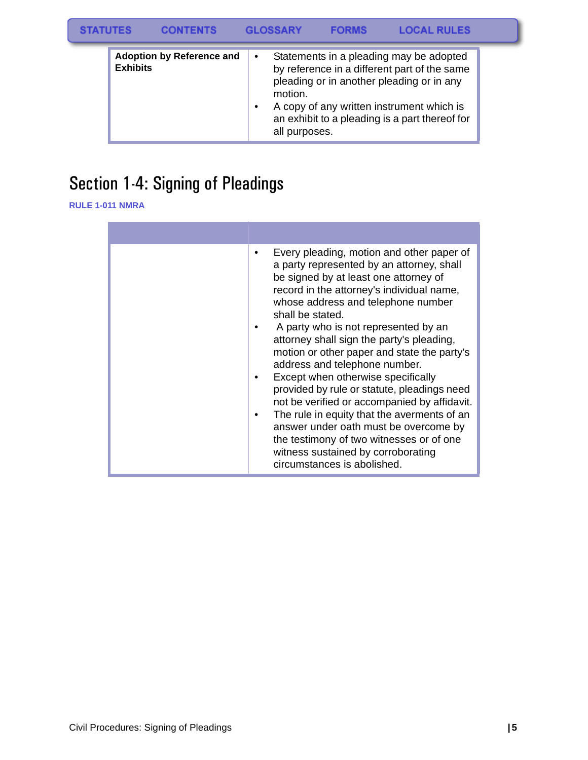| Adoption by Reference and Exhibits | • Statements in a pleading may be adopted by reference in a different part of the same pleading or in another pleading or in any motion.<br>• A copy of any written instrument which is an exhibit to a pleading is a part thereof for all purposes. |
|---|---|

## Section 1-4: Signing of Pleadings

**RULE 1-011 NMRA**

| | |
|---|---|
| | • Every pleading, motion and other paper of a party represented by an attorney, shall be signed by at least one attorney of record in the attorney's individual name, whose address and telephone number shall be stated.<br>• A party who is not represented by an attorney shall sign the party's pleading, motion or other paper and state the party's address and telephone number.<br>• Except when otherwise specifically provided by rule or statute, pleadings need not be verified or accompanied by affidavit.<br>• The rule in equity that the averments of an answer under oath must be overcome by the testimony of two witnesses or of one witness sustained by corroborating circumstances is abolished. |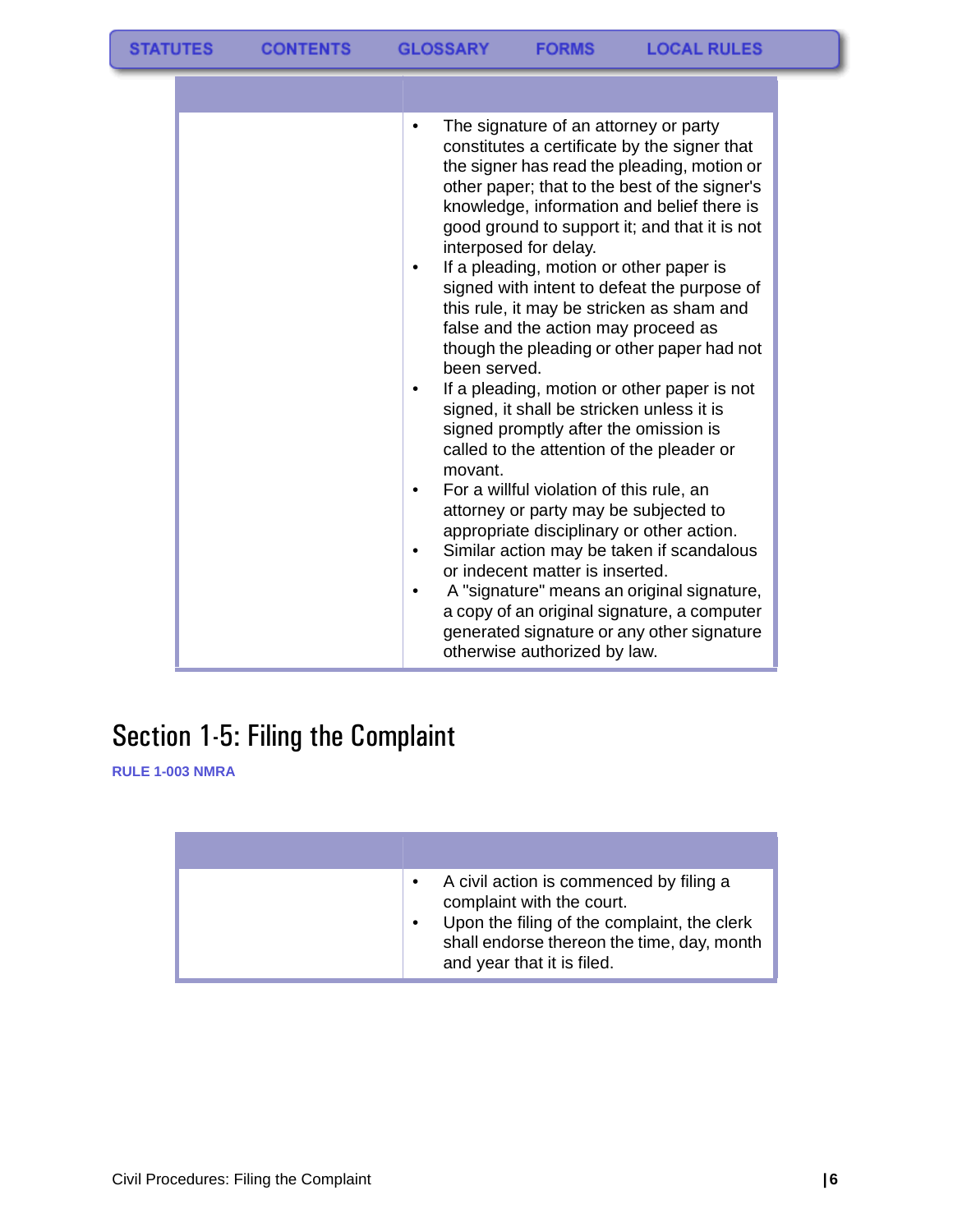| | |
|---|---|
| | • The signature of an attorney or party constitutes a certificate by the signer that the signer has read the pleading, motion or other paper; that to the best of the signer's knowledge, information and belief there is good ground to support it; and that it is not interposed for delay.<br>• If a pleading, motion or other paper is signed with intent to defeat the purpose of this rule, it may be stricken as sham and false and the action may proceed as though the pleading or other paper had not been served.<br>• If a pleading, motion or other paper is not signed, it shall be stricken unless it is signed promptly after the omission is called to the attention of the pleader or movant.<br>• For a willful violation of this rule, an attorney or party may be subjected to appropriate disciplinary or other action.<br>• Similar action may be taken if scandalous or indecent matter is inserted.<br>• A "signature" means an original signature, a copy of an original signature, a computer generated signature or any other signature otherwise authorized by law. |

## Section 1-5: Filing the Complaint

**RULE 1-003 NMRA**

| | |
|---|---|
| | • A civil action is commenced by filing a complaint with the court.<br>• Upon the filing of the complaint, the clerk shall endorse thereon the time, day, month and year that it is filed. |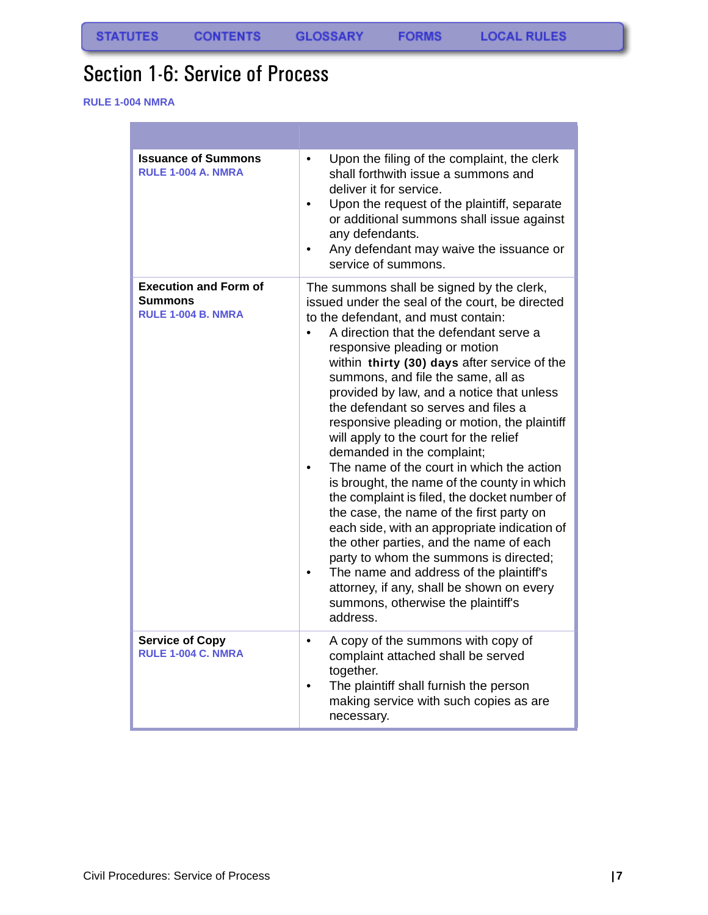# Section 1-6: Service of Process

RULE 1-004 NMRA

| | |
|---|---|
| **Issuance of Summons**<br>RULE 1-004 A. NMRA | • Upon the filing of the complaint, the clerk shall forthwith issue a summons and deliver it for service.<br>• Upon the request of the plaintiff, separate or additional summons shall issue against any defendants.<br>• Any defendant may waive the issuance or service of summons. |
| **Execution and Form of Summons**<br>RULE 1-004 B. NMRA | The summons shall be signed by the clerk, issued under the seal of the court, be directed to the defendant, and must contain:<br>• A direction that the defendant serve a responsive pleading or motion within **thirty (30) days** after service of the summons, and file the same, all as provided by law, and a notice that unless the defendant so serves and files a responsive pleading or motion, the plaintiff will apply to the court for the relief demanded in the complaint;<br>• The name of the court in which the action is brought, the name of the county in which the complaint is filed, the docket number of the case, the name of the first party on each side, with an appropriate indication of the other parties, and the name of each party to whom the summons is directed;<br>• The name and address of the plaintiff's attorney, if any, shall be shown on every summons, otherwise the plaintiff's address. |
| **Service of Copy**<br>RULE 1-004 C. NMRA | • A copy of the summons with copy of complaint attached shall be served together.<br>• The plaintiff shall furnish the person making service with such copies as are necessary. |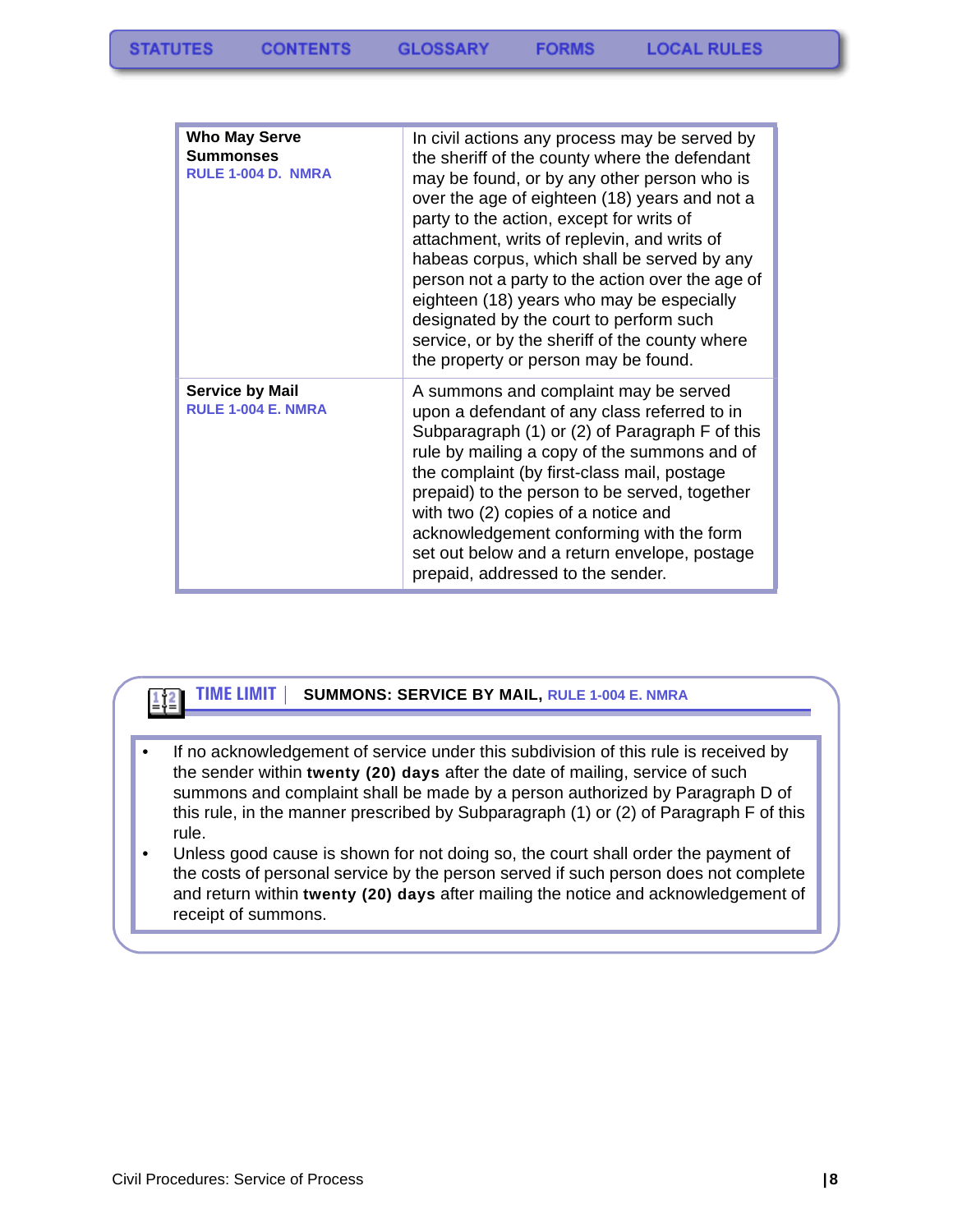| | |
|---|---|
| **Who May Serve Summonses** RULE 1-004 D. NMRA | In civil actions any process may be served by the sheriff of the county where the defendant may be found, or by any other person who is over the age of eighteen (18) years and not a party to the action, except for writs of attachment, writs of replevin, and writs of habeas corpus, which shall be served by any person not a party to the action over the age of eighteen (18) years who may be especially designated by the court to perform such service, or by the sheriff of the county where the property or person may be found. |
| **Service by Mail** RULE 1-004 E. NMRA | A summons and complaint may be served upon a defendant of any class referred to in Subparagraph (1) or (2) of Paragraph F of this rule by mailing a copy of the summons and of the complaint (by first-class mail, postage prepaid) to the person to be served, together with two (2) copies of a notice and acknowledgement conforming with the form set out below and a return envelope, postage prepaid, addressed to the sender. |

**TIME LIMIT | SUMMONS: SERVICE BY MAIL,** RULE 1-004 E. NMRA

- If no acknowledgement of service under this subdivision of this rule is received by the sender within **twenty (20) days** after the date of mailing, service of such summons and complaint shall be made by a person authorized by Paragraph D of this rule, in the manner prescribed by Subparagraph (1) or (2) of Paragraph F of this rule.
- Unless good cause is shown for not doing so, the court shall order the payment of the costs of personal service by the person served if such person does not complete and return within **twenty (20) days** after mailing the notice and acknowledgement of receipt of summons.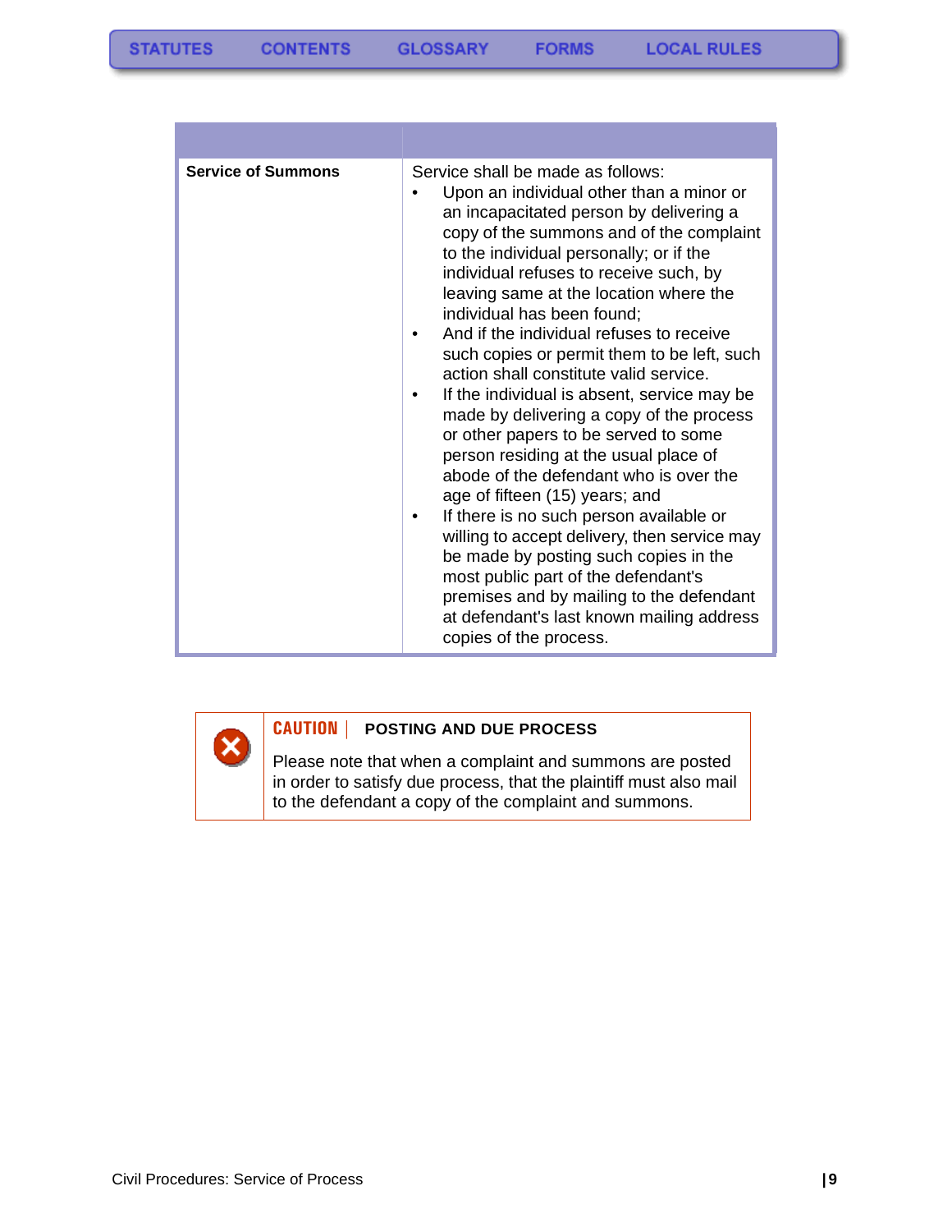| | |
|---|---|
| **Service of Summons** | Service shall be made as follows:<br>• Upon an individual other than a minor or an incapacitated person by delivering a copy of the summons and of the complaint to the individual personally; or if the individual refuses to receive such, by leaving same at the location where the individual has been found;<br>• And if the individual refuses to receive such copies or permit them to be left, such action shall constitute valid service.<br>• If the individual is absent, service may be made by delivering a copy of the process or other papers to be served to some person residing at the usual place of abode of the defendant who is over the age of fifteen (15) years; and<br>• If there is no such person available or willing to accept delivery, then service may be made by posting such copies in the most public part of the defendant's premises and by mailing to the defendant at defendant's last known mailing address copies of the process. |

**CAUTION** | **POSTING AND DUE PROCESS**

Please note that when a complaint and summons are posted in order to satisfy due process, that the plaintiff must also mail to the defendant a copy of the complaint and summons.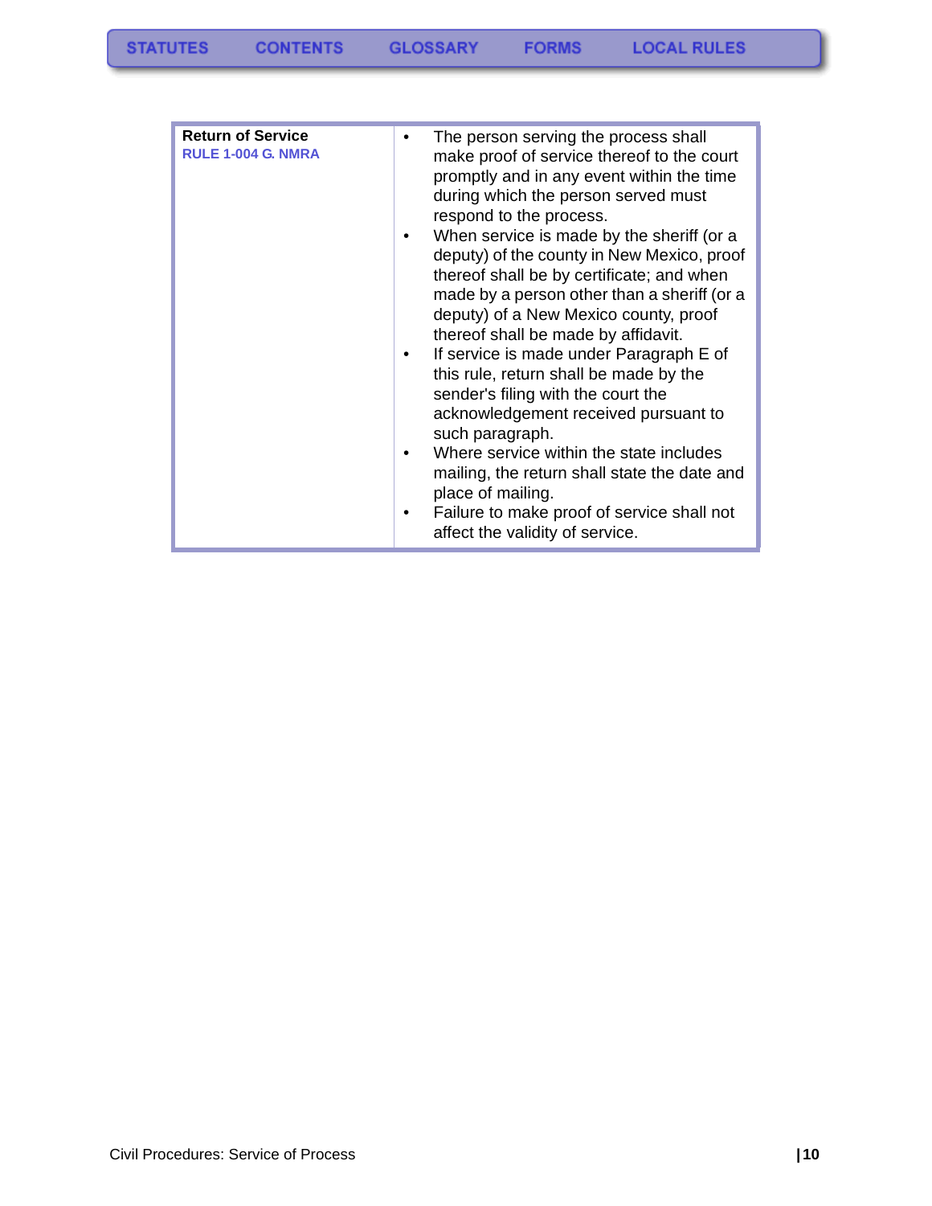| Return of Service<br>RULE 1-004 G. NMRA | • The person serving the process shall make proof of service thereof to the court promptly and in any event within the time during which the person served must respond to the process.<br>• When service is made by the sheriff (or a deputy) of the county in New Mexico, proof thereof shall be by certificate; and when made by a person other than a sheriff (or a deputy) of a New Mexico county, proof thereof shall be made by affidavit.<br>• If service is made under Paragraph E of this rule, return shall be made by the sender's filing with the court the acknowledgement received pursuant to such paragraph.<br>• Where service within the state includes mailing, the return shall state the date and place of mailing.<br>• Failure to make proof of service shall not affect the validity of service. |
|---|---|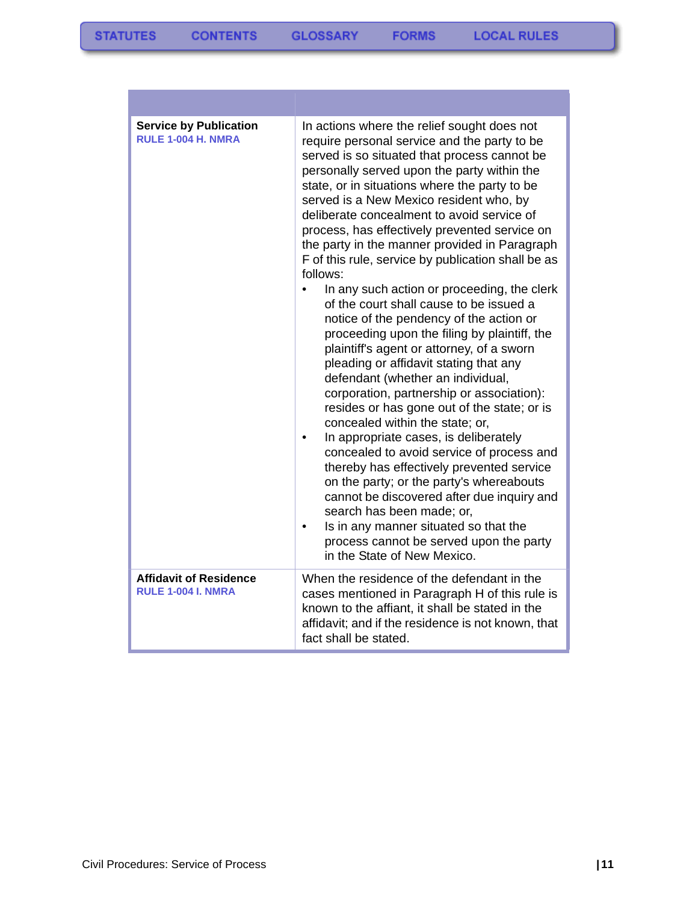| | |
|---|---|
| **Service by Publication**<br>**RULE 1-004 H. NMRA** | In actions where the relief sought does not require personal service and the party to be served is so situated that process cannot be personally served upon the party within the state, or in situations where the party to be served is a New Mexico resident who, by deliberate concealment to avoid service of process, has effectively prevented service on the party in the manner provided in Paragraph F of this rule, service by publication shall be as follows:<br>• In any such action or proceeding, the clerk of the court shall cause to be issued a notice of the pendency of the action or proceeding upon the filing by plaintiff, the plaintiff's agent or attorney, of a sworn pleading or affidavit stating that any defendant (whether an individual, corporation, partnership or association): resides or has gone out of the state; or is concealed within the state; or,<br>• In appropriate cases, is deliberately concealed to avoid service of process and thereby has effectively prevented service on the party; or the party's whereabouts cannot be discovered after due inquiry and search has been made; or,<br>• Is in any manner situated so that the process cannot be served upon the party in the State of New Mexico. |
| **Affidavit of Residence**<br>**RULE 1-004 I. NMRA** | When the residence of the defendant in the cases mentioned in Paragraph H of this rule is known to the affiant, it shall be stated in the affidavit; and if the residence is not known, that fact shall be stated. |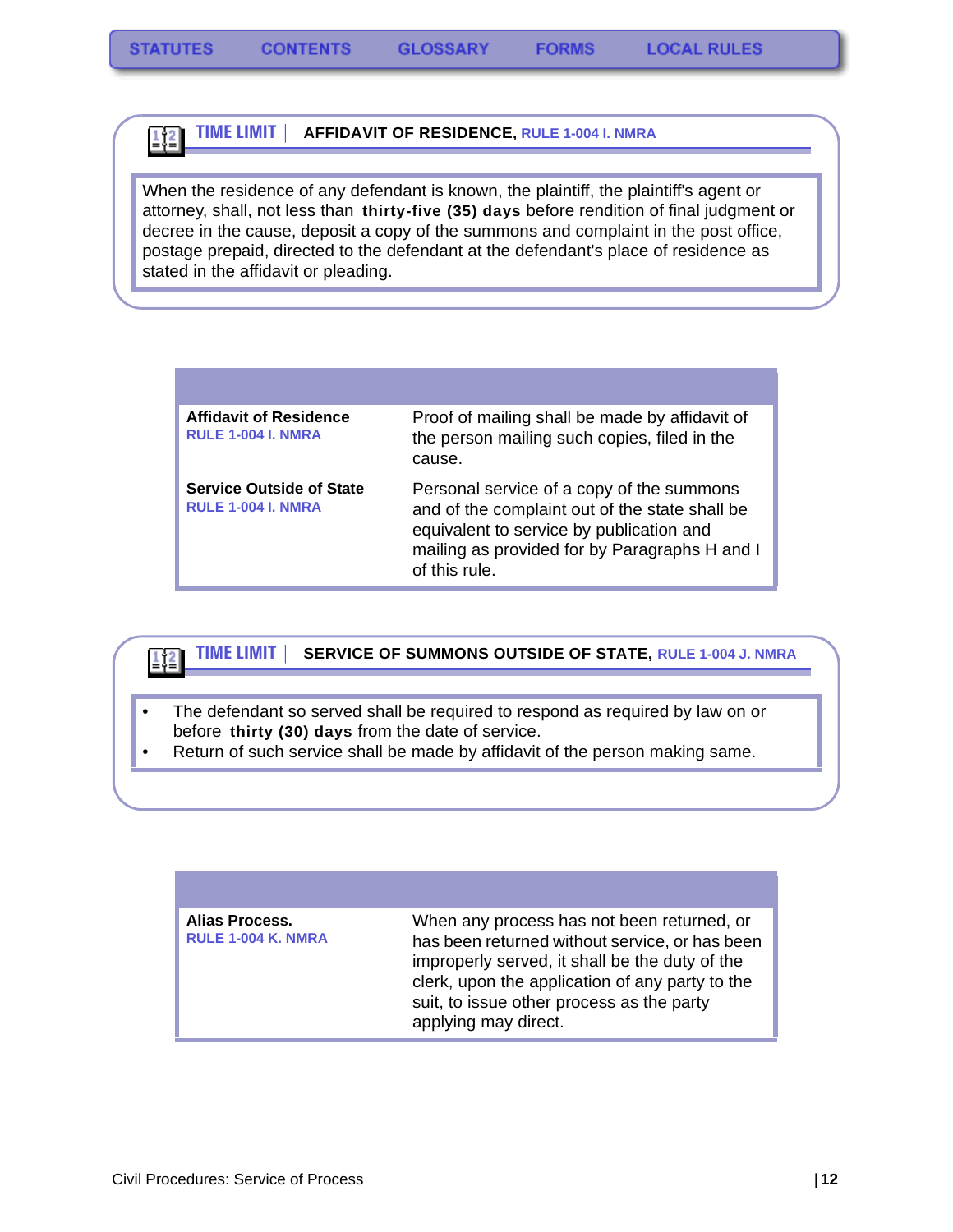## TIME LIMIT | AFFIDAVIT OF RESIDENCE, RULE 1-004 I. NMRA

When the residence of any defendant is known, the plaintiff, the plaintiff's agent or attorney, shall, not less than **thirty-five (35) days** before rendition of final judgment or decree in the cause, deposit a copy of the summons and complaint in the post office, postage prepaid, directed to the defendant at the defendant's place of residence as stated in the affidavit or pleading.

| | |
|---|---|
| **Affidavit of Residence** RULE 1-004 I. NMRA | Proof of mailing shall be made by affidavit of the person mailing such copies, filed in the cause. |
| **Service Outside of State** RULE 1-004 I. NMRA | Personal service of a copy of the summons and of the complaint out of the state shall be equivalent to service by publication and mailing as provided for by Paragraphs H and I of this rule. |

## TIME LIMIT | SERVICE OF SUMMONS OUTSIDE OF STATE, RULE 1-004 J. NMRA

- The defendant so served shall be required to respond as required by law on or before **thirty (30) days** from the date of service.
- Return of such service shall be made by affidavit of the person making same.

| | |
|---|---|
| **Alias Process.** RULE 1-004 K. NMRA | When any process has not been returned, or has been returned without service, or has been improperly served, it shall be the duty of the clerk, upon the application of any party to the suit, to issue other process as the party applying may direct. |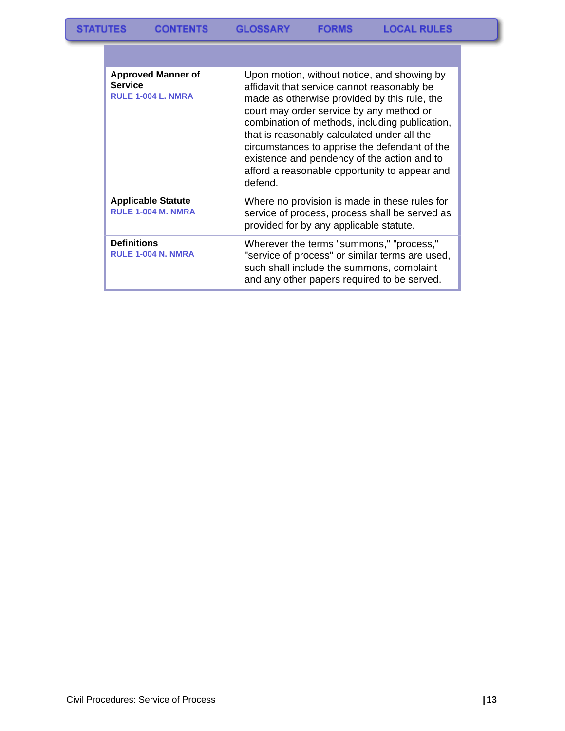STATUTES CONTENTS GLOSSARY FORMS LOCAL RULES

| | |
|---|---|
| **Approved Manner of Service**<br>RULE 1-004 L. NMRA | Upon motion, without notice, and showing by affidavit that service cannot reasonably be made as otherwise provided by this rule, the court may order service by any method or combination of methods, including publication, that is reasonably calculated under all the circumstances to apprise the defendant of the existence and pendency of the action and to afford a reasonable opportunity to appear and defend. |
| **Applicable Statute**<br>RULE 1-004 M. NMRA | Where no provision is made in these rules for service of process, process shall be served as provided for by any applicable statute. |
| **Definitions**<br>RULE 1-004 N. NMRA | Wherever the terms "summons," "process," "service of process" or similar terms are used, such shall include the summons, complaint and any other papers required to be served. |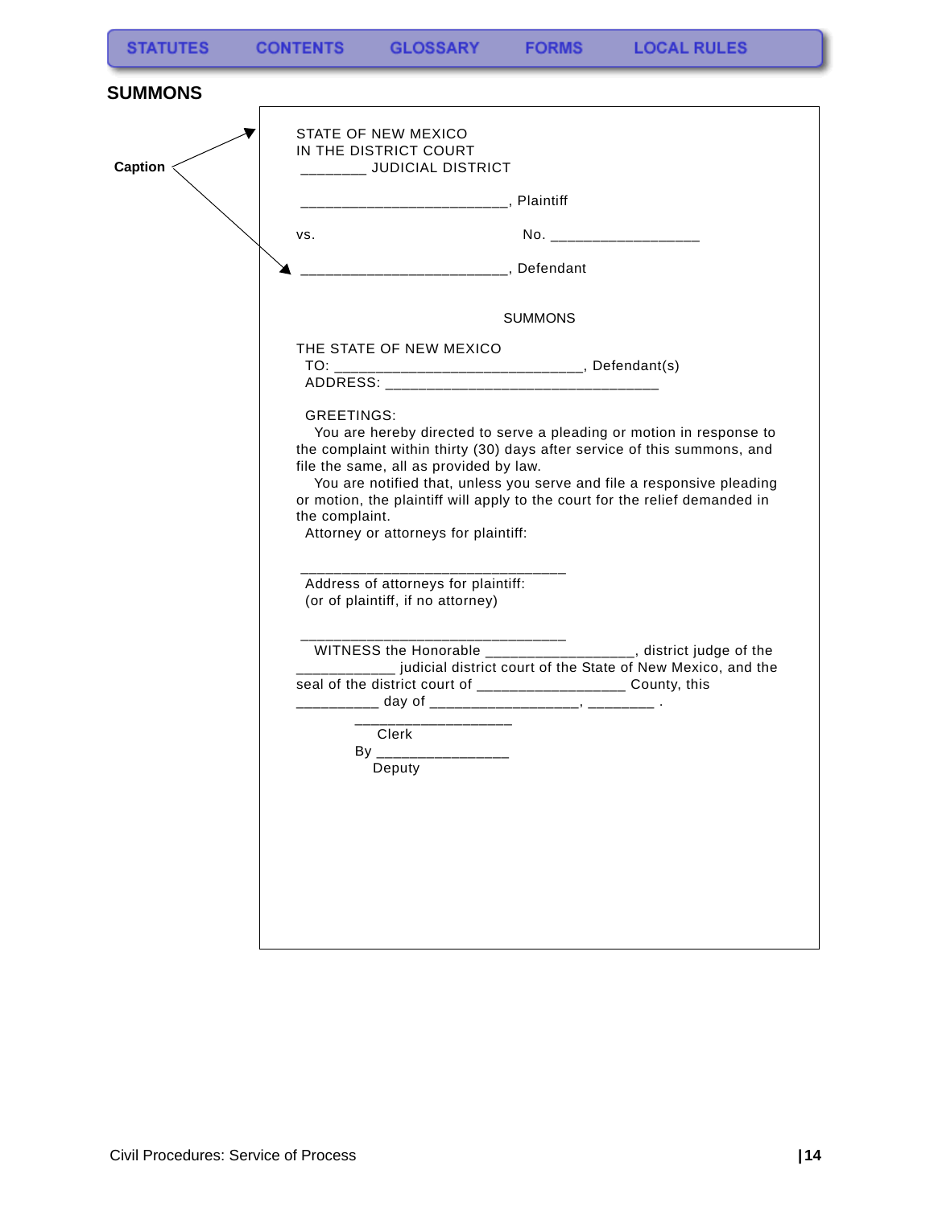## SUMMONS

Caption

STATE OF NEW MEXICO
IN THE DISTRICT COURT
________ JUDICIAL DISTRICT

_________________________, Plaintiff

vs. No. __________________

_________________________, Defendant

SUMMONS

THE STATE OF NEW MEXICO
TO: ______________________________, Defendant(s)
ADDRESS: _________________________________

GREETINGS:
You are hereby directed to serve a pleading or motion in response to the complaint within thirty (30) days after service of this summons, and file the same, all as provided by law.
You are notified that, unless you serve and file a responsive pleading or motion, the plaintiff will apply to the court for the relief demanded in the complaint.
Attorney or attorneys for plaintiff:

_________________________________
Address of attorneys for plaintiff:
(or of plaintiff, if no attorney)

_________________________________
WITNESS the Honorable __________________, district judge of the ____________ judicial district court of the State of New Mexico, and the seal of the district court of __________________ County, this __________ day of __________________, ________ .

____________________
Clerk
By ________________
Deputy

Civil Procedures: Service of Process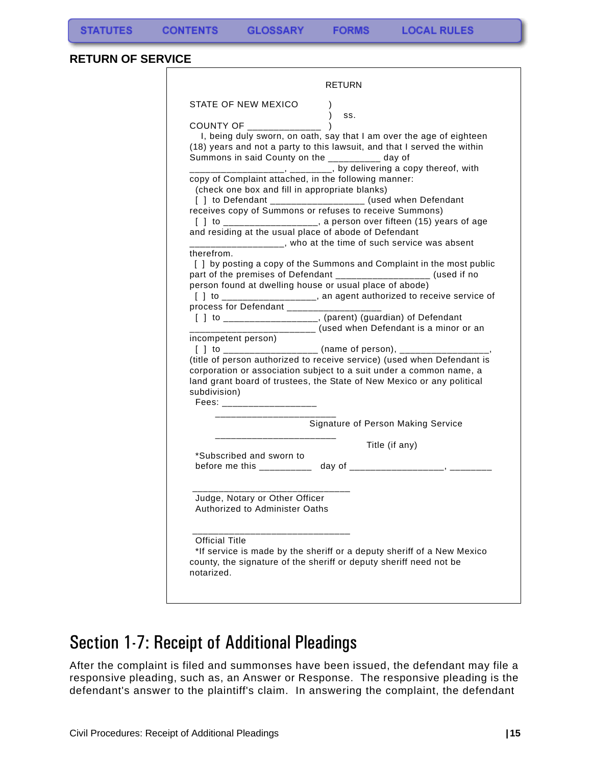## RETURN OF SERVICE

RETURN

STATE OF NEW MEXICO )
) ss.
COUNTY OF ______________ )

I, being duly sworn, on oath, say that I am over the age of eighteen (18) years and not a party to this lawsuit, and that I served the within Summons in said County on the __________ day of __________________, ________, by delivering a copy thereof, with copy of Complaint attached, in the following manner:

(check one box and fill in appropriate blanks)

[ ] to Defendant __________________ (used when Defendant receives copy of Summons or refuses to receive Summons)

[ ] to __________________, a person over fifteen (15) years of age and residing at the usual place of abode of Defendant __________________, who at the time of such service was absent therefrom.

[ ] by posting a copy of the Summons and Complaint in the most public part of the premises of Defendant __________________ (used if no person found at dwelling house or usual place of abode)

[ ] to __________________, an agent authorized to receive service of process for Defendant __________________

[ ] to __________________, (parent) (guardian) of Defendant ________________________ (used when Defendant is a minor or an incompetent person)

[ ] to __________________ (name of person), __________________, (title of person authorized to receive service) (used when Defendant is corporation or association subject to a suit under a common name, a land grant board of trustees, the State of New Mexico or any political subdivision)

Fees: __________________

________________________
Signature of Person Making Service

________________________
Title (if any)

*Subscribed and sworn to before me this __________ day of __________________, ________

_______________________________
Judge, Notary or Other Officer Authorized to Administer Oaths

_______________________________
Official Title

*If service is made by the sheriff or a deputy sheriff of a New Mexico county, the signature of the sheriff or deputy sheriff need not be notarized.

# Section 1-7: Receipt of Additional Pleadings

After the complaint is filed and summonses have been issued, the defendant may file a responsive pleading, such as, an Answer or Response. The responsive pleading is the defendant's answer to the plaintiff's claim. In answering the complaint, the defendant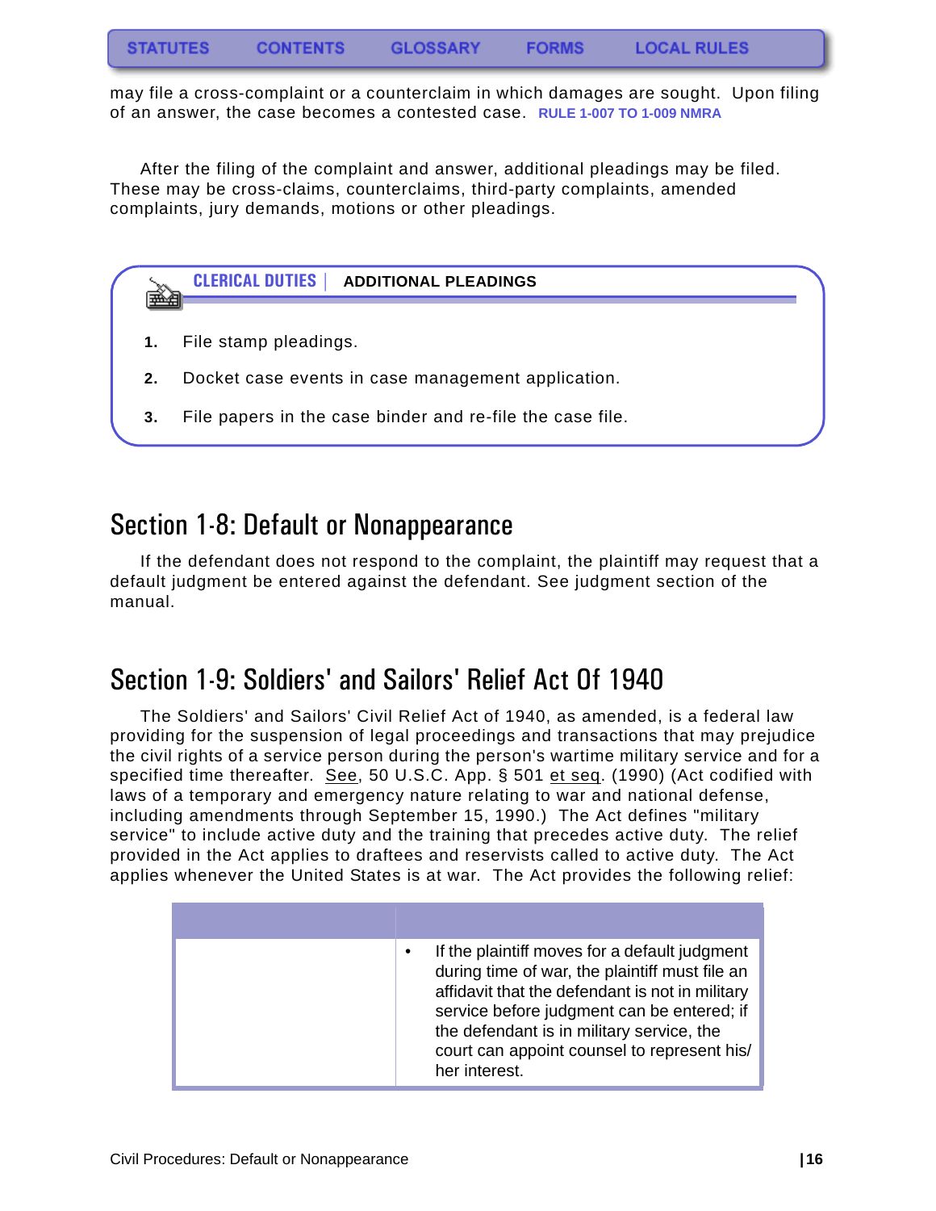may file a cross-complaint or a counterclaim in which damages are sought. Upon filing of an answer, the case becomes a contested case. RULE 1-007 TO 1-009 NMRA

After the filing of the complaint and answer, additional pleadings may be filed. These may be cross-claims, counterclaims, third-party complaints, amended complaints, jury demands, motions or other pleadings.

**CLERICAL DUTIES | ADDITIONAL PLEADINGS**

1. File stamp pleadings.
2. Docket case events in case management application.
3. File papers in the case binder and re-file the case file.

## Section 1-8: Default or Nonappearance

If the defendant does not respond to the complaint, the plaintiff may request that a default judgment be entered against the defendant. See judgment section of the manual.

## Section 1-9: Soldiers' and Sailors' Relief Act Of 1940

The Soldiers' and Sailors' Civil Relief Act of 1940, as amended, is a federal law providing for the suspension of legal proceedings and transactions that may prejudice the civil rights of a service person during the person's wartime military service and for a specified time thereafter. See, 50 U.S.C. App. § 501 et seq. (1990) (Act codified with laws of a temporary and emergency nature relating to war and national defense, including amendments through September 15, 1990.) The Act defines "military service" to include active duty and the training that precedes active duty. The relief provided in the Act applies to draftees and reservists called to active duty. The Act applies whenever the United States is at war. The Act provides the following relief:

| | |
|---|---|
| | • If the plaintiff moves for a default judgment during time of war, the plaintiff must file an affidavit that the defendant is not in military service before judgment can be entered; if the defendant is in military service, the court can appoint counsel to represent his/her interest. |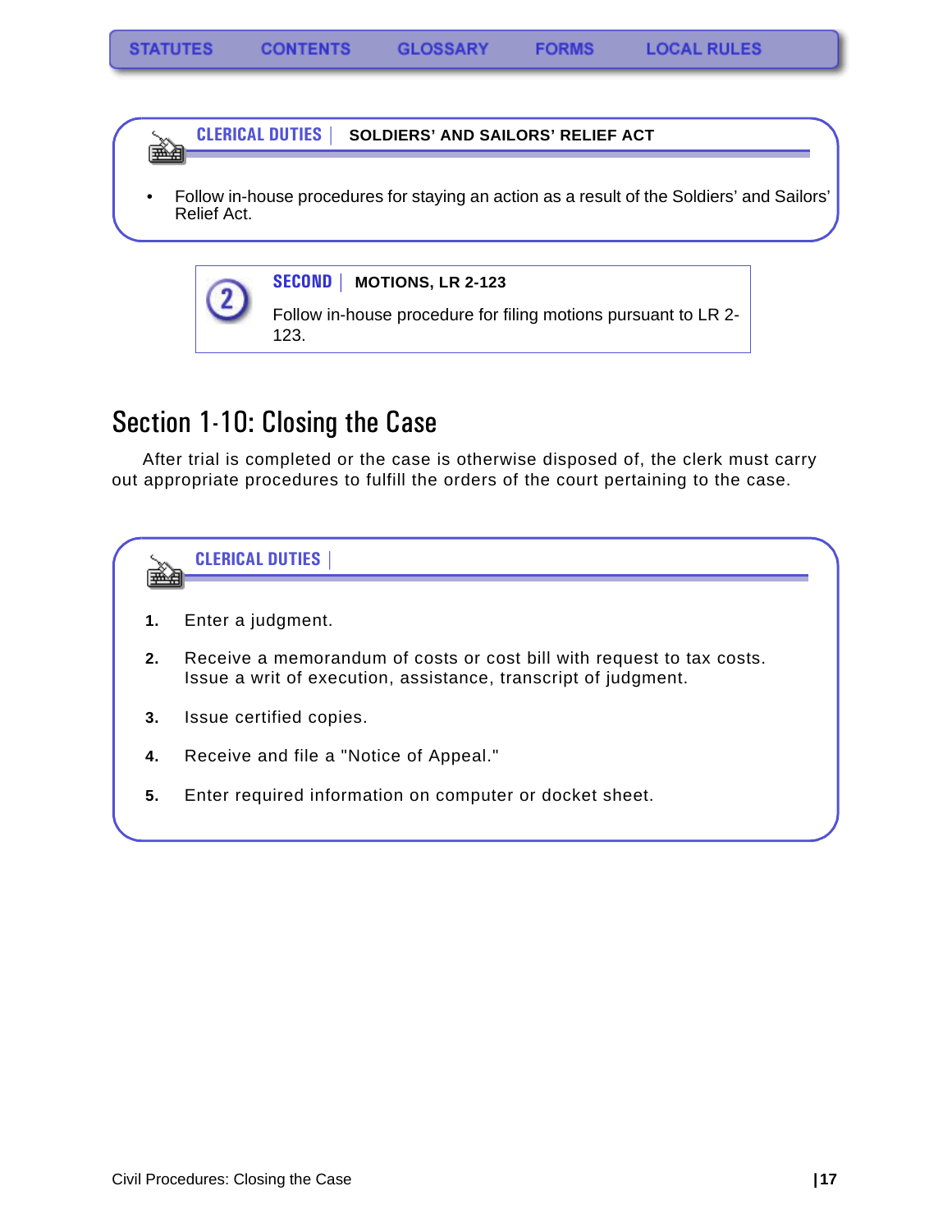**CLERICAL DUTIES | SOLDIERS' AND SAILORS' RELIEF ACT**

- Follow in-house procedures for staying an action as a result of the Soldiers' and Sailors' Relief Act.

**SECOND | MOTIONS, LR 2-123**

Follow in-house procedure for filing motions pursuant to LR 2-123.

## Section 1-10: Closing the Case

After trial is completed or the case is otherwise disposed of, the clerk must carry out appropriate procedures to fulfill the orders of the court pertaining to the case.

**CLERICAL DUTIES |**

1. Enter a judgment.
2. Receive a memorandum of costs or cost bill with request to tax costs. Issue a writ of execution, assistance, transcript of judgment.
3. Issue certified copies.
4. Receive and file a "Notice of Appeal."
5. Enter required information on computer or docket sheet.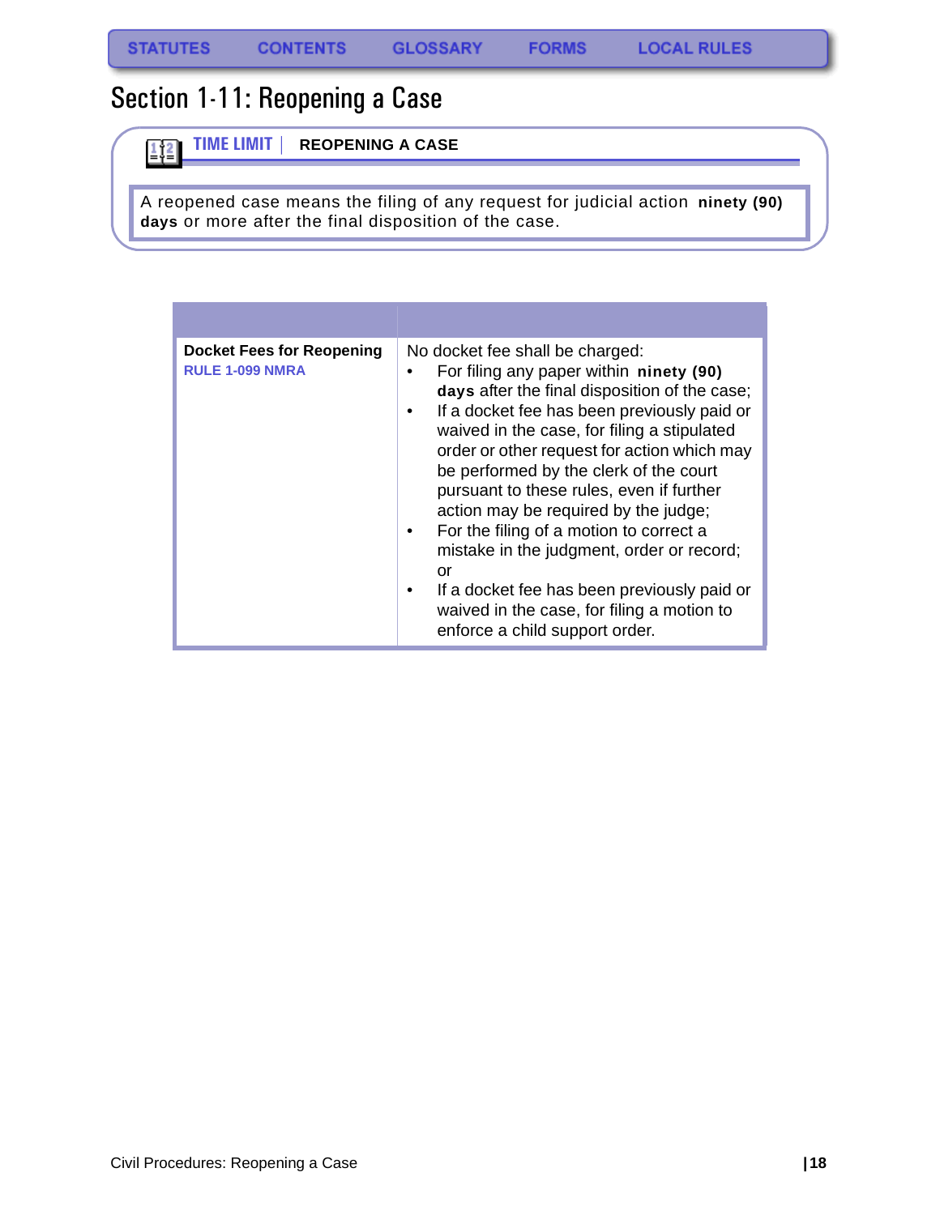# Section 1-11: Reopening a Case

**TIME LIMIT** | **REOPENING A CASE**

A reopened case means the filing of any request for judicial action **ninety (90) days** or more after the final disposition of the case.

| | |
|---|---|
| **Docket Fees for Reopening**<br>RULE 1-099 NMRA | No docket fee shall be charged:<br>• For filing any paper within **ninety (90) days** after the final disposition of the case;<br>• If a docket fee has been previously paid or waived in the case, for filing a stipulated order or other request for action which may be performed by the clerk of the court pursuant to these rules, even if further action may be required by the judge;<br>• For the filing of a motion to correct a mistake in the judgment, order or record; or<br>• If a docket fee has been previously paid or waived in the case, for filing a motion to enforce a child support order. |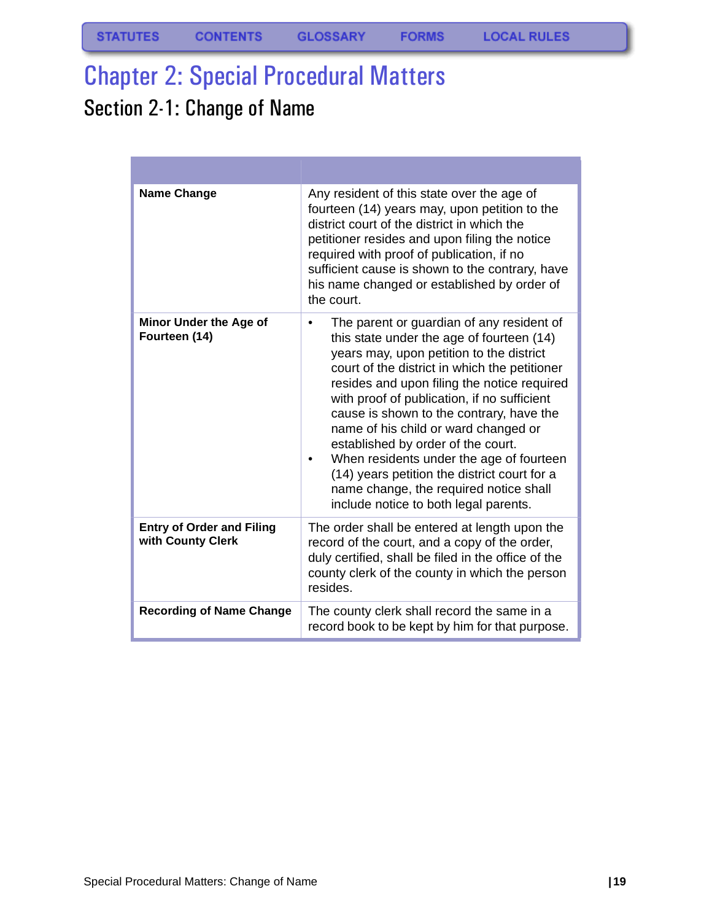# Chapter 2: Special Procedural Matters

## Section 2-1: Change of Name

| | |
|---|---|
| **Name Change** | Any resident of this state over the age of fourteen (14) years may, upon petition to the district court of the district in which the petitioner resides and upon filing the notice required with proof of publication, if no sufficient cause is shown to the contrary, have his name changed or established by order of the court. |
| **Minor Under the Age of Fourteen (14)** | • The parent or guardian of any resident of this state under the age of fourteen (14) years may, upon petition to the district court of the district in which the petitioner resides and upon filing the notice required with proof of publication, if no sufficient cause is shown to the contrary, have the name of his child or ward changed or established by order of the court.<br>• When residents under the age of fourteen (14) years petition the district court for a name change, the required notice shall include notice to both legal parents. |
| **Entry of Order and Filing with County Clerk** | The order shall be entered at length upon the record of the court, and a copy of the order, duly certified, shall be filed in the office of the county clerk of the county in which the person resides. |
| **Recording of Name Change** | The county clerk shall record the same in a record book to be kept by him for that purpose. |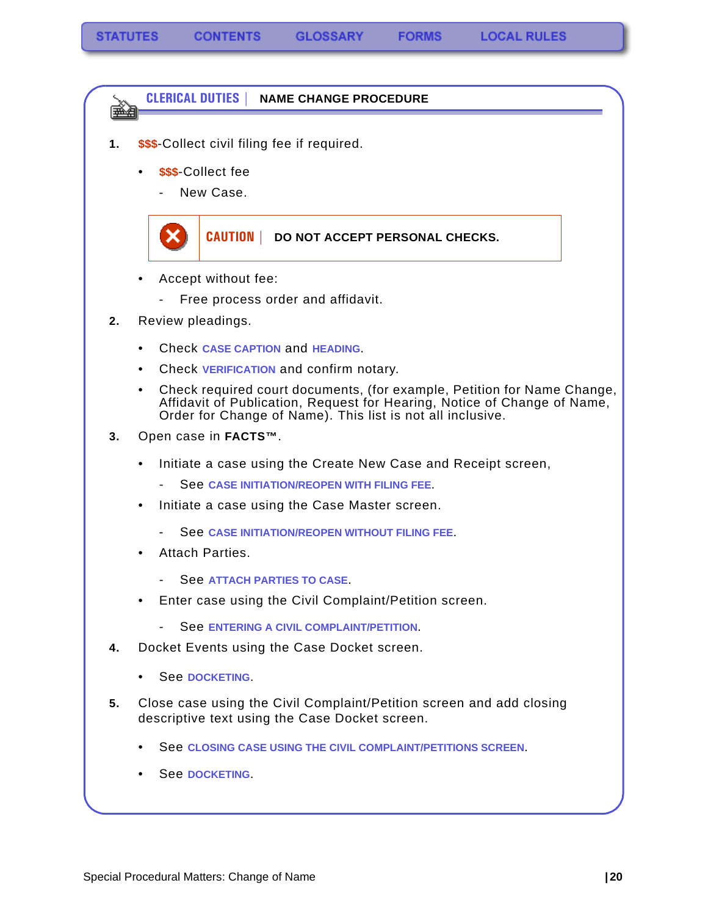## CLERICAL DUTIES | NAME CHANGE PROCEDURE

1. $$$-Collect civil filing fee if required.
   - $$$-Collect fee
     - New Case.

   > **CAUTION** | **DO NOT ACCEPT PERSONAL CHECKS.**

   - Accept without fee:
     - Free process order and affidavit.
2. Review pleadings.
   - Check CASE CAPTION and HEADING.
   - Check VERIFICATION and confirm notary.
   - Check required court documents, (for example, Petition for Name Change, Affidavit of Publication, Request for Hearing, Notice of Change of Name, Order for Change of Name). This list is not all inclusive.
3. Open case in **FACTS™**.
   - Initiate a case using the Create New Case and Receipt screen,
     - See CASE INITIATION/REOPEN WITH FILING FEE.
   - Initiate a case using the Case Master screen.
     - See CASE INITIATION/REOPEN WITHOUT FILING FEE.
   - Attach Parties.
     - See ATTACH PARTIES TO CASE.
   - Enter case using the Civil Complaint/Petition screen.
     - See ENTERING A CIVIL COMPLAINT/PETITION.
4. Docket Events using the Case Docket screen.
   - See DOCKETING.
5. Close case using the Civil Complaint/Petition screen and add closing descriptive text using the Case Docket screen.
   - See CLOSING CASE USING THE CIVIL COMPLAINT/PETITIONS SCREEN.
   - See DOCKETING.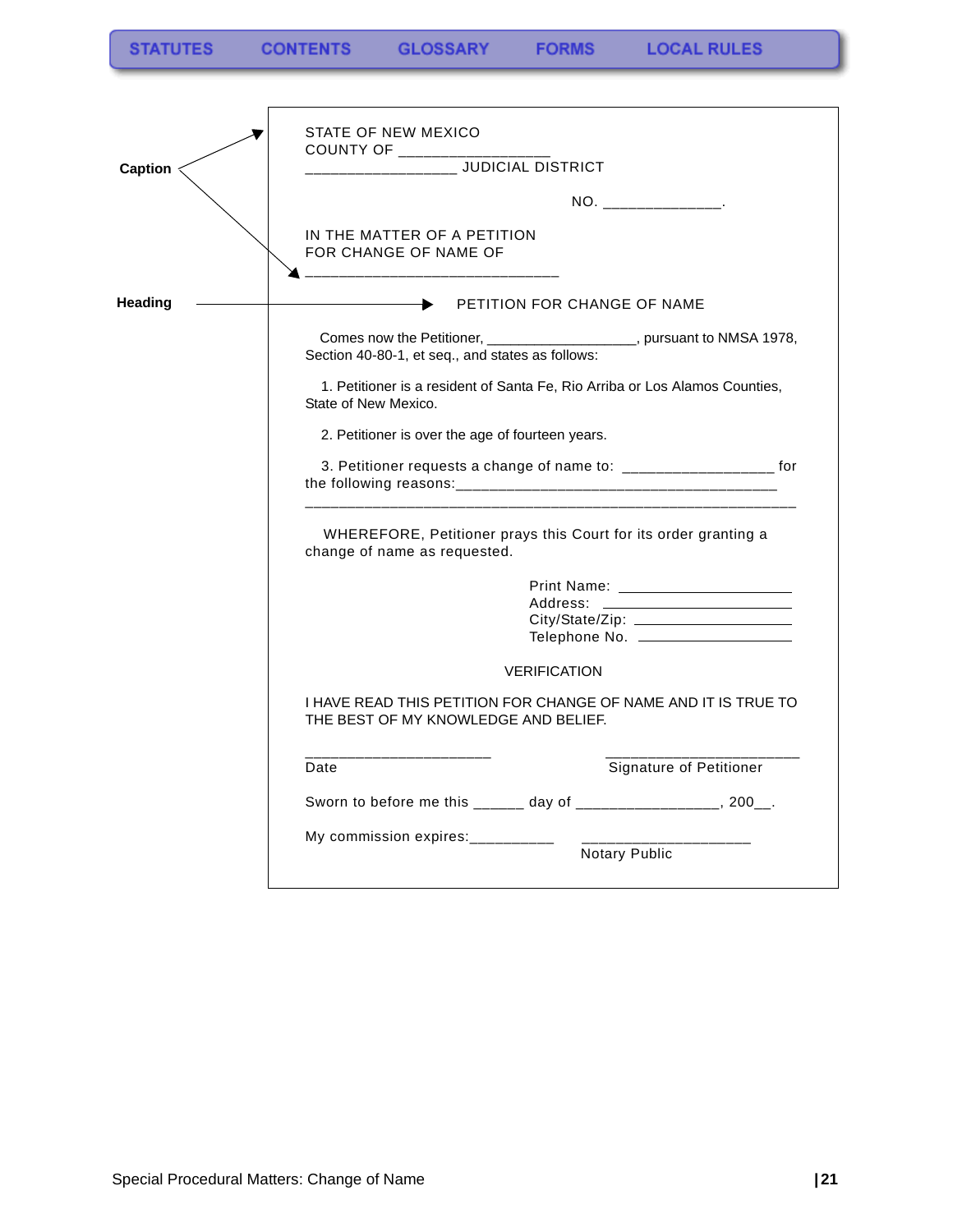STATUTES CONTENTS GLOSSARY FORMS LOCAL RULES

Caption

STATE OF NEW MEXICO
COUNTY OF _________________
_________________ JUDICIAL DISTRICT

NO. _____________.

IN THE MATTER OF A PETITION
FOR CHANGE OF NAME OF
_____________________________

Heading

PETITION FOR CHANGE OF NAME

Comes now the Petitioner, _________________, pursuant to NMSA 1978, Section 40-80-1, et seq., and states as follows:

1. Petitioner is a resident of Santa Fe, Rio Arriba or Los Alamos Counties, State of New Mexico.

2. Petitioner is over the age of fourteen years.

3. Petitioner requests a change of name to: _________________ for the following reasons:_____________________________________
_______________________________________________________

WHEREFORE, Petitioner prays this Court for its order granting a change of name as requested.

Print Name: ____________________
Address: ______________________
City/State/Zip: _________________
Telephone No. _________________

VERIFICATION

I HAVE READ THIS PETITION FOR CHANGE OF NAME AND IT IS TRUE TO THE BEST OF MY KNOWLEDGE AND BELIEF.

_____________________ _____________________
Date Signature of Petitioner

Sworn to before me this ______ day of ________________, 200__.

My commission expires:__________ ___________________
Notary Public

Special Procedural Matters: Change of Name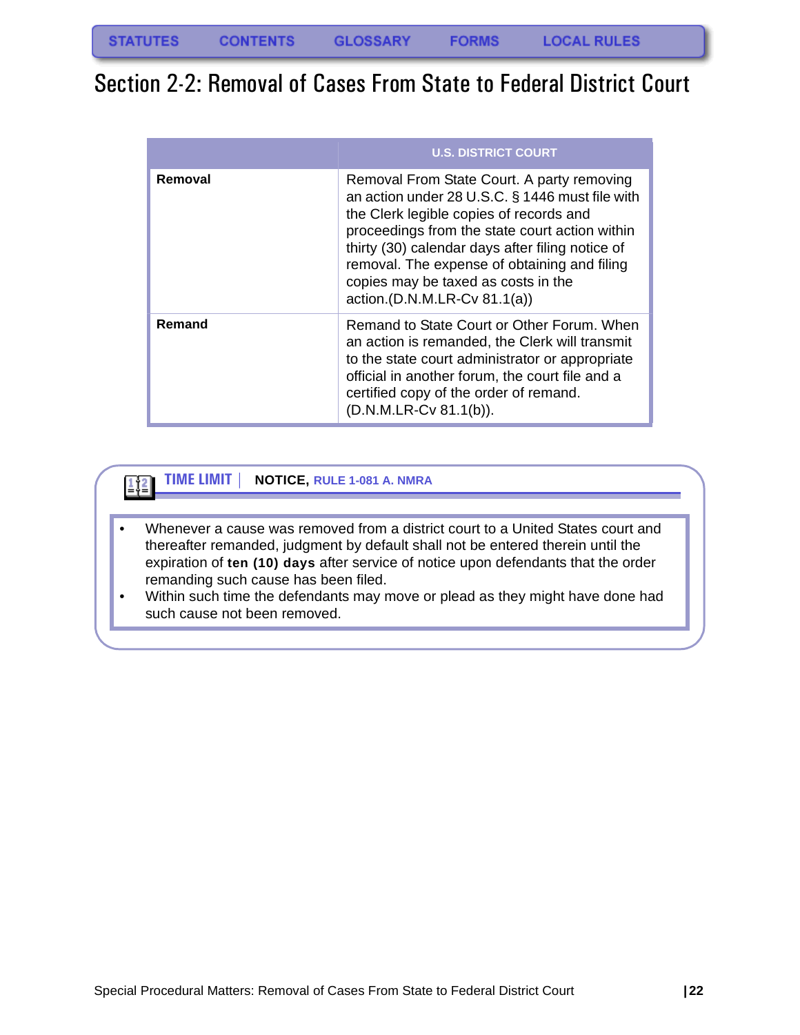# Section 2-2: Removal of Cases From State to Federal District Court

| | U.S. DISTRICT COURT |
|---|---|
| **Removal** | Removal From State Court. A party removing an action under 28 U.S.C. § 1446 must file with the Clerk legible copies of records and proceedings from the state court action within thirty (30) calendar days after filing notice of removal. The expense of obtaining and filing copies may be taxed as costs in the action.(D.N.M.LR-Cv 81.1(a)) |
| **Remand** | Remand to State Court or Other Forum. When an action is remanded, the Clerk will transmit to the state court administrator or appropriate official in another forum, the court file and a certified copy of the order of remand. (D.N.M.LR-Cv 81.1(b)). |

**TIME LIMIT** | **NOTICE,** RULE 1-081 A. NMRA

- Whenever a cause was removed from a district court to a United States court and thereafter remanded, judgment by default shall not be entered therein until the expiration of **ten (10) days** after service of notice upon defendants that the order remanding such cause has been filed.
- Within such time the defendants may move or plead as they might have done had such cause not been removed.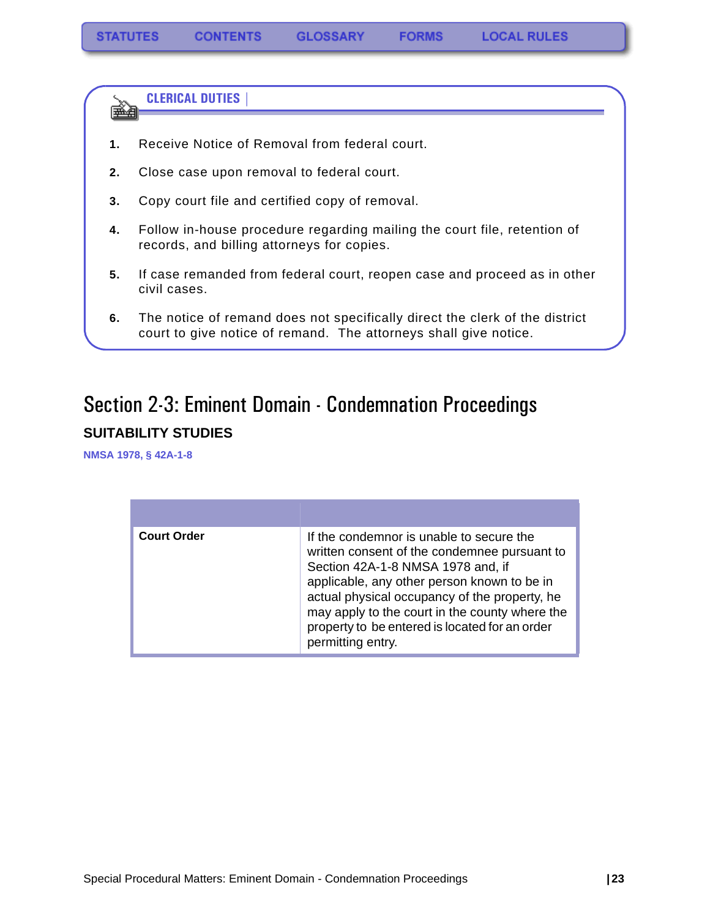### CLERICAL DUTIES

1. Receive Notice of Removal from federal court.
2. Close case upon removal to federal court.
3. Copy court file and certified copy of removal.
4. Follow in-house procedure regarding mailing the court file, retention of records, and billing attorneys for copies.
5. If case remanded from federal court, reopen case and proceed as in other civil cases.
6. The notice of remand does not specifically direct the clerk of the district court to give notice of remand. The attorneys shall give notice.

# Section 2-3: Eminent Domain - Condemnation Proceedings

## SUITABILITY STUDIES

NMSA 1978, § 42A-1-8

| | |
|---|---|
| **Court Order** | If the condemnor is unable to secure the written consent of the condemnee pursuant to Section 42A-1-8 NMSA 1978 and, if applicable, any other person known to be in actual physical occupancy of the property, he may apply to the court in the county where the property to be entered is located for an order permitting entry. |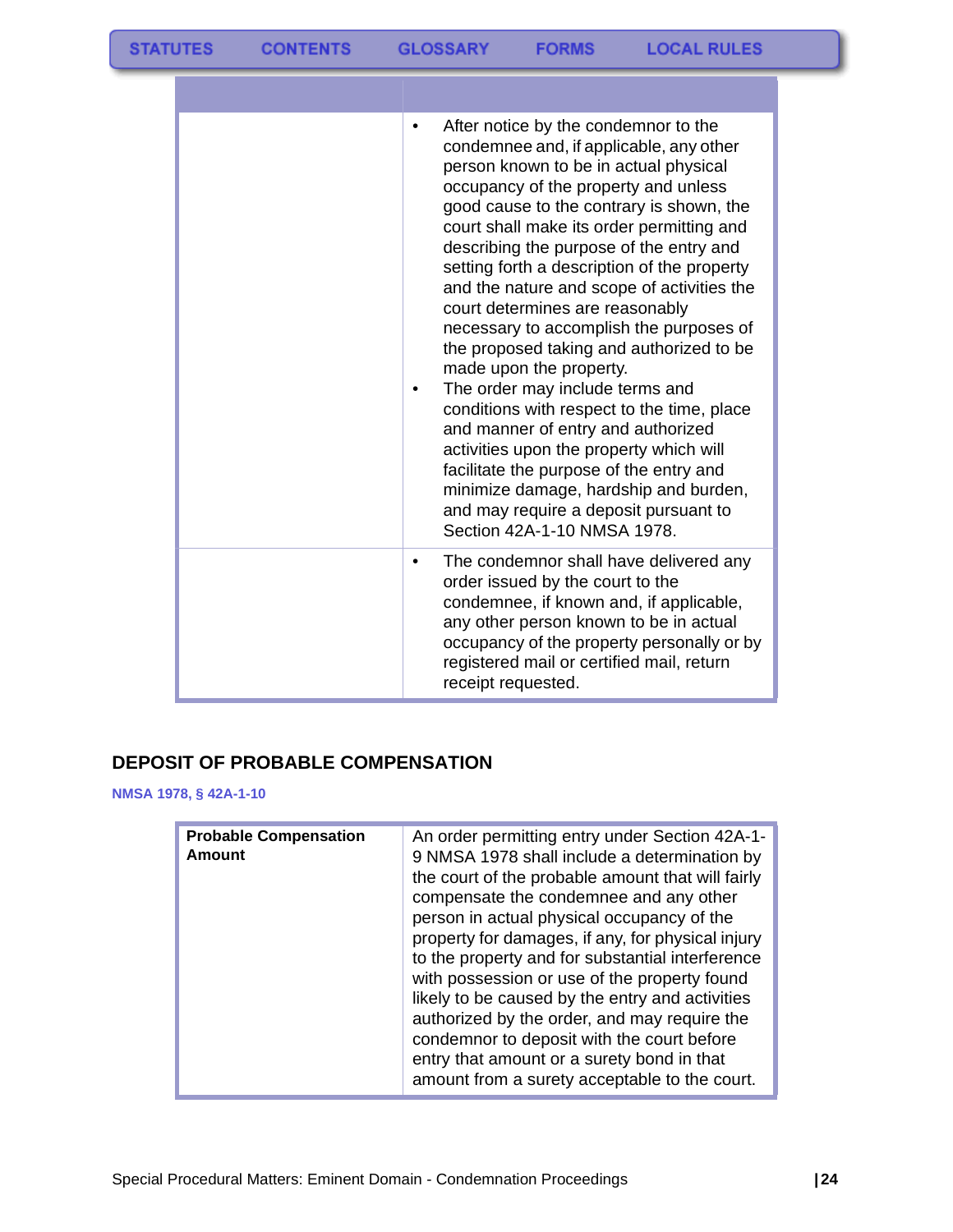| | |
|---|---|
| | • After notice by the condemnor to the condemnee and, if applicable, any other person known to be in actual physical occupancy of the property and unless good cause to the contrary is shown, the court shall make its order permitting and describing the purpose of the entry and setting forth a description of the property and the nature and scope of activities the court determines are reasonably necessary to accomplish the purposes of the proposed taking and authorized to be made upon the property.<br>• The order may include terms and conditions with respect to the time, place and manner of entry and authorized activities upon the property which will facilitate the purpose of the entry and minimize damage, hardship and burden, and may require a deposit pursuant to Section 42A-1-10 NMSA 1978. |
| | • The condemnor shall have delivered any order issued by the court to the condemnee, if known and, if applicable, any other person known to be in actual occupancy of the property personally or by registered mail or certified mail, return receipt requested. |

## DEPOSIT OF PROBABLE COMPENSATION

**NMSA 1978, § 42A-1-10**

| | |
|---|---|
| **Probable Compensation Amount** | An order permitting entry under Section 42A-1-9 NMSA 1978 shall include a determination by the court of the probable amount that will fairly compensate the condemnee and any other person in actual physical occupancy of the property for damages, if any, for physical injury to the property and for substantial interference with possession or use of the property found likely to be caused by the entry and activities authorized by the order, and may require the condemnor to deposit with the court before entry that amount or a surety bond in that amount from a surety acceptable to the court. |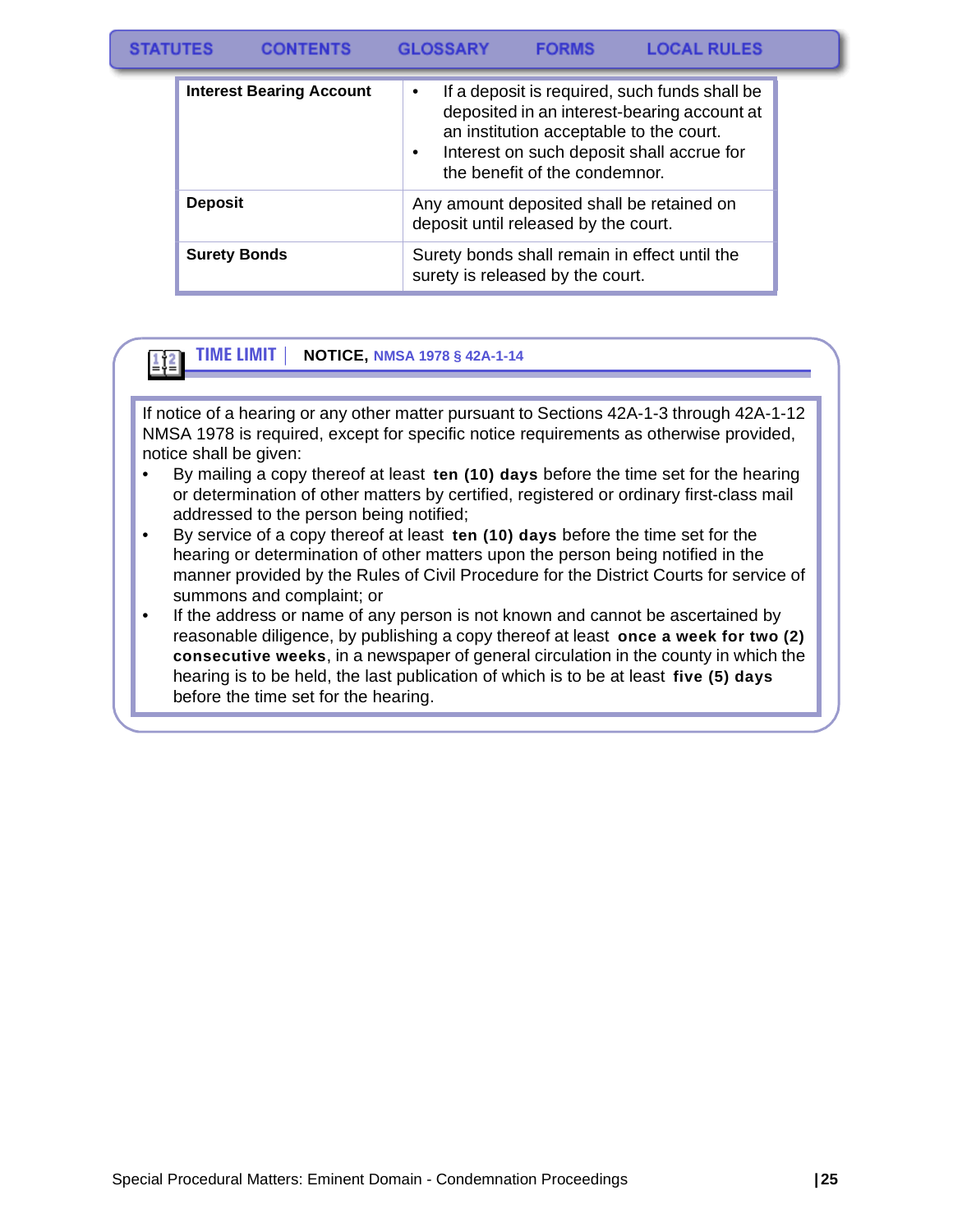| Interest Bearing Account | • If a deposit is required, such funds shall be deposited in an interest-bearing account at an institution acceptable to the court.<br>• Interest on such deposit shall accrue for the benefit of the condemnor. |
|---|---|
| **Deposit** | Any amount deposited shall be retained on deposit until released by the court. |
| **Surety Bonds** | Surety bonds shall remain in effect until the surety is released by the court. |

## TIME LIMIT | NOTICE, NMSA 1978 § 42A-1-14

If notice of a hearing or any other matter pursuant to Sections 42A-1-3 through 42A-1-12 NMSA 1978 is required, except for specific notice requirements as otherwise provided, notice shall be given:

- By mailing a copy thereof at least **ten (10) days** before the time set for the hearing or determination of other matters by certified, registered or ordinary first-class mail addressed to the person being notified;
- By service of a copy thereof at least **ten (10) days** before the time set for the hearing or determination of other matters upon the person being notified in the manner provided by the Rules of Civil Procedure for the District Courts for service of summons and complaint; or
- If the address or name of any person is not known and cannot be ascertained by reasonable diligence, by publishing a copy thereof at least **once a week for two (2) consecutive weeks**, in a newspaper of general circulation in the county in which the hearing is to be held, the last publication of which is to be at least **five (5) days** before the time set for the hearing.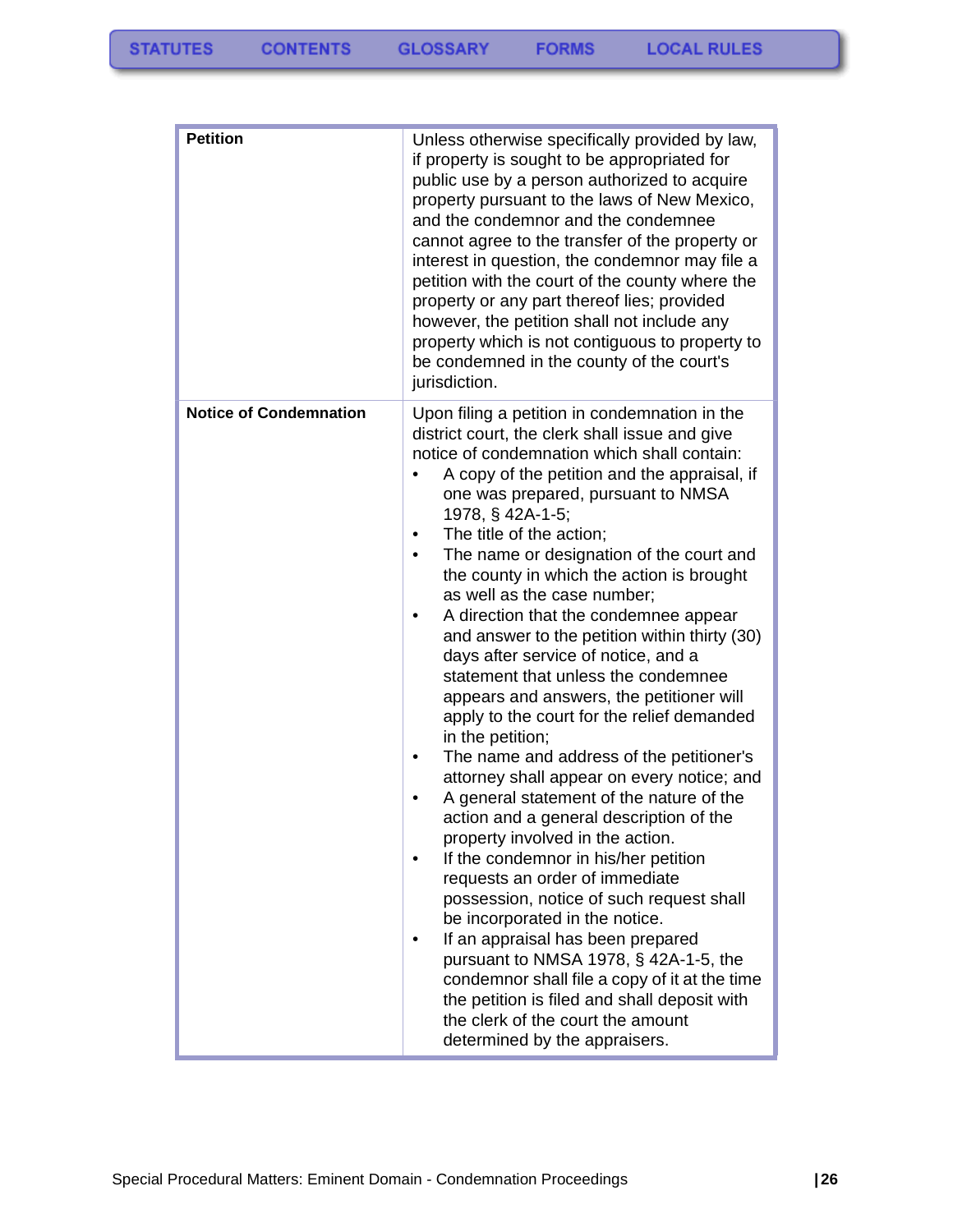| | |
|---|---|
| **Petition** | Unless otherwise specifically provided by law, if property is sought to be appropriated for public use by a person authorized to acquire property pursuant to the laws of New Mexico, and the condemnor and the condemnee cannot agree to the transfer of the property or interest in question, the condemnor may file a petition with the court of the county where the property or any part thereof lies; provided however, the petition shall not include any property which is not contiguous to property to be condemned in the county of the court's jurisdiction. |
| **Notice of Condemnation** | Upon filing a petition in condemnation in the district court, the clerk shall issue and give notice of condemnation which shall contain:<br>• A copy of the petition and the appraisal, if one was prepared, pursuant to NMSA 1978, § 42A-1-5;<br>• The title of the action;<br>• The name or designation of the court and the county in which the action is brought as well as the case number;<br>• A direction that the condemnee appear and answer to the petition within thirty (30) days after service of notice, and a statement that unless the condemnee appears and answers, the petitioner will apply to the court for the relief demanded in the petition;<br>• The name and address of the petitioner's attorney shall appear on every notice; and<br>• A general statement of the nature of the action and a general description of the property involved in the action.<br>• If the condemnor in his/her petition requests an order of immediate possession, notice of such request shall be incorporated in the notice.<br>• If an appraisal has been prepared pursuant to NMSA 1978, § 42A-1-5, the condemnor shall file a copy of it at the time the petition is filed and shall deposit with the clerk of the court the amount determined by the appraisers. |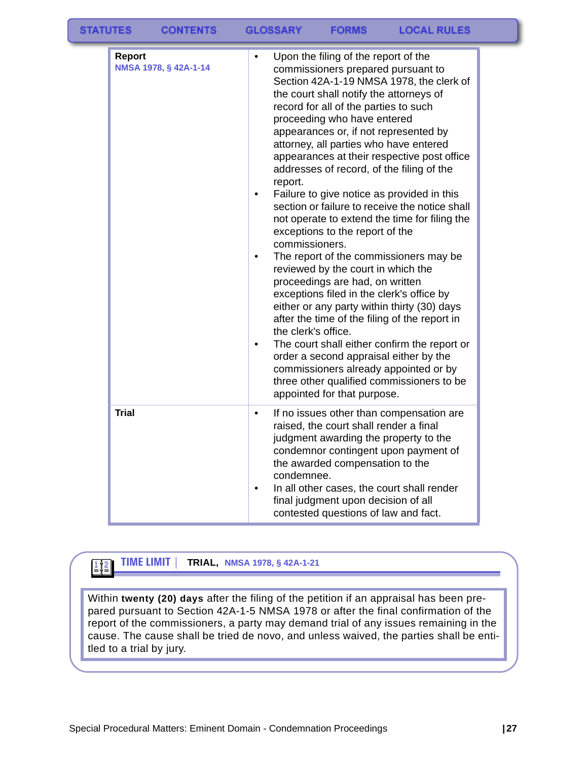| | |
|---|---|
| **Report**<br>NMSA 1978, § 42A-1-14 | • Upon the filing of the report of the commissioners prepared pursuant to Section 42A-1-19 NMSA 1978, the clerk of the court shall notify the attorneys of record for all of the parties to such proceeding who have entered appearances or, if not represented by attorney, all parties who have entered appearances at their respective post office addresses of record, of the filing of the report.<br>• Failure to give notice as provided in this section or failure to receive the notice shall not operate to extend the time for filing the exceptions to the report of the commissioners.<br>• The report of the commissioners may be reviewed by the court in which the proceedings are had, on written exceptions filed in the clerk's office by either or any party within thirty (30) days after the time of the filing of the report in the clerk's office.<br>• The court shall either confirm the report or order a second appraisal either by the commissioners already appointed or by three other qualified commissioners to be appointed for that purpose. |
| **Trial** | • If no issues other than compensation are raised, the court shall render a final judgment awarding the property to the condemnor contingent upon payment of the awarded compensation to the condemnee.<br>• In all other cases, the court shall render final judgment upon decision of all contested questions of law and fact. |

**TIME LIMIT** | **TRIAL,** NMSA 1978, § 42A-1-21

Within **twenty (20) days** after the filing of the petition if an appraisal has been prepared pursuant to Section 42A-1-5 NMSA 1978 or after the final confirmation of the report of the commissioners, a party may demand trial of any issues remaining in the cause. The cause shall be tried de novo, and unless waived, the parties shall be entitled to a trial by jury.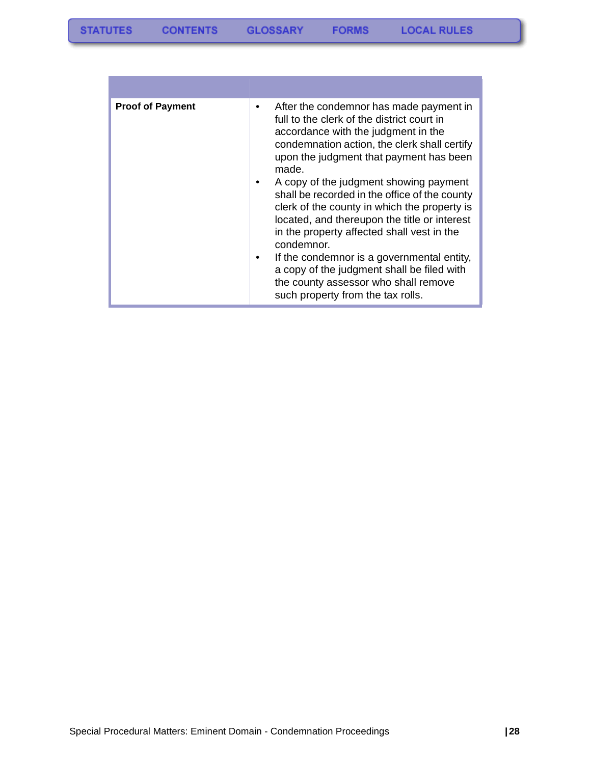| | |
|---|---|
| **Proof of Payment** | • After the condemnor has made payment in full to the clerk of the district court in accordance with the judgment in the condemnation action, the clerk shall certify upon the judgment that payment has been made.<br>• A copy of the judgment showing payment shall be recorded in the office of the county clerk of the county in which the property is located, and thereupon the title or interest in the property affected shall vest in the condemnor.<br>• If the condemnor is a governmental entity, a copy of the judgment shall be filed with the county assessor who shall remove such property from the tax rolls. |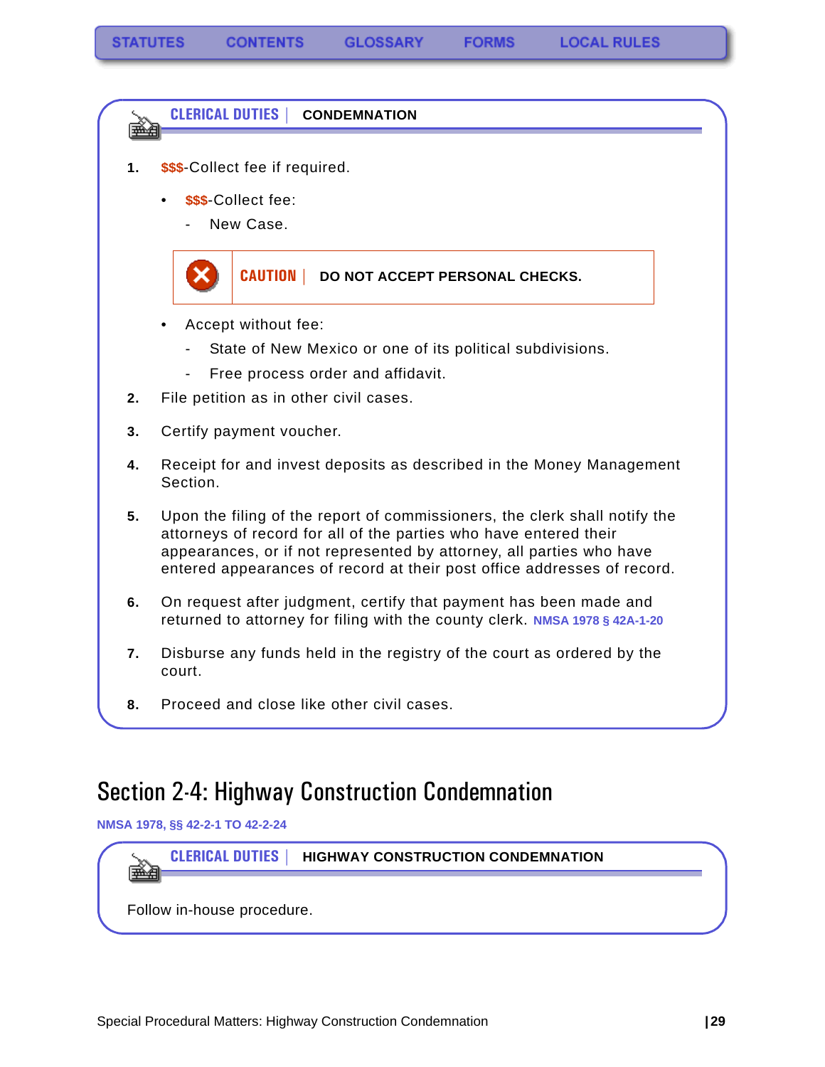**CLERICAL DUTIES | CONDEMNATION**

1. **$$$**-Collect fee if required.
   - **$$$**-Collect fee:
     - New Case.

   **CAUTION | DO NOT ACCEPT PERSONAL CHECKS.**

   - Accept without fee:
     - State of New Mexico or one of its political subdivisions.
     - Free process order and affidavit.
2. File petition as in other civil cases.
3. Certify payment voucher.
4. Receipt for and invest deposits as described in the Money Management Section.
5. Upon the filing of the report of commissioners, the clerk shall notify the attorneys of record for all of the parties who have entered their appearances, or if not represented by attorney, all parties who have entered appearances of record at their post office addresses of record.
6. On request after judgment, certify that payment has been made and returned to attorney for filing with the county clerk. NMSA 1978 § 42A-1-20
7. Disburse any funds held in the registry of the court as ordered by the court.
8. Proceed and close like other civil cases.

# Section 2-4: Highway Construction Condemnation

NMSA 1978, §§ 42-2-1 TO 42-2-24

**CLERICAL DUTIES | HIGHWAY CONSTRUCTION CONDEMNATION**

Follow in-house procedure.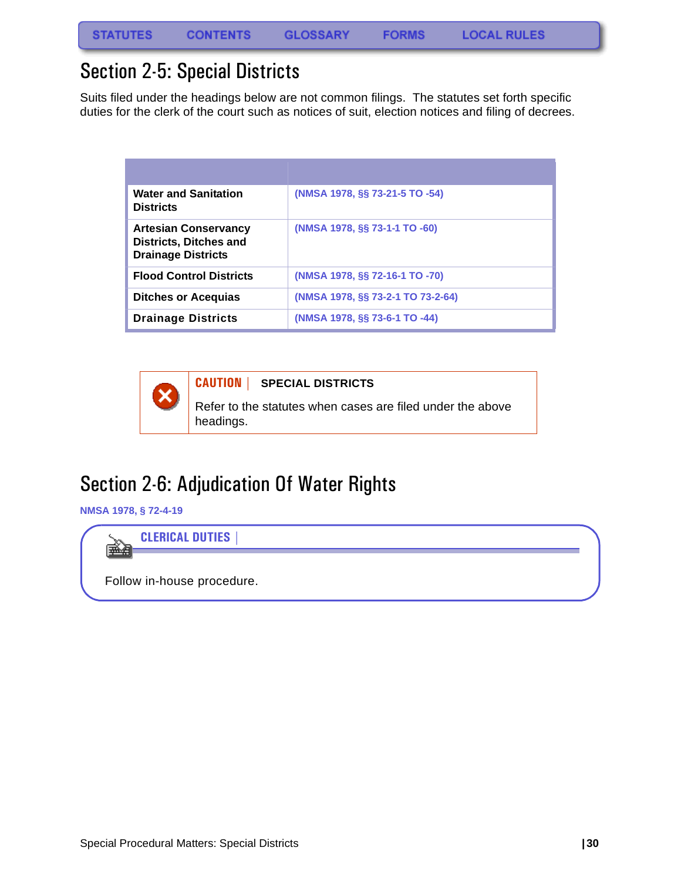# Section 2-5: Special Districts

Suits filed under the headings below are not common filings. The statutes set forth specific duties for the clerk of the court such as notices of suit, election notices and filing of decrees.

| | |
|---|---|
| **Water and Sanitation Districts** | **(NMSA 1978, §§ 73-21-5 TO -54)** |
| **Artesian Conservancy Districts, Ditches and Drainage Districts** | **(NMSA 1978, §§ 73-1-1 TO -60)** |
| **Flood Control Districts** | **(NMSA 1978, §§ 72-16-1 TO -70)** |
| **Ditches or Acequias** | **(NMSA 1978, §§ 73-2-1 TO 73-2-64)** |
| **Drainage Districts** | **(NMSA 1978, §§ 73-6-1 TO -44)** |

**CAUTION** | **SPECIAL DISTRICTS**

Refer to the statutes when cases are filed under the above headings.

# Section 2-6: Adjudication Of Water Rights

**NMSA 1978, § 72-4-19**

**CLERICAL DUTIES**

Follow in-house procedure.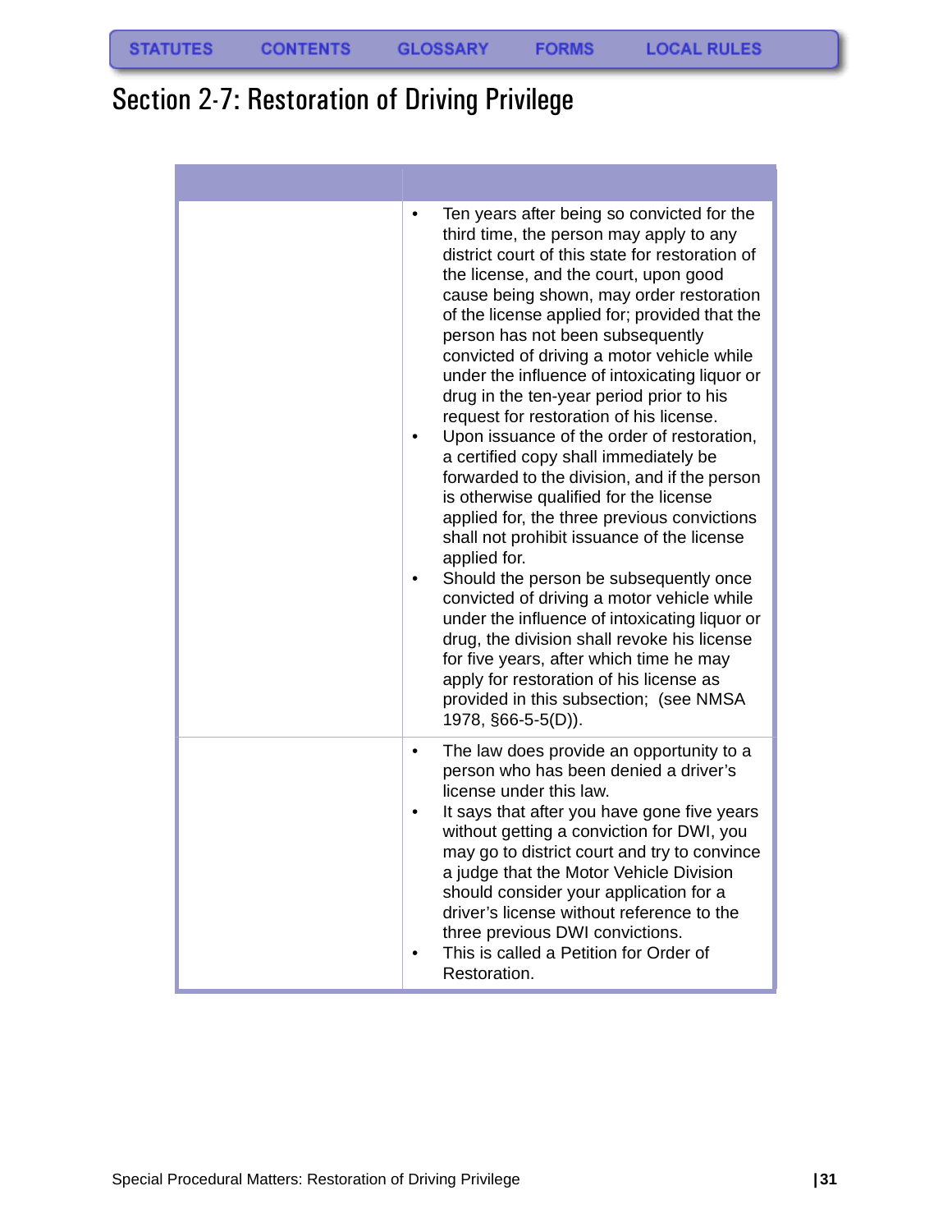# Section 2-7: Restoration of Driving Privilege

| | |
|---|---|
| | • Ten years after being so convicted for the third time, the person may apply to any district court of this state for restoration of the license, and the court, upon good cause being shown, may order restoration of the license applied for; provided that the person has not been subsequently convicted of driving a motor vehicle while under the influence of intoxicating liquor or drug in the ten-year period prior to his request for restoration of his license.<br>• Upon issuance of the order of restoration, a certified copy shall immediately be forwarded to the division, and if the person is otherwise qualified for the license applied for, the three previous convictions shall not prohibit issuance of the license applied for.<br>• Should the person be subsequently once convicted of driving a motor vehicle while under the influence of intoxicating liquor or drug, the division shall revoke his license for five years, after which time he may apply for restoration of his license as provided in this subsection; (see NMSA 1978, §66-5-5(D)). |
| | • The law does provide an opportunity to a person who has been denied a driver's license under this law.<br>• It says that after you have gone five years without getting a conviction for DWI, you may go to district court and try to convince a judge that the Motor Vehicle Division should consider your application for a driver's license without reference to the three previous DWI convictions.<br>• This is called a Petition for Order of Restoration. |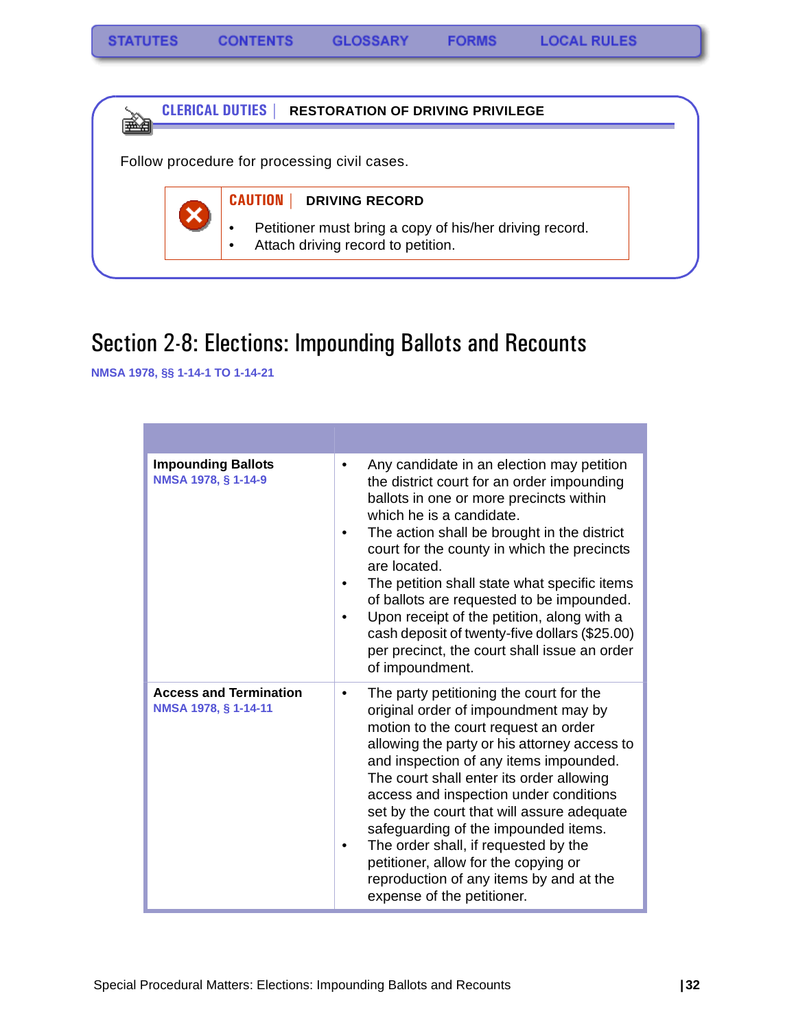STATUTES CONTENTS GLOSSARY FORMS LOCAL RULES

**CLERICAL DUTIES | RESTORATION OF DRIVING PRIVILEGE**

Follow procedure for processing civil cases.

> **CAUTION | DRIVING RECORD**
>
> - Petitioner must bring a copy of his/her driving record.
> - Attach driving record to petition.

# Section 2-8: Elections: Impounding Ballots and Recounts

NMSA 1978, §§ 1-14-1 TO 1-14-21

| | |
|---|---|
| **Impounding Ballots**<br>NMSA 1978, § 1-14-9 | • Any candidate in an election may petition the district court for an order impounding ballots in one or more precincts within which he is a candidate.<br>• The action shall be brought in the district court for the county in which the precincts are located.<br>• The petition shall state what specific items of ballots are requested to be impounded.<br>• Upon receipt of the petition, along with a cash deposit of twenty-five dollars ($25.00) per precinct, the court shall issue an order of impoundment. |
| **Access and Termination**<br>NMSA 1978, § 1-14-11 | • The party petitioning the court for the original order of impoundment may by motion to the court request an order allowing the party or his attorney access to and inspection of any items impounded. The court shall enter its order allowing access and inspection under conditions set by the court that will assure adequate safeguarding of the impounded items.<br>• The order shall, if requested by the petitioner, allow for the copying or reproduction of any items by and at the expense of the petitioner. |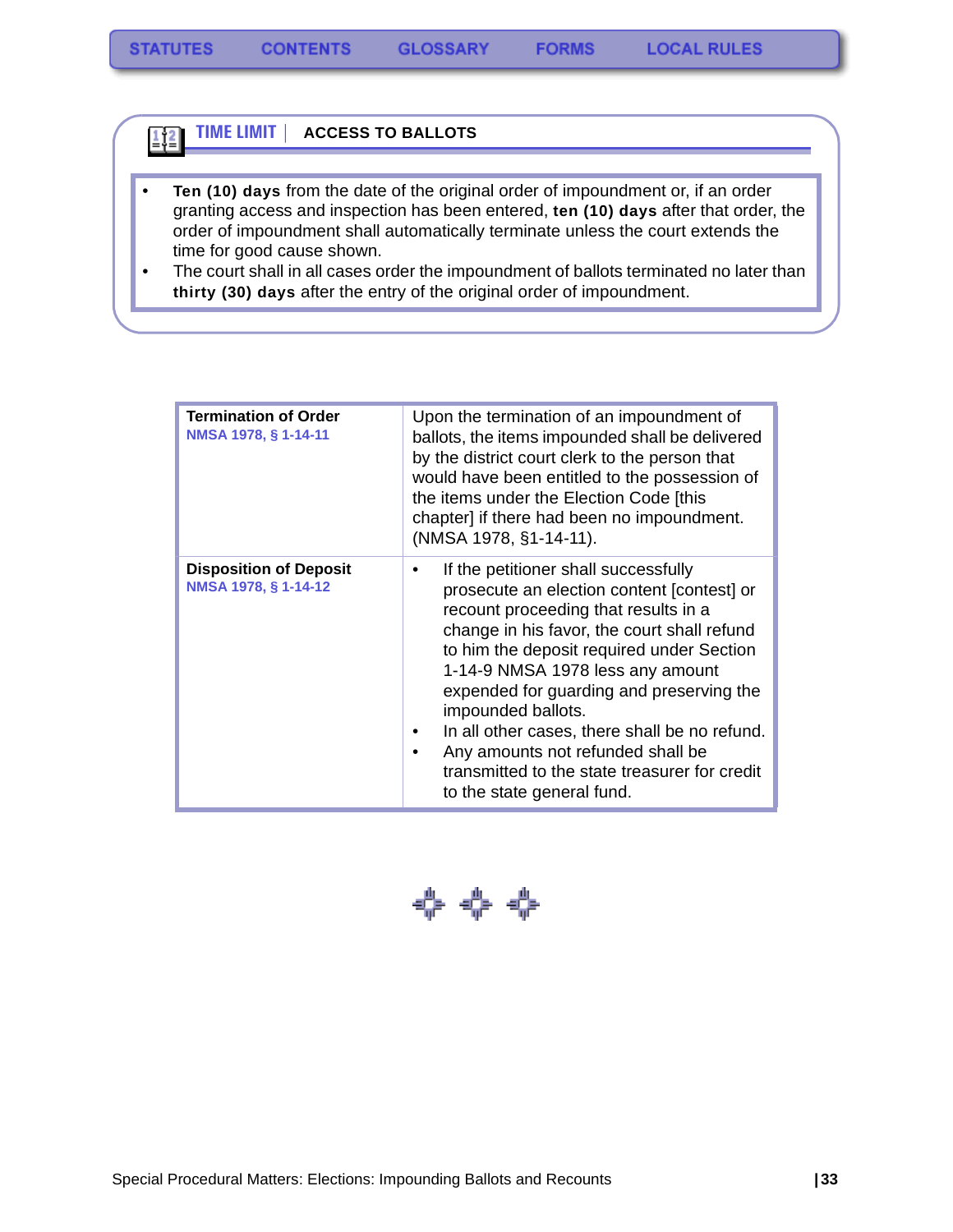## TIME LIMIT | ACCESS TO BALLOTS

- **Ten (10) days** from the date of the original order of impoundment or, if an order granting access and inspection has been entered, **ten (10) days** after that order, the order of impoundment shall automatically terminate unless the court extends the time for good cause shown.
- The court shall in all cases order the impoundment of ballots terminated no later than **thirty (30) days** after the entry of the original order of impoundment.

| | |
|---|---|
| **Termination of Order**<br>NMSA 1978, § 1-14-11 | Upon the termination of an impoundment of ballots, the items impounded shall be delivered by the district court clerk to the person that would have been entitled to the possession of the items under the Election Code [this chapter] if there had been no impoundment. (NMSA 1978, §1-14-11). |
| **Disposition of Deposit**<br>NMSA 1978, § 1-14-12 | • If the petitioner shall successfully prosecute an election content [contest] or recount proceeding that results in a change in his favor, the court shall refund to him the deposit required under Section 1-14-9 NMSA 1978 less any amount expended for guarding and preserving the impounded ballots.<br>• In all other cases, there shall be no refund.<br>• Any amounts not refunded shall be transmitted to the state treasurer for credit to the state general fund. |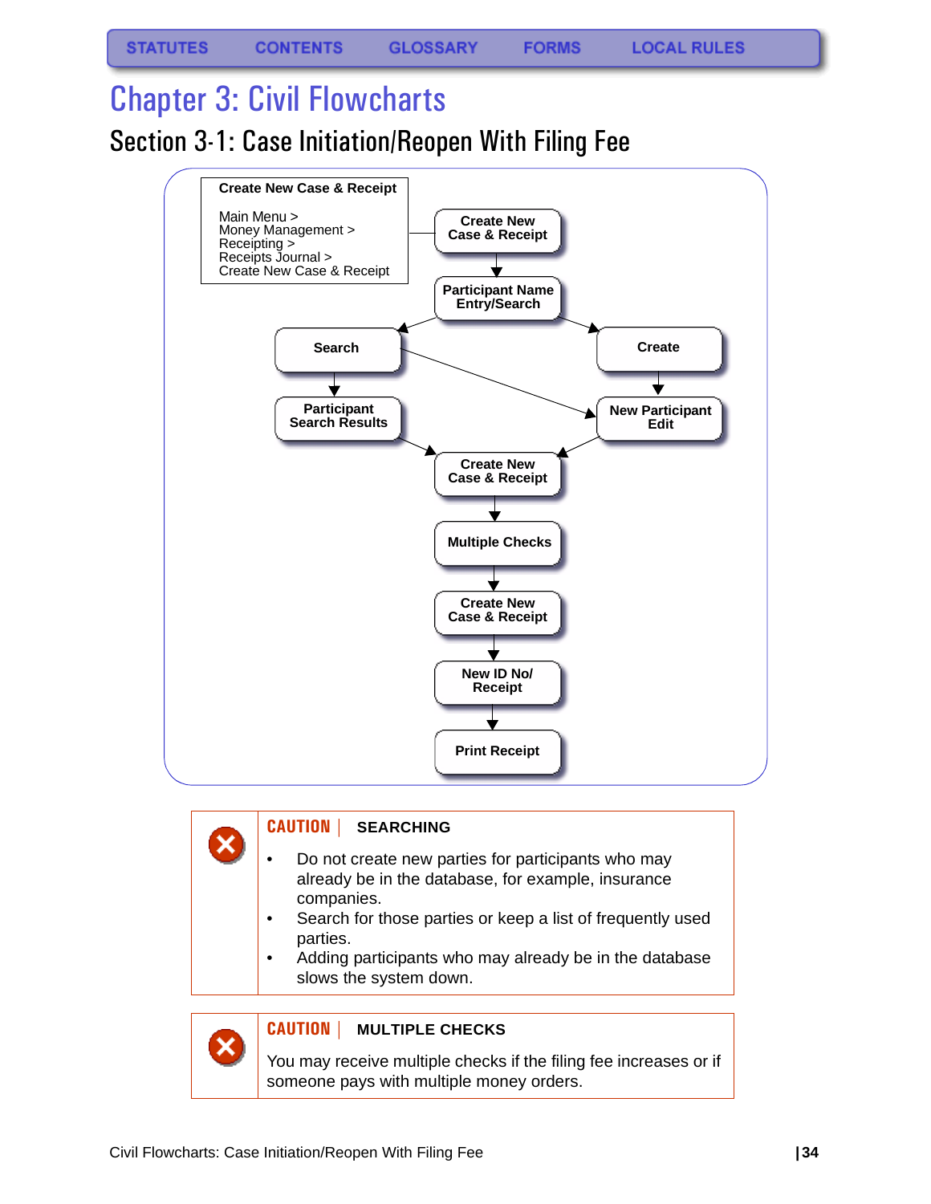STATUTES CONTENTS GLOSSARY FORMS LOCAL RULES

# Chapter 3: Civil Flowcharts

## Section 3-1: Case Initiation/Reopen With Filing Fee

**Create New Case & Receipt**

Main Menu >
Money Management >
Receipting >
Receipts Journal >
Create New Case & Receipt

Create New Case & Receipt → Participant Name Entry/Search

Participant Name Entry/Search → Search → Participant Search Results → Create New Case & Receipt

Search → New Participant Edit

Participant Name Entry/Search → Create → New Participant Edit → Create New Case & Receipt

Create New Case & Receipt → Multiple Checks → Create New Case & Receipt → New ID No/ Receipt → Print Receipt

| | |
|---|---|
| | **CAUTION \| SEARCHING** |
| | • Do not create new parties for participants who may already be in the database, for example, insurance companies.<br>• Search for those parties or keep a list of frequently used parties.<br>• Adding participants who may already be in the database slows the system down. |

| | |
|---|---|
| | **CAUTION \| MULTIPLE CHECKS** |
| | You may receive multiple checks if the filing fee increases or if someone pays with multiple money orders. |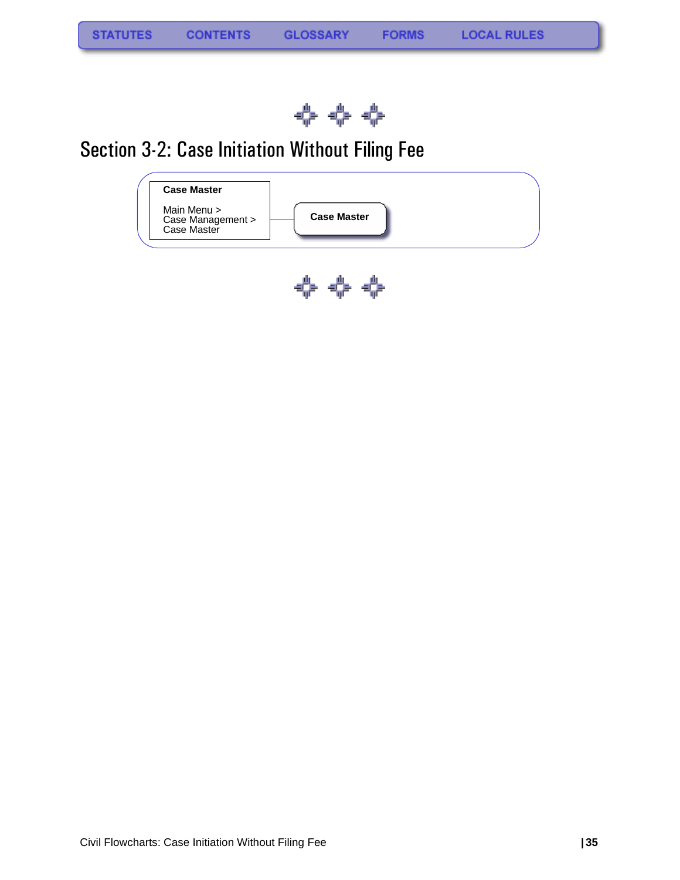STATUTES CONTENTS GLOSSARY FORMS LOCAL RULES

# Section 3-2: Case Initiation Without Filing Fee

**Case Master**

Main Menu >
Case Management >
Case Master

**Case Master**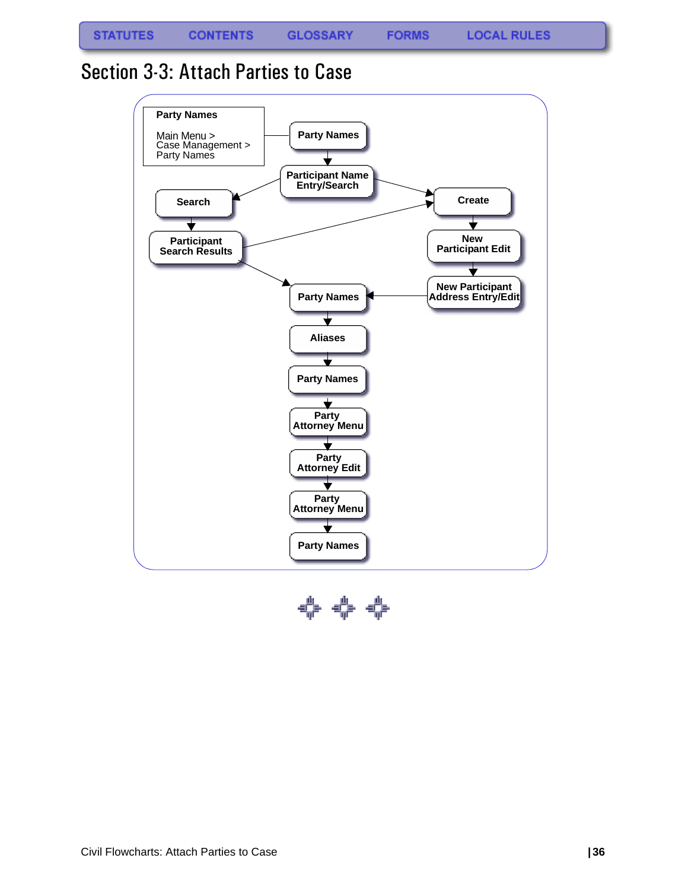STATUTES CONTENTS GLOSSARY FORMS LOCAL RULES

# Section 3-3: Attach Parties to Case

**Party Names**

Main Menu >
Case Management >
Party Names

- Party Names → Participant Name Entry/Search
- Participant Name Entry/Search → Search
- Participant Name Entry/Search → Create
- Search → Participant Search Results
- Participant Search Results → Create
- Participant Search Results → Party Names
- Create → New Participant Edit → New Participant Address Entry/Edit → Party Names
- Party Names → Aliases → Party Names → Party Attorney Menu → Party Attorney Edit → Party Attorney Menu → Party Names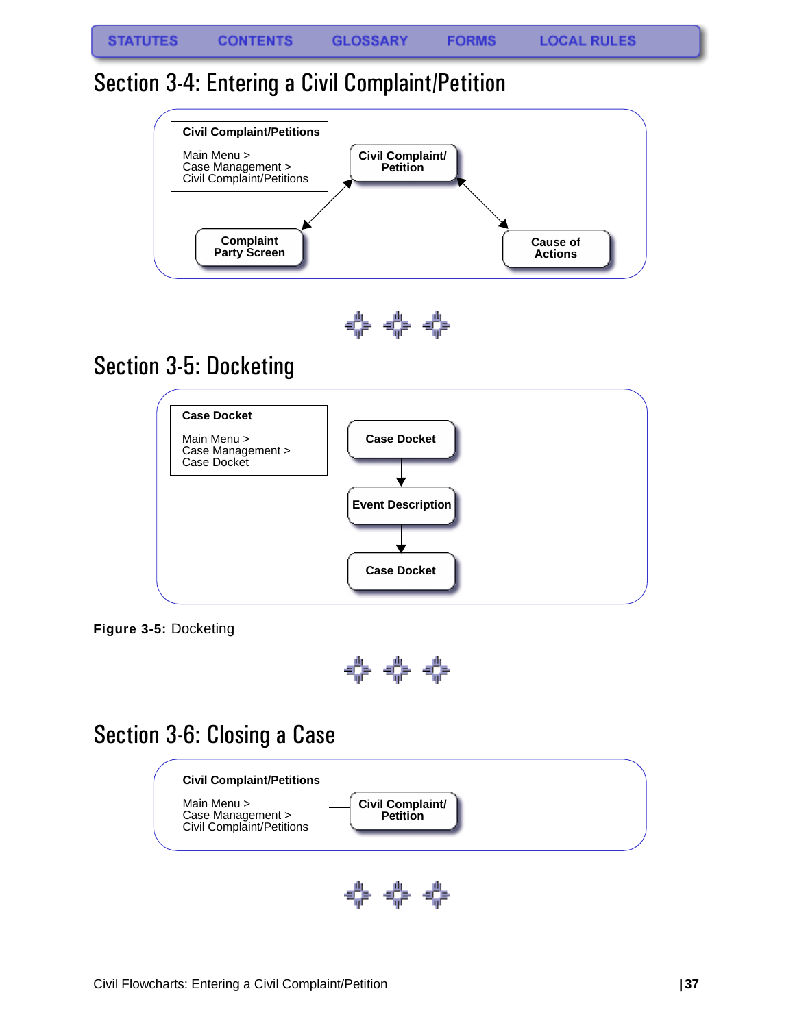STATUTES CONTENTS GLOSSARY FORMS LOCAL RULES

# Section 3-4: Entering a Civil Complaint/Petition

**Civil Complaint/Petitions**

Main Menu >
Case Management >
Civil Complaint/Petitions

**Civil Complaint/ Petition**

**Complaint Party Screen**

**Cause of Actions**

# Section 3-5: Docketing

**Case Docket**

Main Menu >
Case Management >
Case Docket

**Case Docket**

**Event Description**

**Case Docket**

**Figure 3-5:** Docketing

# Section 3-6: Closing a Case

**Civil Complaint/Petitions**

Main Menu >
Case Management >
Civil Complaint/Petitions

**Civil Complaint/ Petition**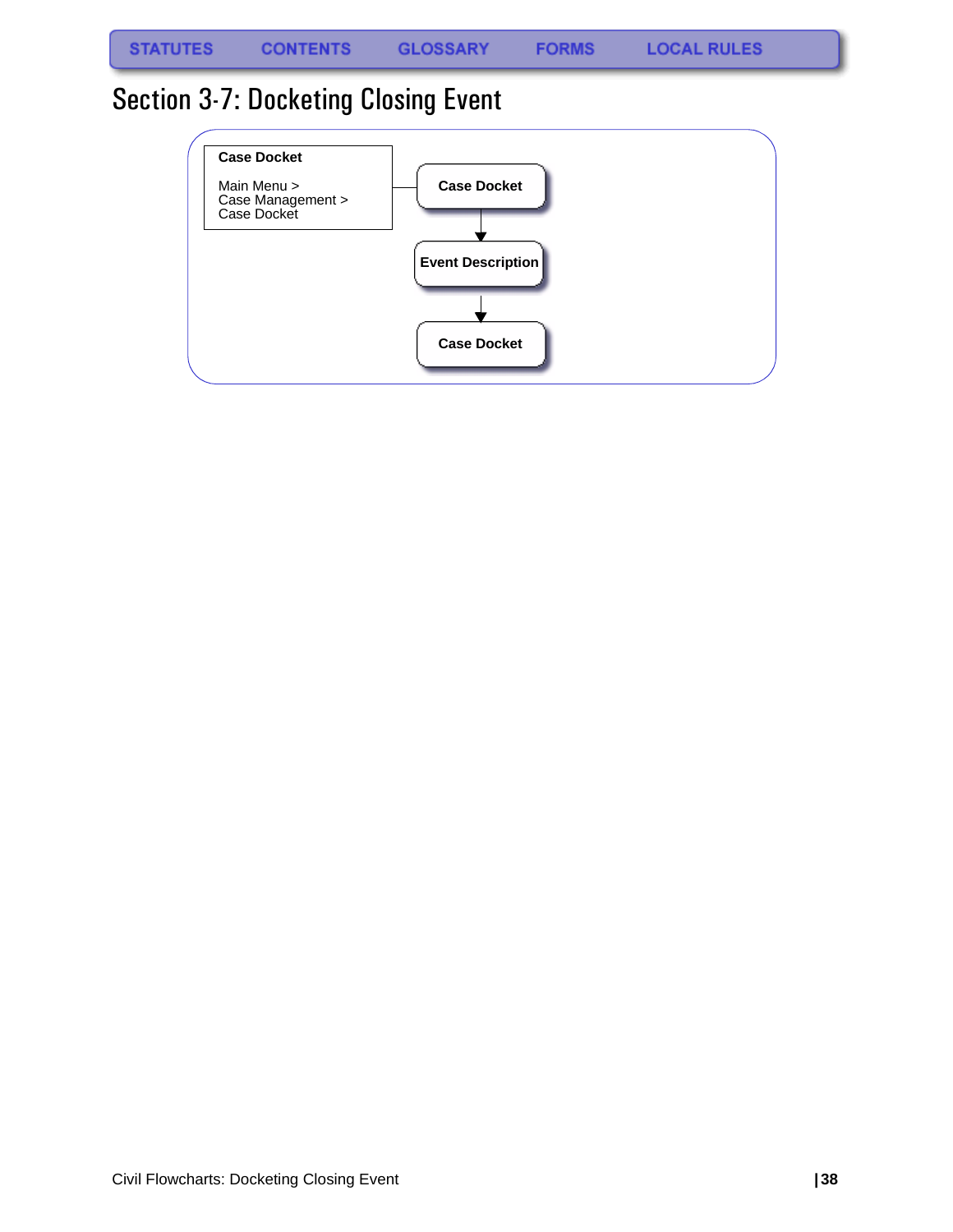STATUTES CONTENTS GLOSSARY FORMS LOCAL RULES

# Section 3-7: Docketing Closing Event

**Case Docket**

Main Menu >
Case Management >
Case Docket

**Case Docket**

↓

**Event Description**

↓

**Case Docket**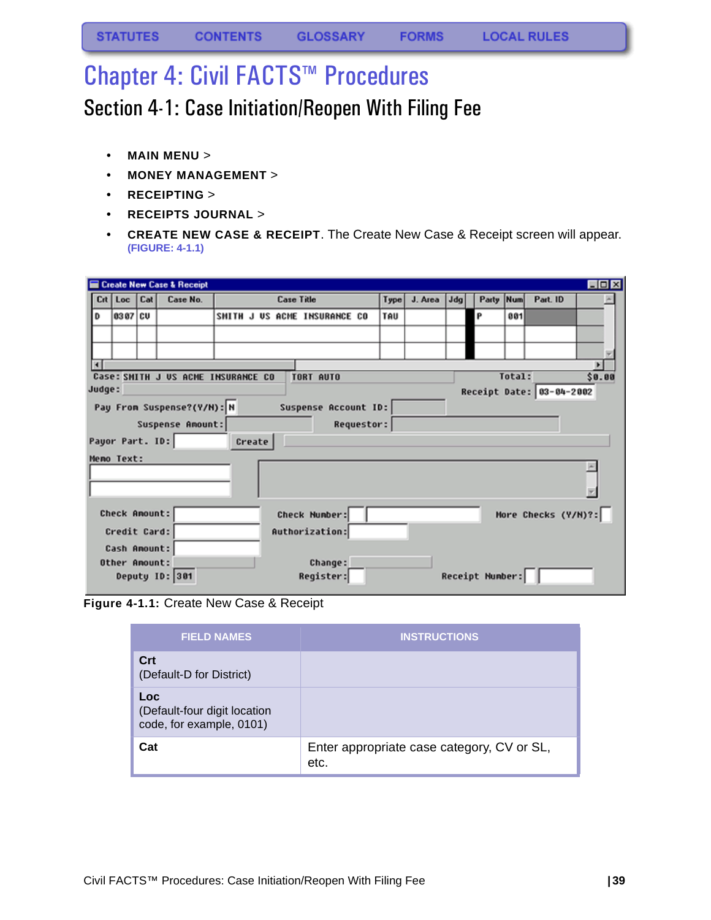STATUTES CONTENTS GLOSSARY FORMS LOCAL RULES

# Chapter 4: Civil FACTS™ Procedures

## Section 4-1: Case Initiation/Reopen With Filing Fee

- **MAIN MENU** >
- **MONEY MANAGEMENT** >
- **RECEIPTING** >
- **RECEIPTS JOURNAL** >
- **CREATE NEW CASE & RECEIPT**. The Create New Case & Receipt screen will appear. (FIGURE: 4-1.1)

**Figure 4-1.1:** Create New Case & Receipt

| FIELD NAMES | INSTRUCTIONS |
|---|---|
| **Crt**<br>(Default-D for District) | |
| **Loc**<br>(Default-four digit location code, for example, 0101) | |
| **Cat** | Enter appropriate case category, CV or SL, etc. |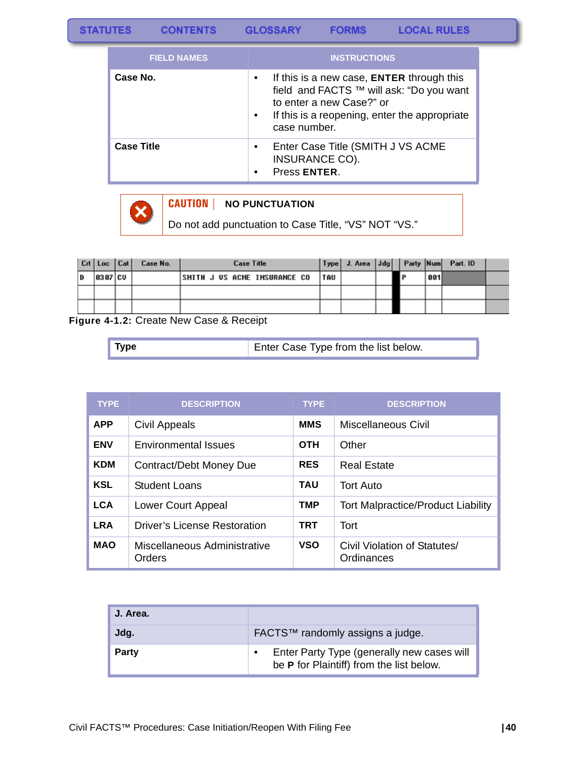| FIELD NAMES | INSTRUCTIONS |
|---|---|
| **Case No.** | • If this is a new case, **ENTER** through this field and FACTS ™ will ask: "Do you want to enter a new Case?" or<br>• If this is a reopening, enter the appropriate case number. |
| **Case Title** | • Enter Case Title (SMITH J VS ACME INSURANCE CO).<br>• Press **ENTER**. |

**CAUTION** | **NO PUNCTUATION**

Do not add punctuation to Case Title, "VS" NOT "VS."

| Crt | Loc | Cat | Case No. | Case Title | Type | J. Area | Jdg | | Party | Num | Part. ID |
|---|---|---|---|---|---|---|---|---|---|---|---|
| D | 0307 | CV | | SMITH J VS ACME INSURANCE CO | TAU | | | | P | 001 | |
| | | | | | | | | | | | |
| | | | | | | | | | | | |

**Figure 4-1.2:** Create New Case & Receipt

| | |
|---|---|
| **Type** | Enter Case Type from the list below. |

| TYPE | DESCRIPTION | TYPE | DESCRIPTION |
|---|---|---|---|
| **APP** | Civil Appeals | **MMS** | Miscellaneous Civil |
| **ENV** | Environmental Issues | **OTH** | Other |
| **KDM** | Contract/Debt Money Due | **RES** | Real Estate |
| **KSL** | Student Loans | **TAU** | Tort Auto |
| **LCA** | Lower Court Appeal | **TMP** | Tort Malpractice/Product Liability |
| **LRA** | Driver's License Restoration | **TRT** | Tort |
| **MAO** | Miscellaneous Administrative Orders | **VSO** | Civil Violation of Statutes/ Ordinances |

| | |
|---|---|
| **J. Area.** | |
| **Jdg.** | FACTS™ randomly assigns a judge. |
| **Party** | • Enter Party Type (generally new cases will be **P** for Plaintiff) from the list below. |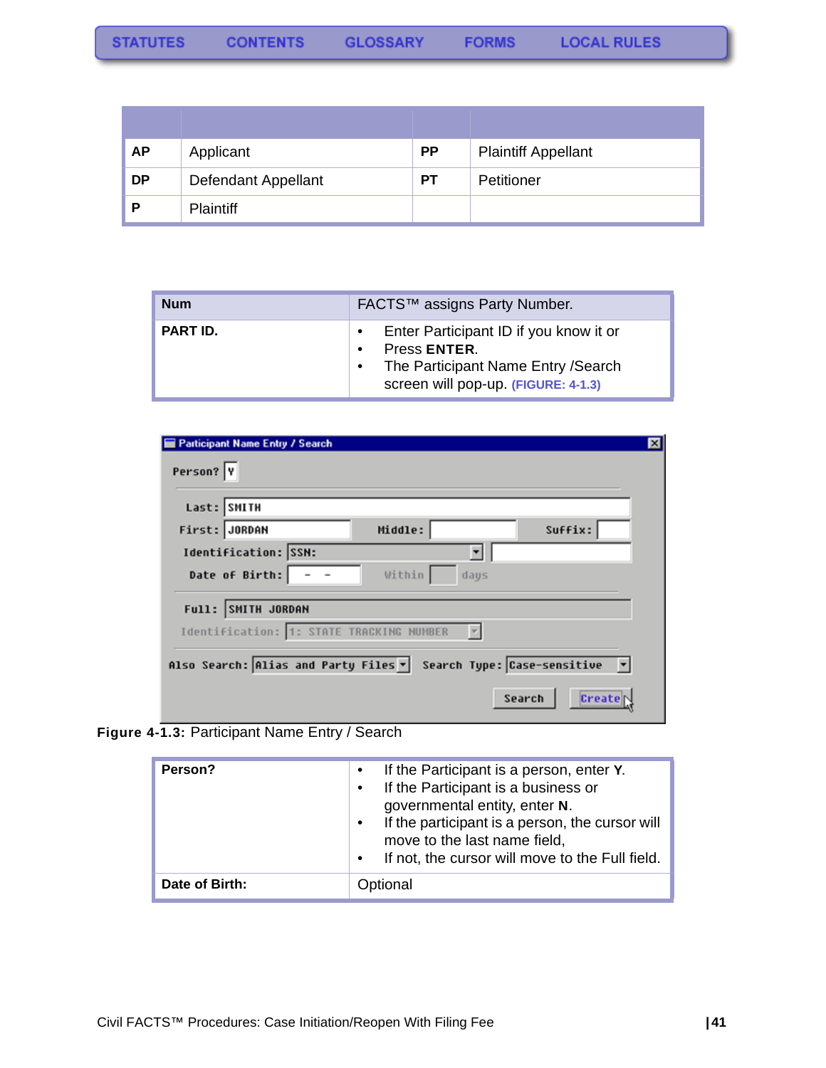| | | | |
|---|---|---|---|
| **AP** | Applicant | **PP** | Plaintiff Appellant |
| **DP** | Defendant Appellant | **PT** | Petitioner |
| **P** | Plaintiff | | |

| | |
|---|---|
| **Num** | FACTS™ assigns Party Number. |
| **PART ID.** | • Enter Participant ID if you know it or<br>• Press **ENTER**.<br>• The Participant Name Entry /Search screen will pop-up. **(FIGURE: 4-1.3)** |

**Figure 4-1.3:** Participant Name Entry / Search

| | |
|---|---|
| **Person?** | • If the Participant is a person, enter **Y**.<br>• If the Participant is a business or governmental entity, enter **N**.<br>• If the participant is a person, the cursor will move to the last name field,<br>• If not, the cursor will move to the Full field. |
| **Date of Birth:** | Optional |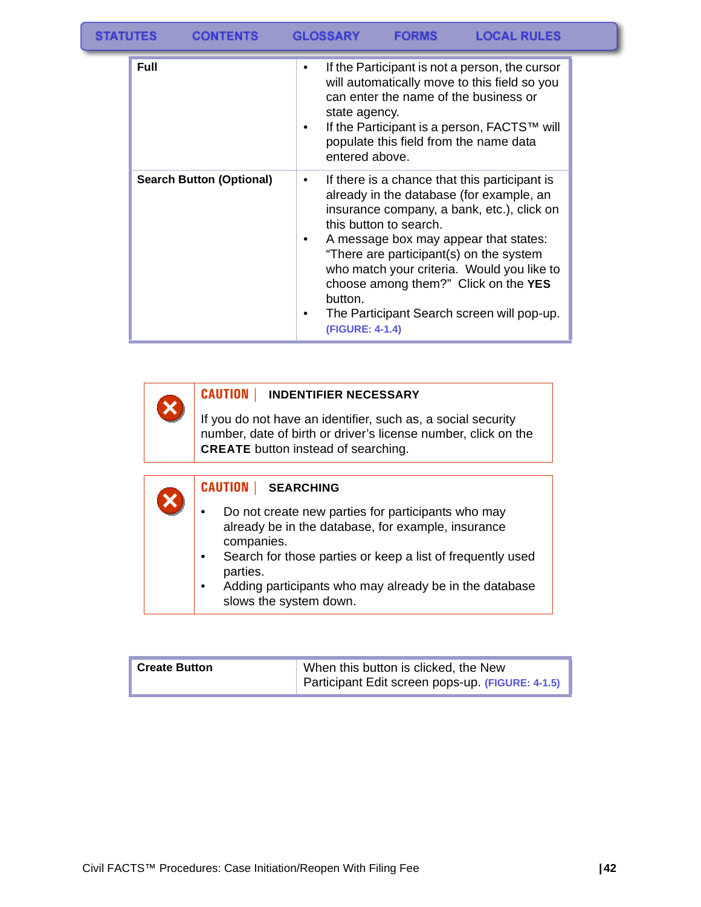| Full | • If the Participant is not a person, the cursor will automatically move to this field so you can enter the name of the business or state agency.<br>• If the Participant is a person, FACTS™ will populate this field from the name data entered above. |
|---|---|
| **Search Button (Optional)** | • If there is a chance that this participant is already in the database (for example, an insurance company, a bank, etc.), click on this button to search.<br>• A message box may appear that states: "There are participant(s) on the system who match your criteria. Would you like to choose among them?" Click on the **YES** button.<br>• The Participant Search screen will pop-up. **(FIGURE: 4-1.4)** |

**CAUTION | INDENTIFIER NECESSARY**

If you do not have an identifier, such as, a social security number, date of birth or driver's license number, click on the **CREATE** button instead of searching.

**CAUTION | SEARCHING**

- Do not create new parties for participants who may already be in the database, for example, insurance companies.
- Search for those parties or keep a list of frequently used parties.
- Adding participants who may already be in the database slows the system down.

| Create Button | When this button is clicked, the New Participant Edit screen pops-up. **(FIGURE: 4-1.5)** |
|---|---|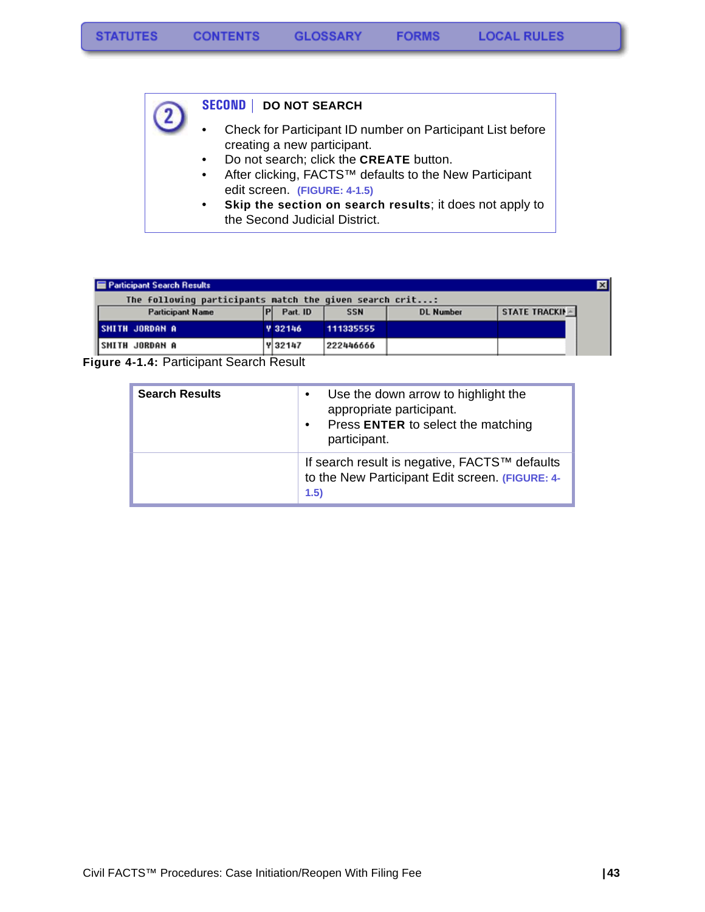## SECOND | DO NOT SEARCH

- Check for Participant ID number on Participant List before creating a new participant.
- Do not search; click the **CREATE** button.
- After clicking, FACTS™ defaults to the New Participant edit screen. (FIGURE: 4-1.5)
- **Skip the section on search results**; it does not apply to the Second Judicial District.

| Participant Name | P | Part. ID | SSN | DL Number | STATE TRACKIN |
|---|---|---|---|---|---|
| SMITH JORDAN A | Y | 32146 | 111335555 | | |
| SMITH JORDAN A | Y | 32147 | 222446666 | | |

**Figure 4-1.4:** Participant Search Result

| Search Results | |
|---|---|
| **Search Results** | • Use the down arrow to highlight the appropriate participant.<br>• Press **ENTER** to select the matching participant. |
| | If search result is negative, FACTS™ defaults to the New Participant Edit screen. (FIGURE: 4-1.5) |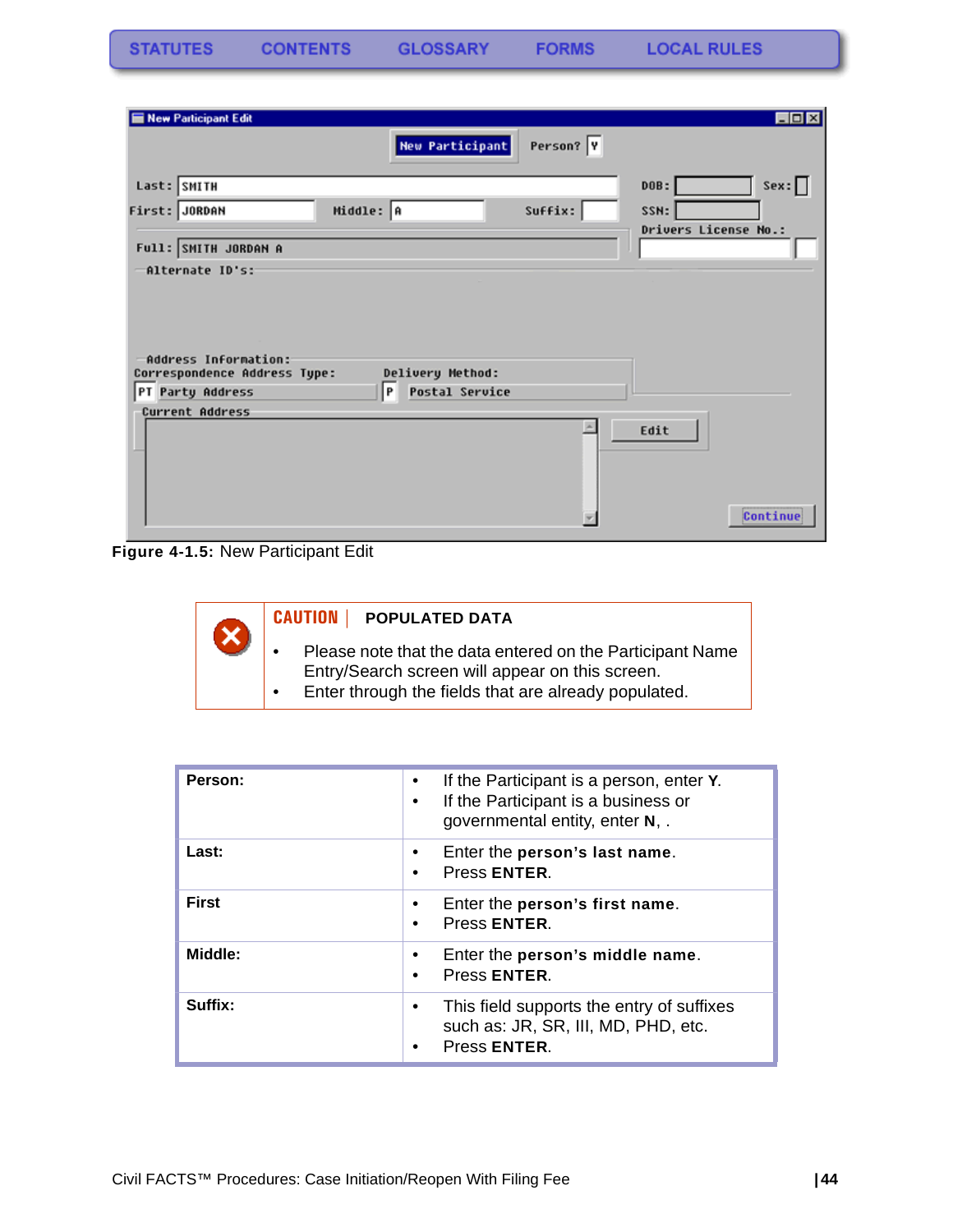STATUTES CONTENTS GLOSSARY FORMS LOCAL RULES

**Figure 4-1.5:** New Participant Edit

**CAUTION** | **POPULATED DATA**

- Please note that the data entered on the Participant Name Entry/Search screen will appear on this screen.
- Enter through the fields that are already populated.

| | |
|---|---|
| **Person:** | • If the Participant is a person, enter **Y**.<br>• If the Participant is a business or governmental entity, enter **N**, . |
| **Last:** | • Enter the **person's last name**.<br>• Press **ENTER**. |
| **First** | • Enter the **person's first name**.<br>• Press **ENTER**. |
| **Middle:** | • Enter the **person's middle name**.<br>• Press **ENTER**. |
| **Suffix:** | • This field supports the entry of suffixes such as: JR, SR, III, MD, PHD, etc.<br>• Press **ENTER**. |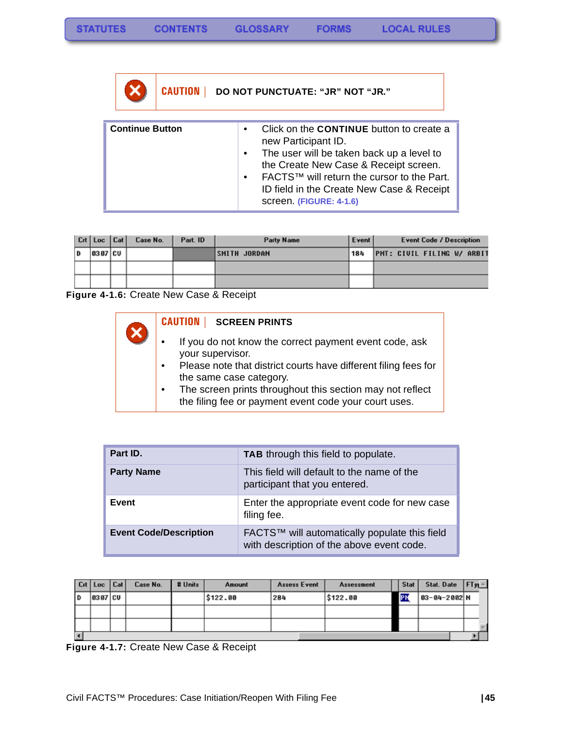STATUTES CONTENTS GLOSSARY FORMS LOCAL RULES

**CAUTION** | **DO NOT PUNCTUATE: "JR" NOT "JR."**

| Continue Button | |
|---|---|
| | • Click on the **CONTINUE** button to create a new Participant ID.<br>• The user will be taken back up a level to the Create New Case & Receipt screen.<br>• FACTS™ will return the cursor to the Part. ID field in the Create New Case & Receipt screen. **(FIGURE: 4-1.6)** |

| Crt | Loc | Cat | Case No. | Part. ID | Party Name | Event | Event Code / Description |
|---|---|---|---|---|---|---|---|
| D | 0307 | CV | | | SMITH JORDAN | 184 | PMT: CIVIL FILING W/ ARBIT |
| | | | | | | | |
| | | | | | | | |

**Figure 4-1.6:** Create New Case & Receipt

**CAUTION** | **SCREEN PRINTS**

- If you do not know the correct payment event code, ask your supervisor.
- Please note that district courts have different filing fees for the same case category.
- The screen prints throughout this section may not reflect the filing fee or payment event code your court uses.

| Part ID. | **TAB** through this field to populate. |
|---|---|
| **Party Name** | This field will default to the name of the participant that you entered. |
| **Event** | Enter the appropriate event code for new case filing fee. |
| **Event Code/Description** | FACTS™ will automatically populate this field with description of the above event code. |

| Crt | Loc | Cat | Case No. | # Units | Amount | Assess Event | Assessment | Stat | Stat. Date | FTy |
|---|---|---|---|---|---|---|---|---|---|---|
| D | 0307 | CV | | | $122.00 | 284 | $122.00 | PN | 03-04-2002 | N |
| | | | | | | | | | | |
| | | | | | | | | | | |

**Figure 4-1.7:** Create New Case & Receipt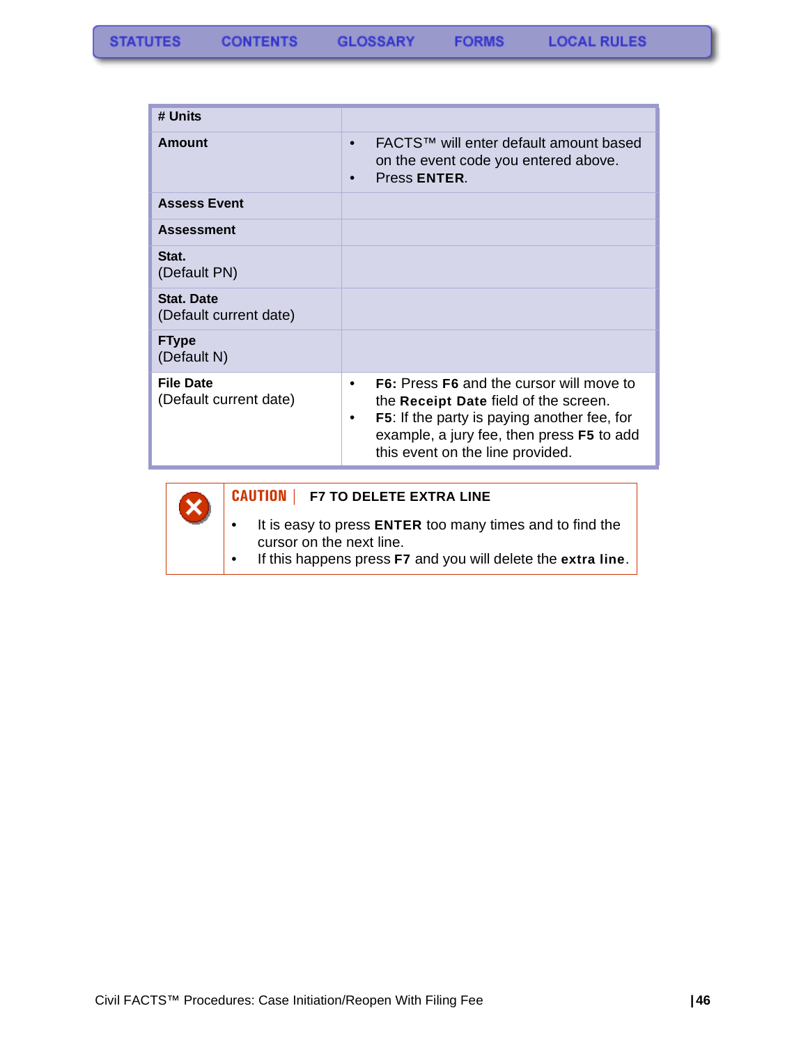| **# Units** | |
|---|---|
| **Amount** | • FACTS™ will enter default amount based on the event code you entered above.<br>• Press **ENTER**. |
| **Assess Event** | |
| **Assessment** | |
| **Stat.**<br>(Default PN) | |
| **Stat. Date**<br>(Default current date) | |
| **FType**<br>(Default N) | |
| **File Date**<br>(Default current date) | • **F6:** Press **F6** and the cursor will move to the **Receipt Date** field of the screen.<br>• **F5**: If the party is paying another fee, for example, a jury fee, then press **F5** to add this event on the line provided. |

**CAUTION | F7 TO DELETE EXTRA LINE**

- It is easy to press **ENTER** too many times and to find the cursor on the next line.
- If this happens press **F7** and you will delete the **extra line**.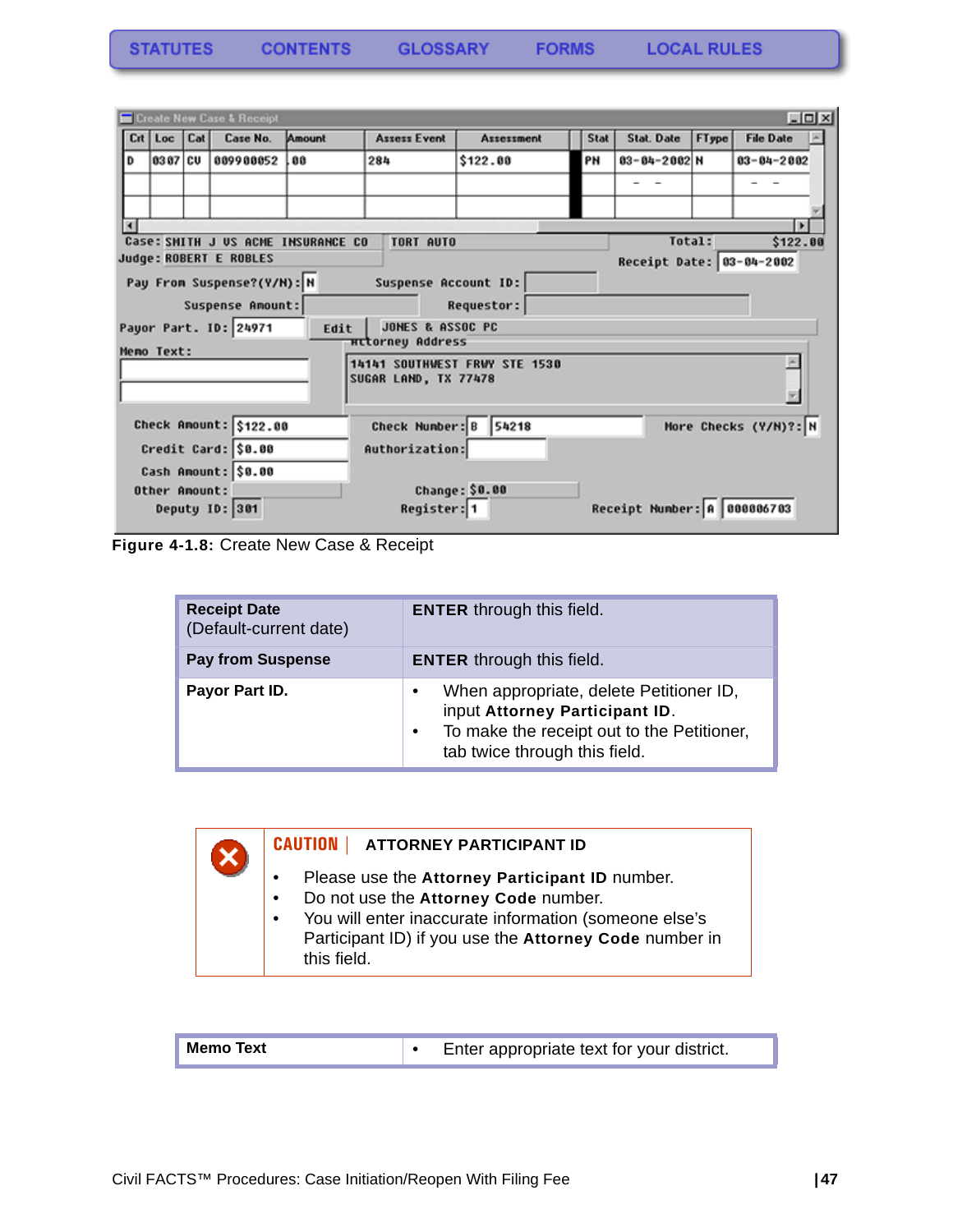STATUTES CONTENTS GLOSSARY FORMS LOCAL RULES

**Figure 4-1.8:** Create New Case & Receipt

| **Receipt Date** (Default-current date) | **ENTER** through this field. |
|---|---|
| **Pay from Suspense** | **ENTER** through this field. |
| **Payor Part ID.** | • When appropriate, delete Petitioner ID, input **Attorney Participant ID**. • To make the receipt out to the Petitioner, tab twice through this field. |

**CAUTION** | **ATTORNEY PARTICIPANT ID**

- Please use the **Attorney Participant ID** number.
- Do not use the **Attorney Code** number.
- You will enter inaccurate information (someone else's Participant ID) if you use the **Attorney Code** number in this field.

| **Memo Text** | • Enter appropriate text for your district. |
|---|---|

Civil FACTS™ Procedures: Case Initiation/Reopen With Filing Fee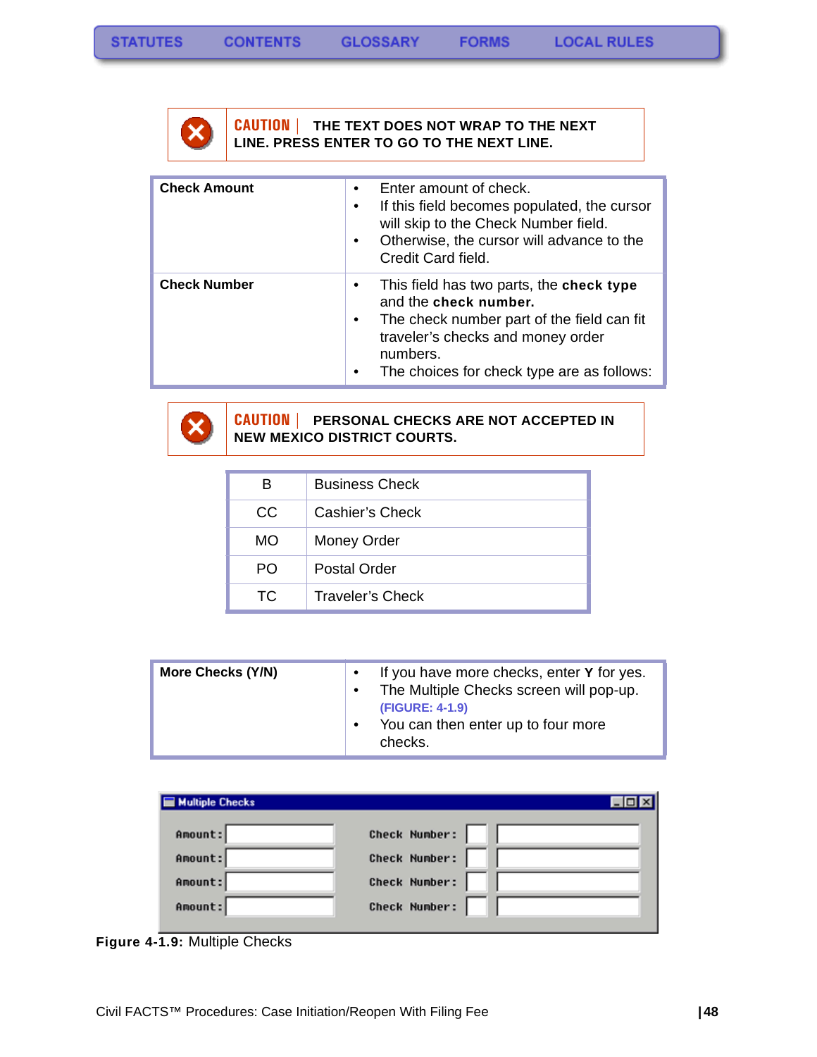**CAUTION** | THE TEXT DOES NOT WRAP TO THE NEXT LINE. PRESS ENTER TO GO TO THE NEXT LINE.

| | |
|---|---|
| **Check Amount** | • Enter amount of check.<br>• If this field becomes populated, the cursor will skip to the Check Number field.<br>• Otherwise, the cursor will advance to the Credit Card field. |
| **Check Number** | • This field has two parts, the **check type** and the **check number.**<br>• The check number part of the field can fit traveler's checks and money order numbers.<br>• The choices for check type are as follows: |

**CAUTION** | PERSONAL CHECKS ARE NOT ACCEPTED IN NEW MEXICO DISTRICT COURTS.

| | |
|---|---|
| B | Business Check |
| CC | Cashier's Check |
| MO | Money Order |
| PO | Postal Order |
| TC | Traveler's Check |

| | |
|---|---|
| **More Checks (Y/N)** | • If you have more checks, enter **Y** for yes.<br>• The Multiple Checks screen will pop-up. (FIGURE: 4-1.9)<br>• You can then enter up to four more checks. |

| Multiple Checks | | | |
|---|---|---|---|
| Amount: | | Check Number: | |
| Amount: | | Check Number: | |
| Amount: | | Check Number: | |
| Amount: | | Check Number: | |

**Figure 4-1.9:** Multiple Checks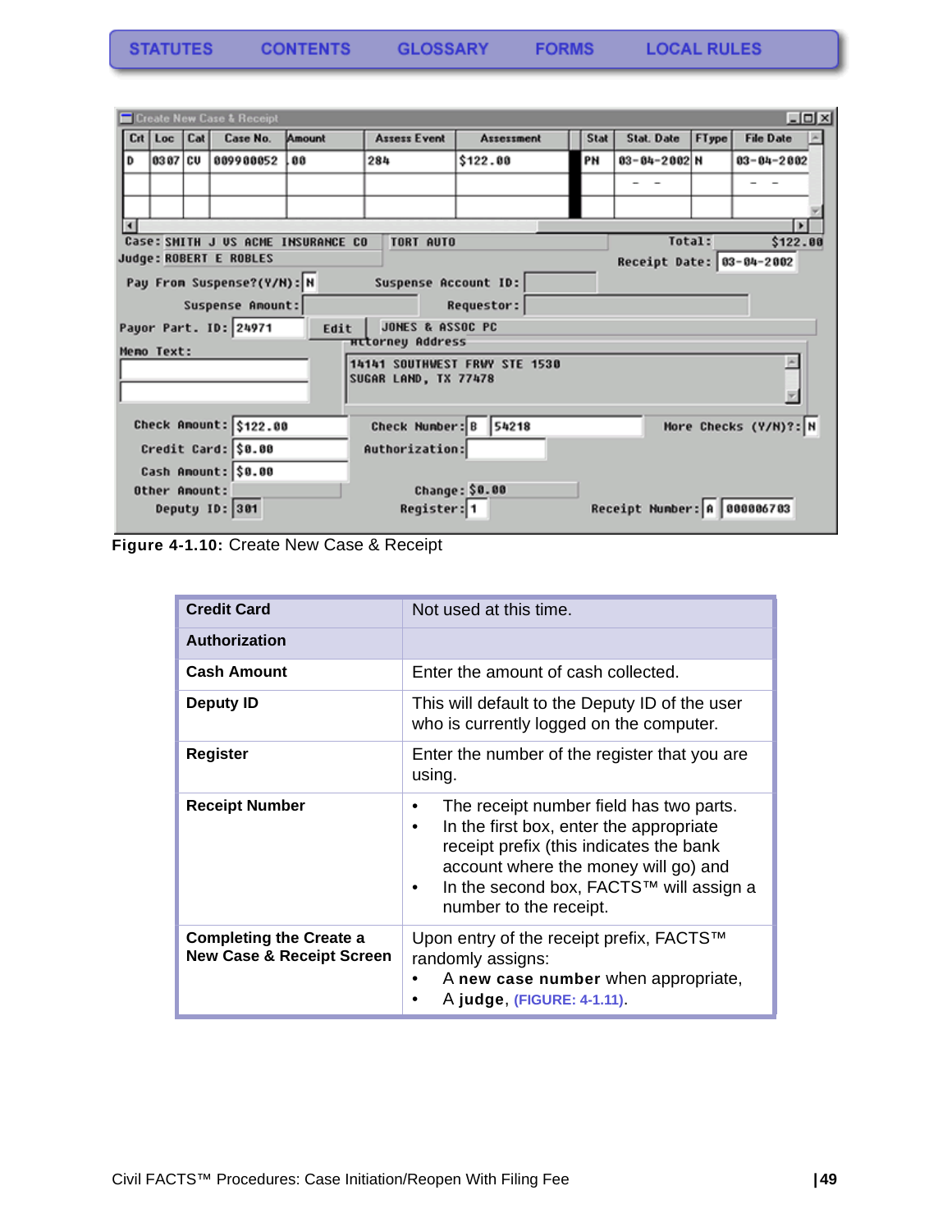**Figure 4-1.10:** Create New Case & Receipt

| | |
|---|---|
| **Credit Card** | Not used at this time. |
| **Authorization** | |
| **Cash Amount** | Enter the amount of cash collected. |
| **Deputy ID** | This will default to the Deputy ID of the user who is currently logged on the computer. |
| **Register** | Enter the number of the register that you are using. |
| **Receipt Number** | • The receipt number field has two parts.<br>• In the first box, enter the appropriate receipt prefix (this indicates the bank account where the money will go) and<br>• In the second box, FACTS™ will assign a number to the receipt. |
| **Completing the Create a New Case & Receipt Screen** | Upon entry of the receipt prefix, FACTS™ randomly assigns:<br>• A **new case number** when appropriate,<br>• A **judge**, (FIGURE: 4-1.11). |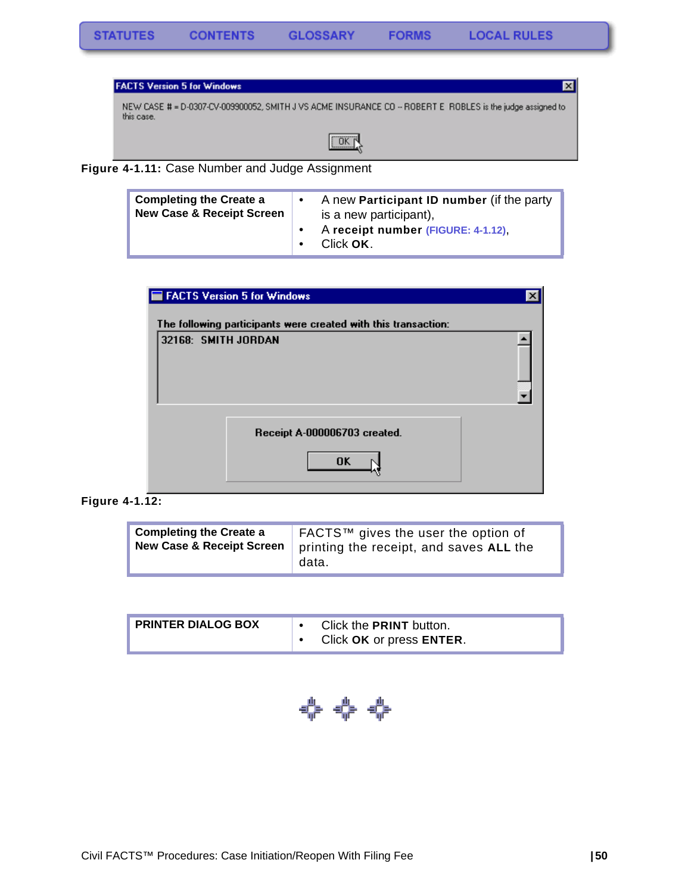STATUTES CONTENTS GLOSSARY FORMS LOCAL RULES

FACTS Version 5 for Windows

NEW CASE # = D-0307-CV-009900052, SMITH J VS ACME INSURANCE CO -- ROBERT E ROBLES is the judge assigned to this case.

OK

**Figure 4-1.11:** Case Number and Judge Assignment

| **Completing the Create a New Case & Receipt Screen** | • A new **Participant ID number** (if the party is a new participant),<br>• A **receipt number** (FIGURE: 4-1.12),<br>• Click **OK**. |
|---|---|

FACTS Version 5 for Windows

The following participants were created with this transaction:

32168: SMITH JORDAN

Receipt A-000006703 created.

OK

**Figure 4-1.12:**

| **Completing the Create a New Case & Receipt Screen** | FACTS™ gives the user the option of printing the receipt, and saves **ALL** the data. |
|---|---|

| **PRINTER DIALOG BOX** | • Click the **PRINT** button.<br>• Click **OK** or press **ENTER**. |
|---|---|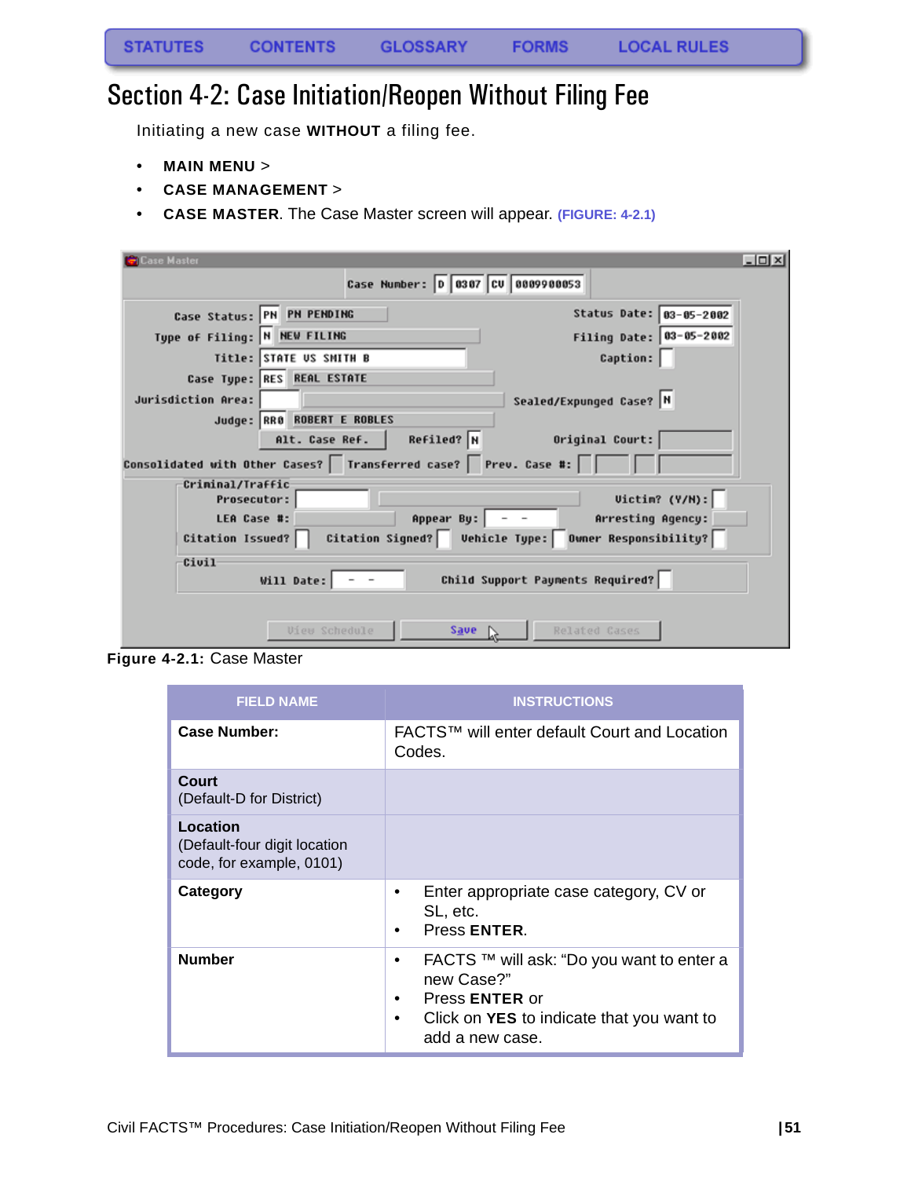STATUTES CONTENTS GLOSSARY FORMS LOCAL RULES

# Section 4-2: Case Initiation/Reopen Without Filing Fee

Initiating a new case **WITHOUT** a filing fee.

- **MAIN MENU** >
- **CASE MANAGEMENT** >
- **CASE MASTER**. The Case Master screen will appear. (FIGURE: 4-2.1)

**Figure 4-2.1:** Case Master

| FIELD NAME | INSTRUCTIONS |
|---|---|
| **Case Number:** | FACTS™ will enter default Court and Location Codes. |
| **Court** (Default-D for District) | |
| **Location** (Default-four digit location code, for example, 0101) | |
| **Category** | • Enter appropriate case category, CV or SL, etc. • Press **ENTER**. |
| **Number** | • FACTS ™ will ask: "Do you want to enter a new Case?" • Press **ENTER** or • Click on **YES** to indicate that you want to add a new case. |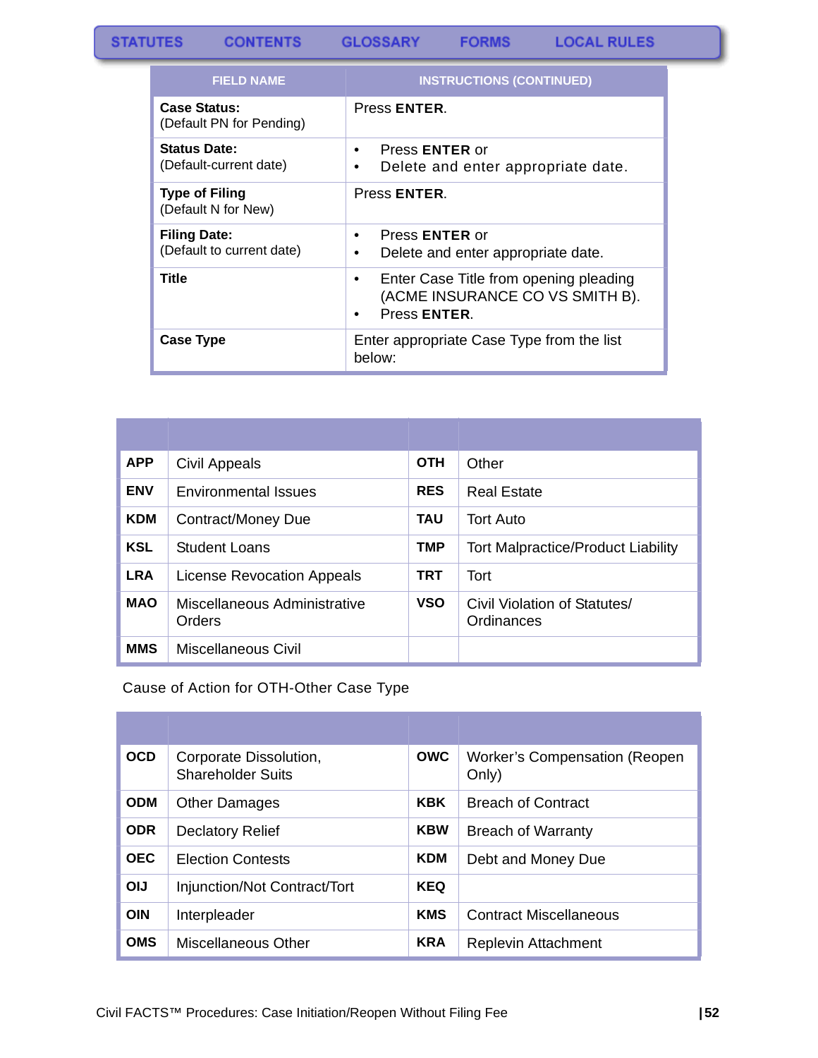STATUTES CONTENTS GLOSSARY FORMS LOCAL RULES

| FIELD NAME | INSTRUCTIONS (CONTINUED) |
|---|---|
| **Case Status:** (Default PN for Pending) | Press **ENTER**. |
| **Status Date:** (Default-current date) | • Press **ENTER** or<br>• Delete and enter appropriate date. |
| **Type of Filing** (Default N for New) | Press **ENTER**. |
| **Filing Date:** (Default to current date) | • Press **ENTER** or<br>• Delete and enter appropriate date. |
| **Title** | • Enter Case Title from opening pleading (ACME INSURANCE CO VS SMITH B).<br>• Press **ENTER**. |
| **Case Type** | Enter appropriate Case Type from the list below: |

| | | | |
|---|---|---|---|
| **APP** | Civil Appeals | **OTH** | Other |
| **ENV** | Environmental Issues | **RES** | Real Estate |
| **KDM** | Contract/Money Due | **TAU** | Tort Auto |
| **KSL** | Student Loans | **TMP** | Tort Malpractice/Product Liability |
| **LRA** | License Revocation Appeals | **TRT** | Tort |
| **MAO** | Miscellaneous Administrative Orders | **VSO** | Civil Violation of Statutes/ Ordinances |
| **MMS** | Miscellaneous Civil | | |

Cause of Action for OTH-Other Case Type

| | | | |
|---|---|---|---|
| **OCD** | Corporate Dissolution, Shareholder Suits | **OWC** | Worker's Compensation (Reopen Only) |
| **ODM** | Other Damages | **KBK** | Breach of Contract |
| **ODR** | Declatory Relief | **KBW** | Breach of Warranty |
| **OEC** | Election Contests | **KDM** | Debt and Money Due |
| **OIJ** | Injunction/Not Contract/Tort | **KEQ** | |
| **OIN** | Interpleader | **KMS** | Contract Miscellaneous |
| **OMS** | Miscellaneous Other | **KRA** | Replevin Attachment |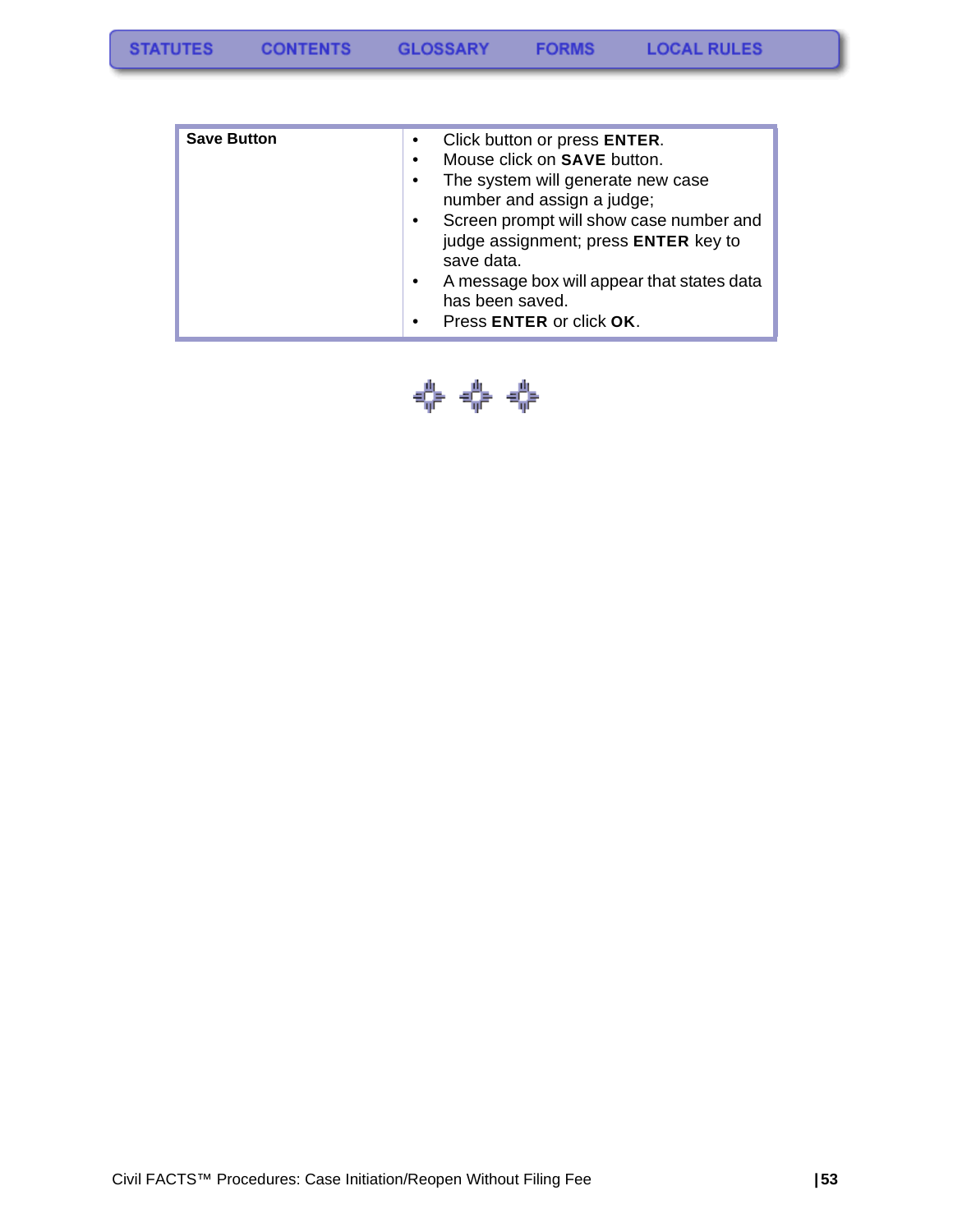| Save Button | • Click button or press **ENTER**.<br>• Mouse click on **SAVE** button.<br>• The system will generate new case number and assign a judge;<br>• Screen prompt will show case number and judge assignment; press **ENTER** key to save data.<br>• A message box will appear that states data has been saved.<br>• Press **ENTER** or click **OK**. |
|---|---|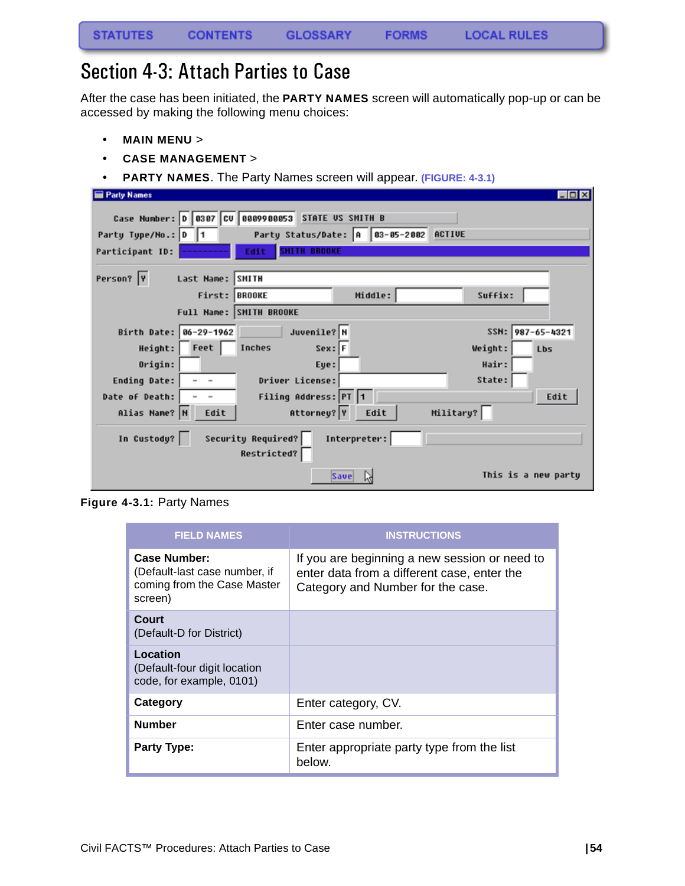# Section 4-3: Attach Parties to Case

After the case has been initiated, the **PARTY NAMES** screen will automatically pop-up or can be accessed by making the following menu choices:

- **MAIN MENU** >
- **CASE MANAGEMENT** >
- **PARTY NAMES**. The Party Names screen will appear. (FIGURE: 4-3.1)

**Figure 4-3.1:** Party Names

| FIELD NAMES | INSTRUCTIONS |
|---|---|
| **Case Number:** (Default-last case number, if coming from the Case Master screen) | If you are beginning a new session or need to enter data from a different case, enter the Category and Number for the case. |
| **Court** (Default-D for District) | |
| **Location** (Default-four digit location code, for example, 0101) | |
| **Category** | Enter category, CV. |
| **Number** | Enter case number. |
| **Party Type:** | Enter appropriate party type from the list below. |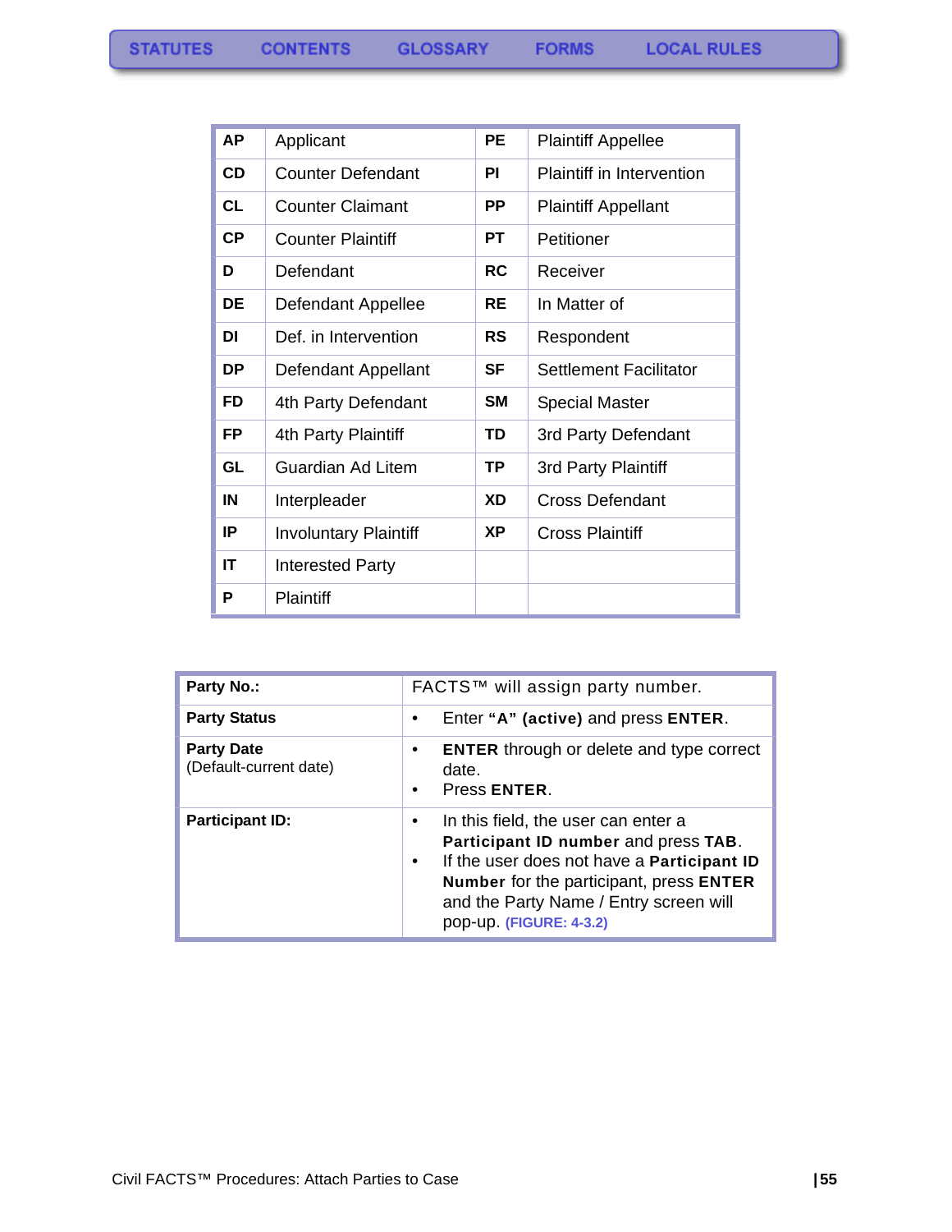| | | | |
|---|---|---|---|
| **AP** | Applicant | **PE** | Plaintiff Appellee |
| **CD** | Counter Defendant | **PI** | Plaintiff in Intervention |
| **CL** | Counter Claimant | **PP** | Plaintiff Appellant |
| **CP** | Counter Plaintiff | **PT** | Petitioner |
| **D** | Defendant | **RC** | Receiver |
| **DE** | Defendant Appellee | **RE** | In Matter of |
| **DI** | Def. in Intervention | **RS** | Respondent |
| **DP** | Defendant Appellant | **SF** | Settlement Facilitator |
| **FD** | 4th Party Defendant | **SM** | Special Master |
| **FP** | 4th Party Plaintiff | **TD** | 3rd Party Defendant |
| **GL** | Guardian Ad Litem | **TP** | 3rd Party Plaintiff |
| **IN** | Interpleader | **XD** | Cross Defendant |
| **IP** | Involuntary Plaintiff | **XP** | Cross Plaintiff |
| **IT** | Interested Party | | |
| **P** | Plaintiff | | |

| | |
|---|---|
| **Party No.:** | FACTS™ will assign party number. |
| **Party Status** | • Enter **"A" (active)** and press **ENTER**. |
| **Party Date** (Default-current date) | • **ENTER** through or delete and type correct date. <br> • Press **ENTER**. |
| **Participant ID:** | • In this field, the user can enter a **Participant ID number** and press **TAB**. <br> • If the user does not have a **Participant ID Number** for the participant, press **ENTER** and the Party Name / Entry screen will pop-up. **(FIGURE: 4-3.2)** |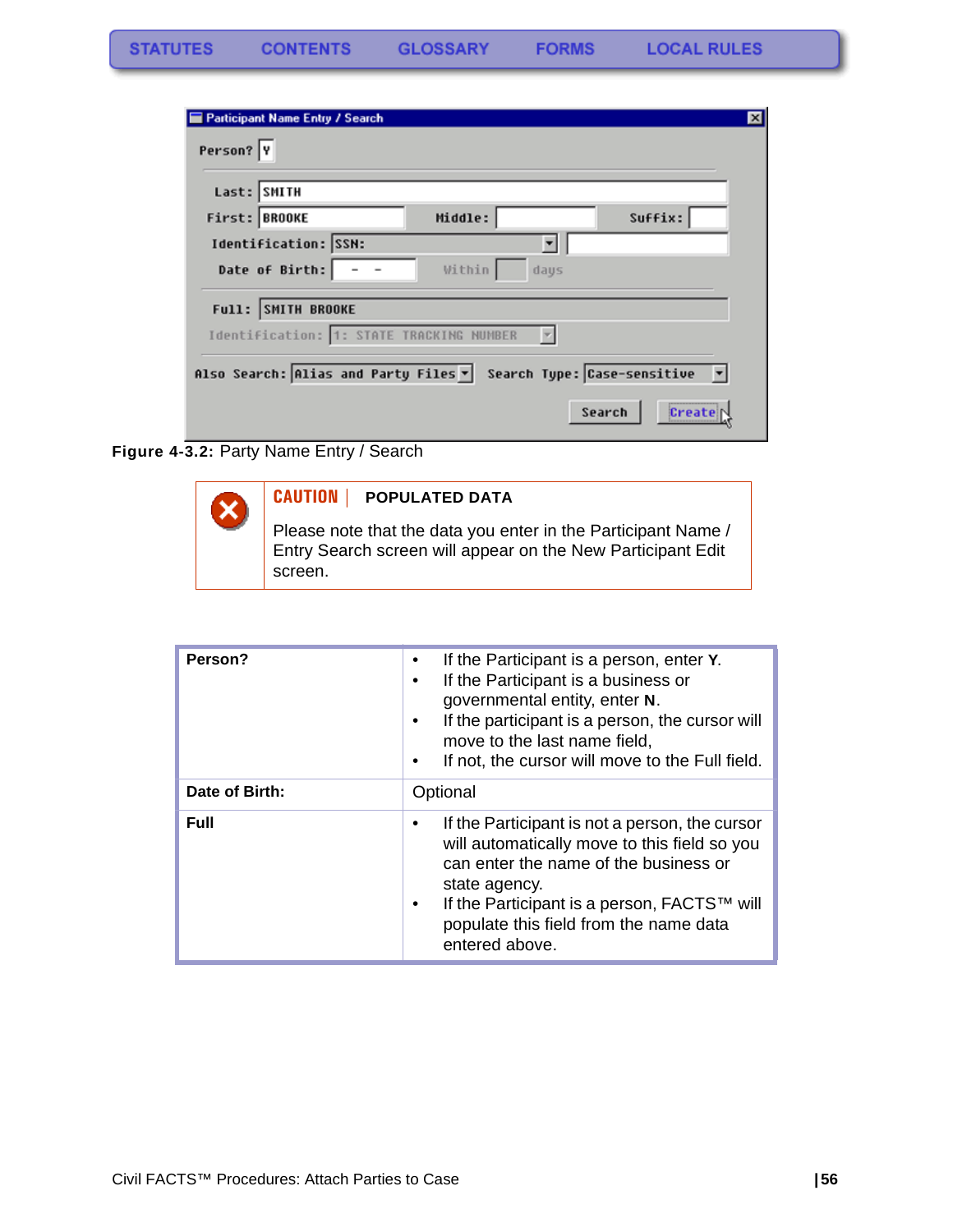**Figure 4-3.2:** Party Name Entry / Search

**CAUTION** | **POPULATED DATA**

Please note that the data you enter in the Participant Name / Entry Search screen will appear on the New Participant Edit screen.

| | |
|---|---|
| **Person?** | • If the Participant is a person, enter **Y**.<br>• If the Participant is a business or governmental entity, enter **N**.<br>• If the participant is a person, the cursor will move to the last name field,<br>• If not, the cursor will move to the Full field. |
| **Date of Birth:** | Optional |
| **Full** | • If the Participant is not a person, the cursor will automatically move to this field so you can enter the name of the business or state agency.<br>• If the Participant is a person, FACTS™ will populate this field from the name data entered above. |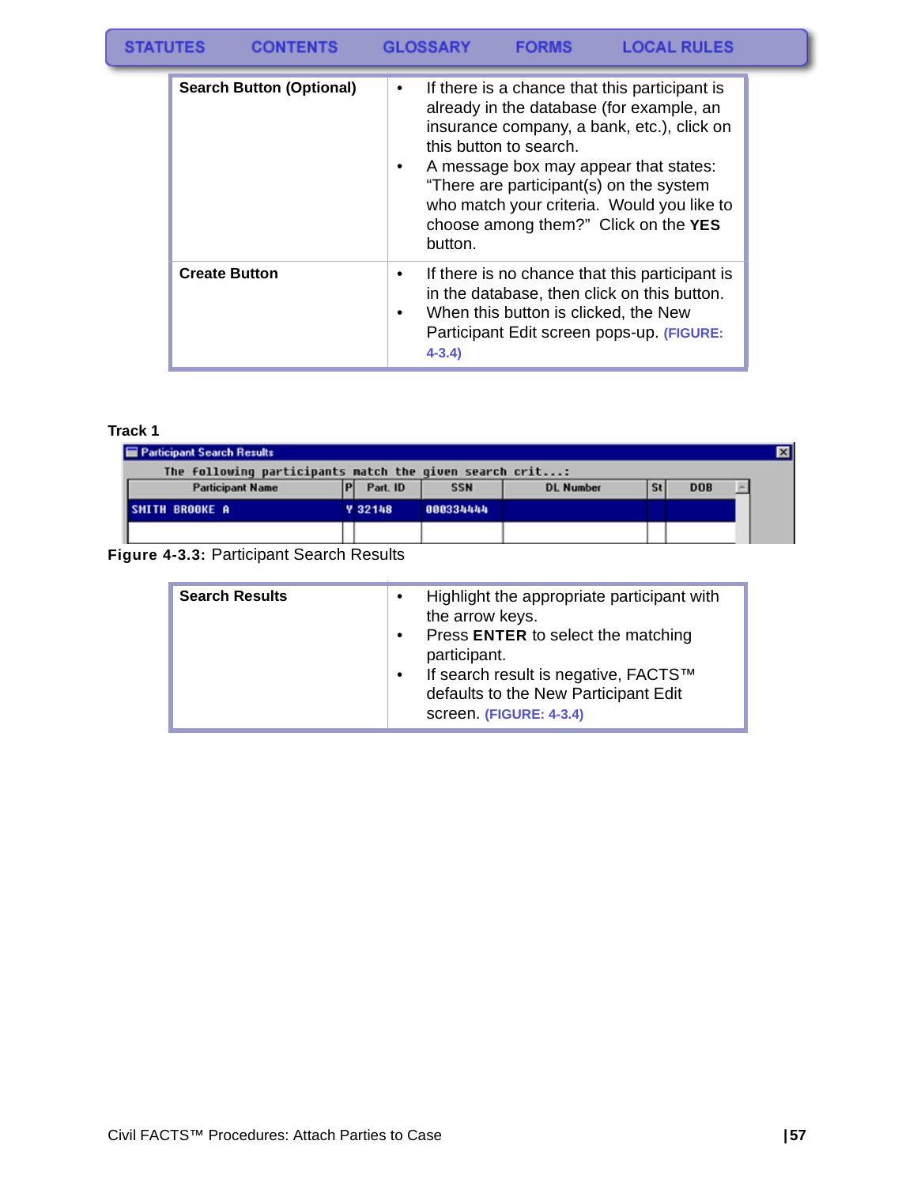| Search Button (Optional) | • If there is a chance that this participant is already in the database (for example, an insurance company, a bank, etc.), click on this button to search.<br>• A message box may appear that states: "There are participant(s) on the system who match your criteria. Would you like to choose among them?" Click on the **YES** button. |
|---|---|
| **Create Button** | • If there is no chance that this participant is in the database, then click on this button.<br>• When this button is clicked, the New Participant Edit screen pops-up. **(FIGURE: 4-3.4)** |

**Track 1**

| Participant Name | P | Part. ID | SSN | DL Number | St | DOB |
|---|---|---|---|---|---|---|
| SMITH BROOKE A | Y | 32148 | 000334444 | | | |

**Figure 4-3.3:** Participant Search Results

| Search Results | • Highlight the appropriate participant with the arrow keys.<br>• Press **ENTER** to select the matching participant.<br>• If search result is negative, FACTS™ defaults to the New Participant Edit screen. **(FIGURE: 4-3.4)** |
|---|---|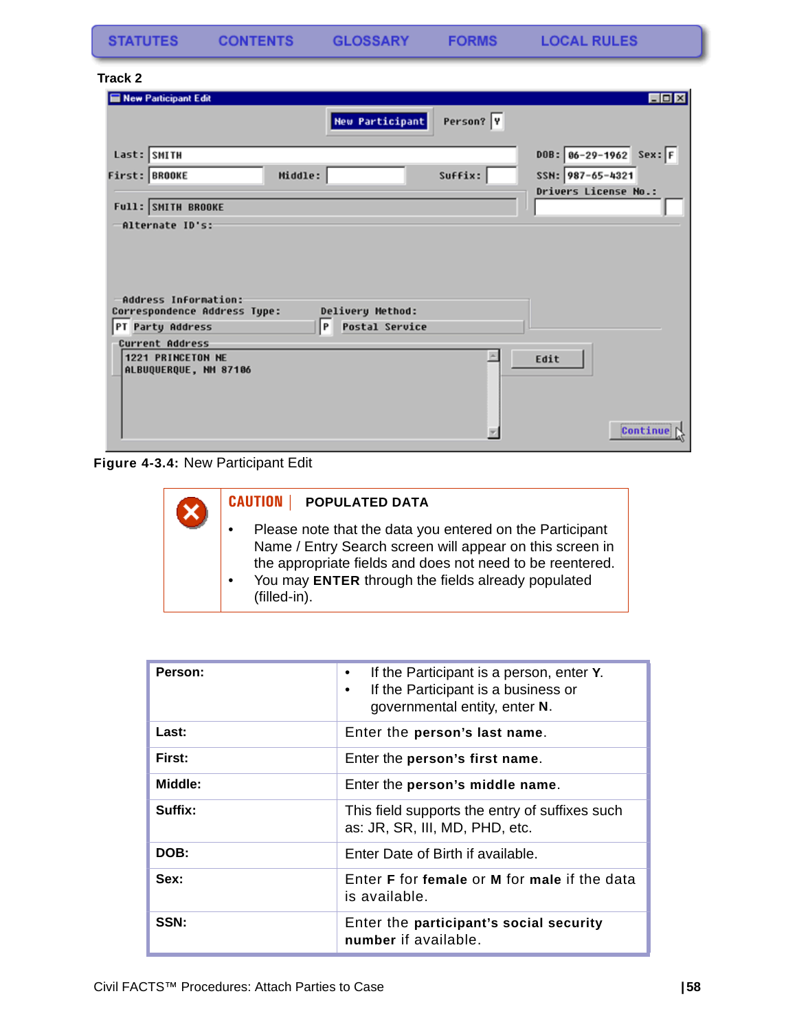Track 2

Figure 4-3.4: New Participant Edit

> **CAUTION | POPULATED DATA**
>
> - Please note that the data you entered on the Participant Name / Entry Search screen will appear on this screen in the appropriate fields and does not need to be reentered.
> - You may **ENTER** through the fields already populated (filled-in).

| Field | Description |
|---|---|
| **Person:** | • If the Participant is a person, enter **Y**. • If the Participant is a business or governmental entity, enter **N**. |
| **Last:** | Enter the **person's last name**. |
| **First:** | Enter the **person's first name**. |
| **Middle:** | Enter the **person's middle name**. |
| **Suffix:** | This field supports the entry of suffixes such as: JR, SR, III, MD, PHD, etc. |
| **DOB:** | Enter Date of Birth if available. |
| **Sex:** | Enter **F** for **female** or **M** for **male** if the data is available. |
| **SSN:** | Enter the **participant's social security number** if available. |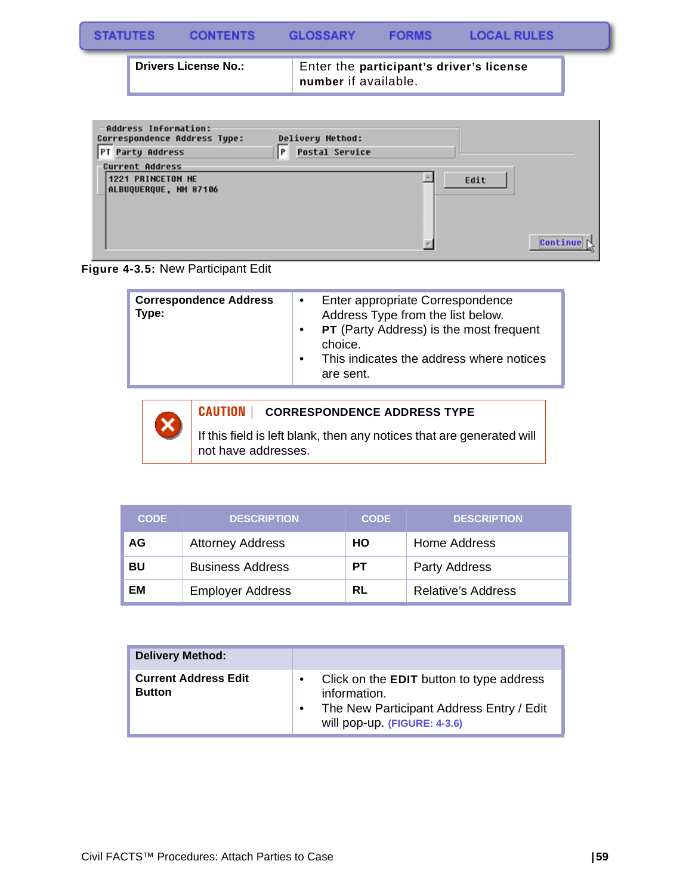| Drivers License No.: | Enter the **participant's driver's license number** if available. |
|---|---|

Figure 4-3.5: New Participant Edit

| Correspondence Address Type: | • Enter appropriate Correspondence Address Type from the list below.<br>• **PT** (Party Address) is the most frequent choice.<br>• This indicates the address where notices are sent. |
|---|---|

**CAUTION** | **CORRESPONDENCE ADDRESS TYPE**

If this field is left blank, then any notices that are generated will not have addresses.

| CODE | DESCRIPTION | CODE | DESCRIPTION |
|---|---|---|---|
| **AG** | Attorney Address | **HO** | Home Address |
| **BU** | Business Address | **PT** | Party Address |
| **EM** | Employer Address | **RL** | Relative's Address |

| Delivery Method: | |
|---|---|
| **Current Address Edit Button** | • Click on the **EDIT** button to type address information.<br>• The New Participant Address Entry / Edit will pop-up. (FIGURE: 4-3.6) |

Civil FACTS™ Procedures: Attach Parties to Case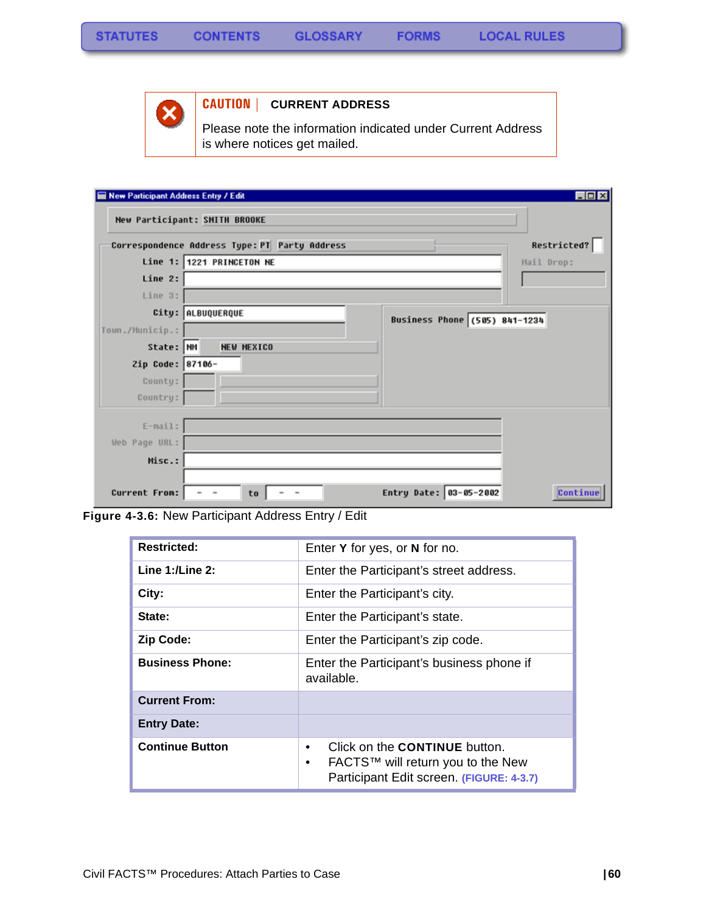STATUTES CONTENTS GLOSSARY FORMS LOCAL RULES

**CAUTION | CURRENT ADDRESS**

Please note the information indicated under Current Address is where notices get mailed.

**Figure 4-3.6:** New Participant Address Entry / Edit

| | |
|---|---|
| **Restricted:** | Enter **Y** for yes, or **N** for no. |
| **Line 1:/Line 2:** | Enter the Participant's street address. |
| **City:** | Enter the Participant's city. |
| **State:** | Enter the Participant's state. |
| **Zip Code:** | Enter the Participant's zip code. |
| **Business Phone:** | Enter the Participant's business phone if available. |
| **Current From:** | |
| **Entry Date:** | |
| **Continue Button** | • Click on the **CONTINUE** button.<br>• FACTS™ will return you to the New Participant Edit screen. (FIGURE: 4-3.7) |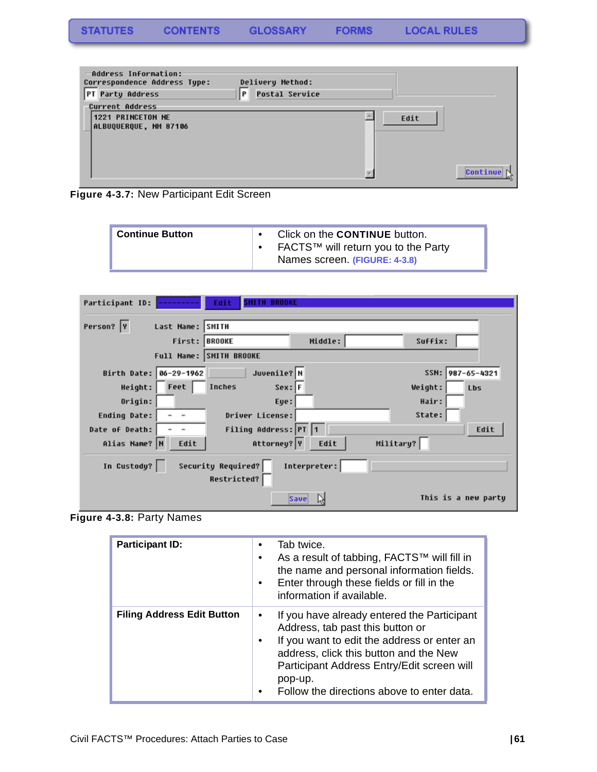STATUTES CONTENTS GLOSSARY FORMS LOCAL RULES

**Figure 4-3.7:** New Participant Edit Screen

| Continue Button | • Click on the **CONTINUE** button.<br>• FACTS™ will return you to the Party Names screen. (FIGURE: 4-3.8) |
|---|---|

**Figure 4-3.8:** Party Names

| Participant ID: | • Tab twice.<br>• As a result of tabbing, FACTS™ will fill in the name and personal information fields.<br>• Enter through these fields or fill in the information if available. |
|---|---|
| **Filing Address Edit Button** | • If you have already entered the Participant Address, tab past this button or<br>• If you want to edit the address or enter an address, click this button and the New Participant Address Entry/Edit screen will pop-up.<br>• Follow the directions above to enter data. |

Civil FACTS™ Procedures: Attach Parties to Case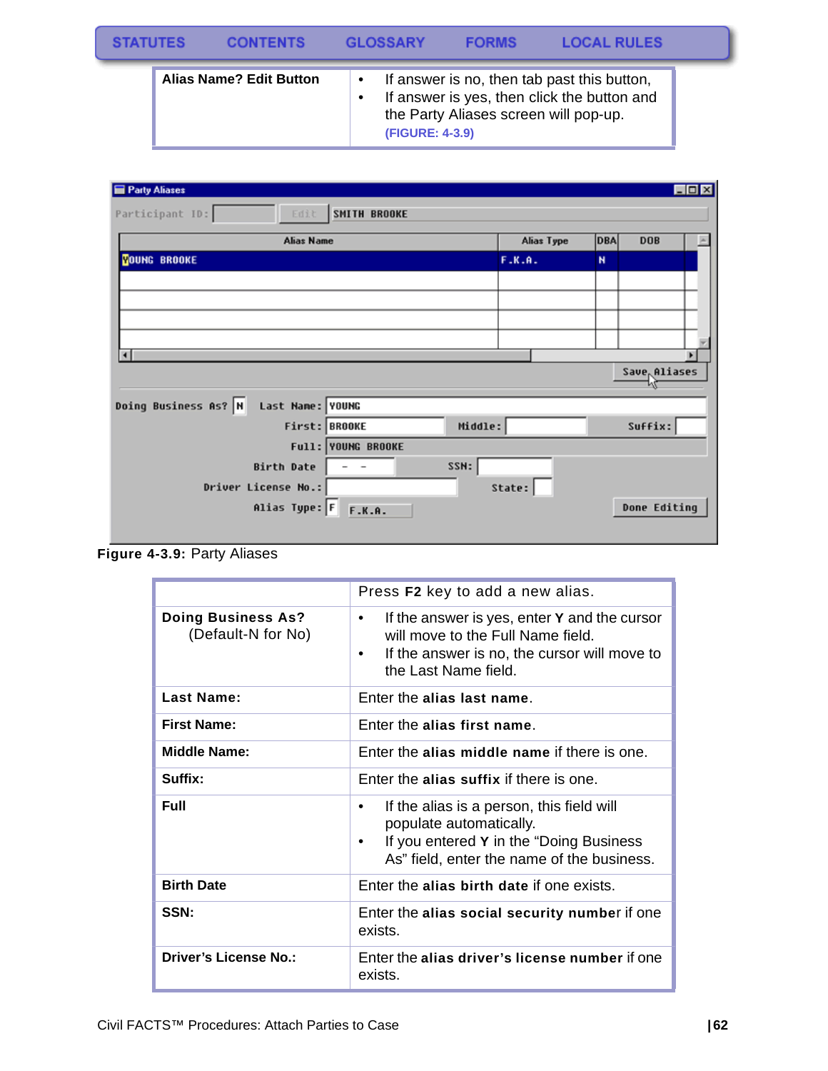| Alias Name? Edit Button | • If answer is no, then tab past this button,<br>• If answer is yes, then click the button and the Party Aliases screen will pop-up. **(FIGURE: 4-3.9)** |
|---|---|

**Figure 4-3.9:** Party Aliases

| | Press **F2** key to add a new alias. |
|---|---|
| **Doing Business As?** (Default-N for No) | • If the answer is yes, enter **Y** and the cursor will move to the Full Name field.<br>• If the answer is no, the cursor will move to the Last Name field. |
| **Last Name:** | Enter the **alias last name**. |
| **First Name:** | Enter the **alias first name**. |
| **Middle Name:** | Enter the **alias middle name** if there is one. |
| **Suffix:** | Enter the **alias suffix** if there is one. |
| **Full** | • If the alias is a person, this field will populate automatically.<br>• If you entered **Y** in the "Doing Business As" field, enter the name of the business. |
| **Birth Date** | Enter the **alias birth date** if one exists. |
| **SSN:** | Enter the **alias social security number** if one exists. |
| **Driver's License No.:** | Enter the **alias driver's license number** if one exists. |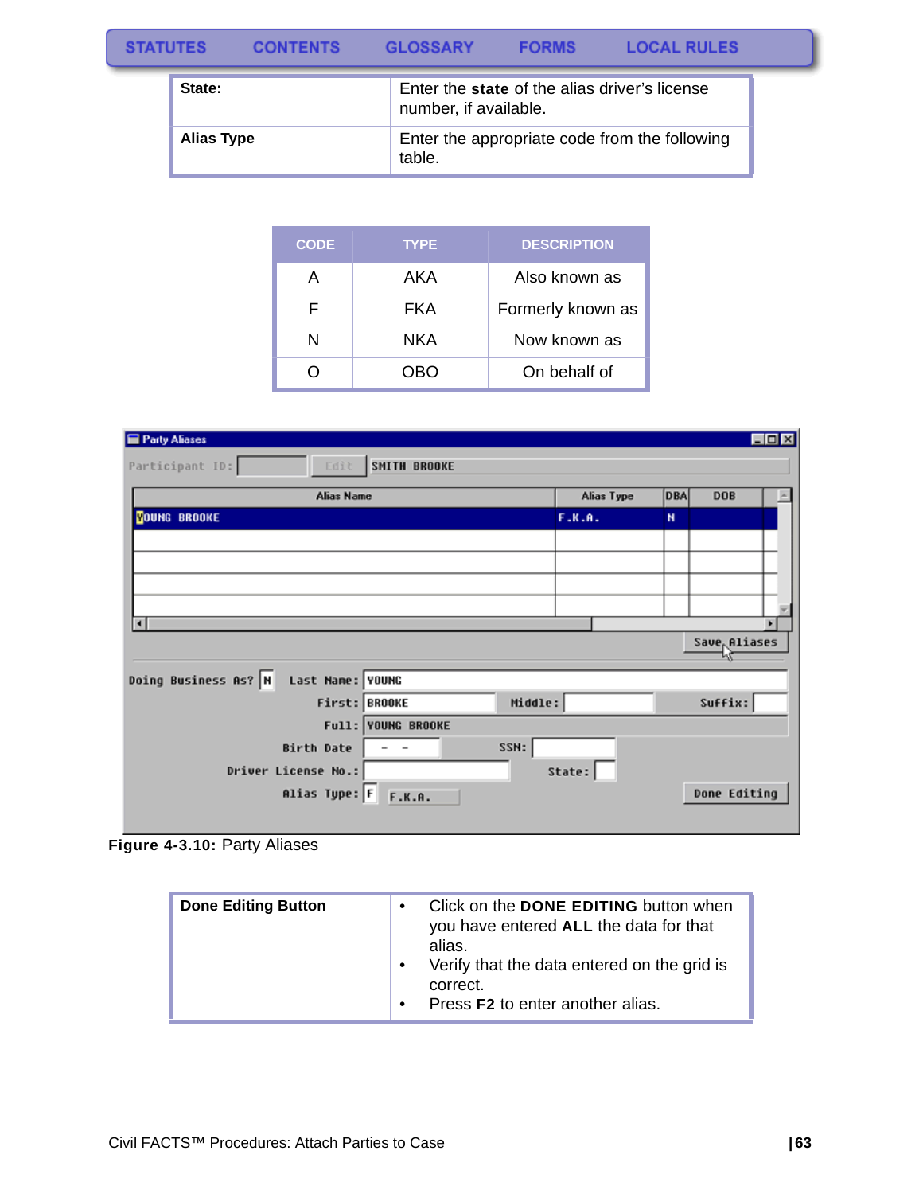| | |
|---|---|
| **State:** | Enter the **state** of the alias driver's license number, if available. |
| **Alias Type** | Enter the appropriate code from the following table. |

| CODE | TYPE | DESCRIPTION |
|---|---|---|
| A | AKA | Also known as |
| F | FKA | Formerly known as |
| N | NKA | Now known as |
| O | OBO | On behalf of |

**Figure 4-3.10:** Party Aliases

| | |
|---|---|
| **Done Editing Button** | • Click on the **DONE EDITING** button when you have entered **ALL** the data for that alias.<br>• Verify that the data entered on the grid is correct.<br>• Press **F2** to enter another alias. |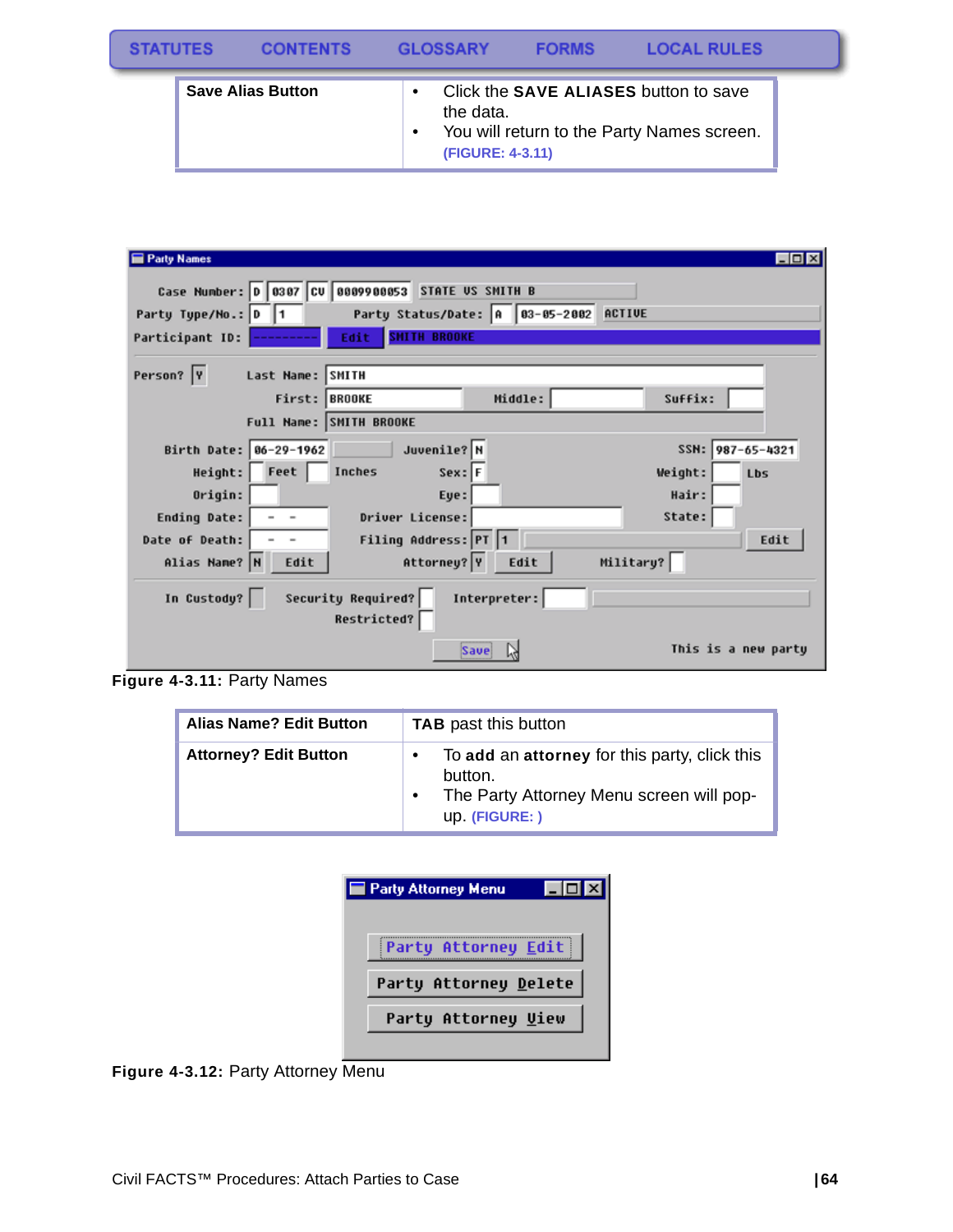| Save Alias Button | • Click the **SAVE ALIASES** button to save the data.<br>• You will return to the Party Names screen. (FIGURE: 4-3.11) |
|---|---|

**Figure 4-3.11:** Party Names

| Alias Name? Edit Button | **TAB** past this button |
|---|---|
| **Attorney? Edit Button** | • To **add** an **attorney** for this party, click this button.<br>• The Party Attorney Menu screen will pop-up. (FIGURE: ) |

**Figure 4-3.12:** Party Attorney Menu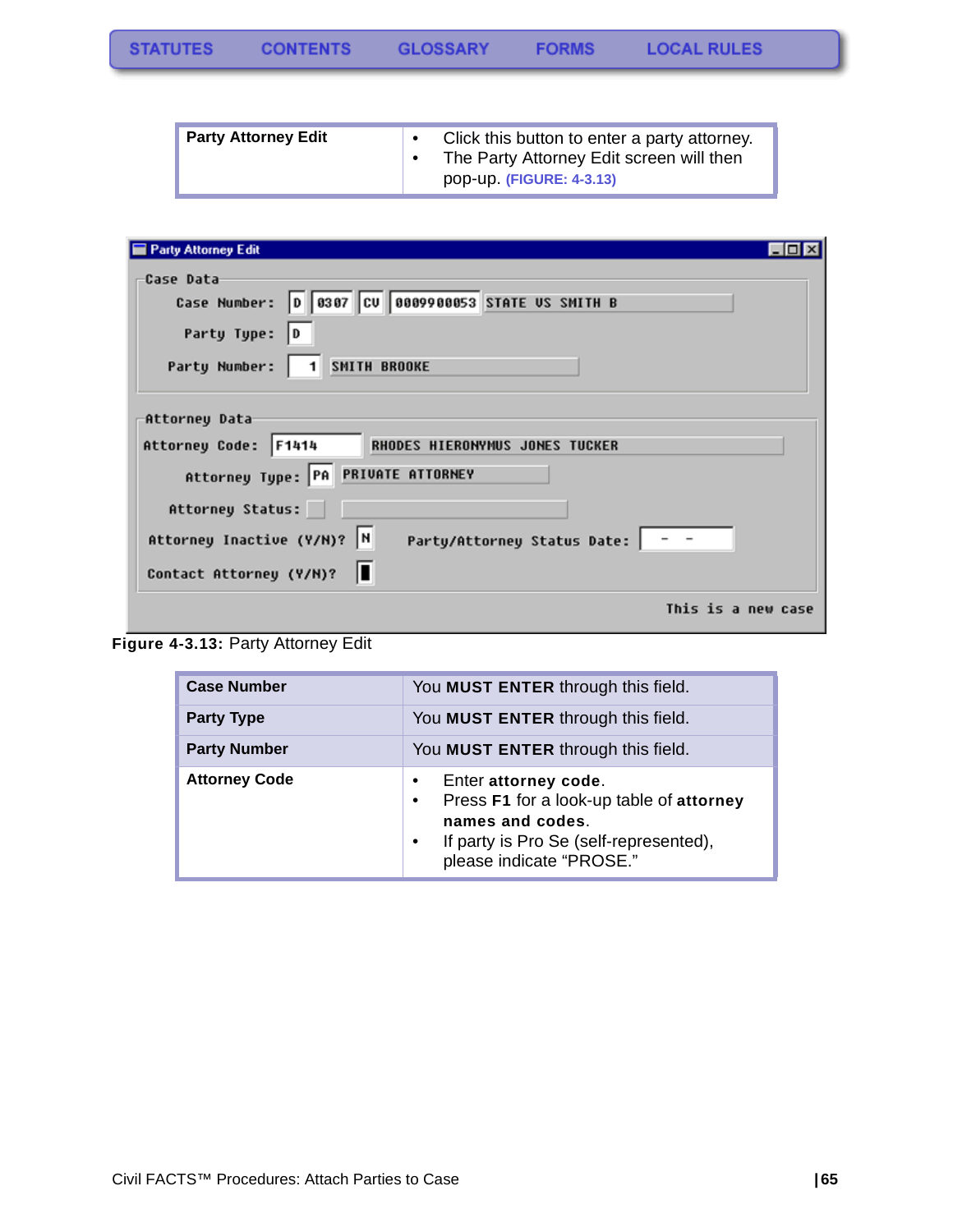STATUTES CONTENTS GLOSSARY FORMS LOCAL RULES

| Party Attorney Edit | • Click this button to enter a party attorney.<br>• The Party Attorney Edit screen will then pop-up. (FIGURE: 4-3.13) |
|---|---|

**Figure 4-3.13:** Party Attorney Edit

| Case Number | You **MUST ENTER** through this field. |
|---|---|
| **Party Type** | You **MUST ENTER** through this field. |
| **Party Number** | You **MUST ENTER** through this field. |
| **Attorney Code** | • Enter **attorney code**.<br>• Press **F1** for a look-up table of **attorney names and codes**.<br>• If party is Pro Se (self-represented), please indicate "PROSE." |

Civil FACTS™ Procedures: Attach Parties to Case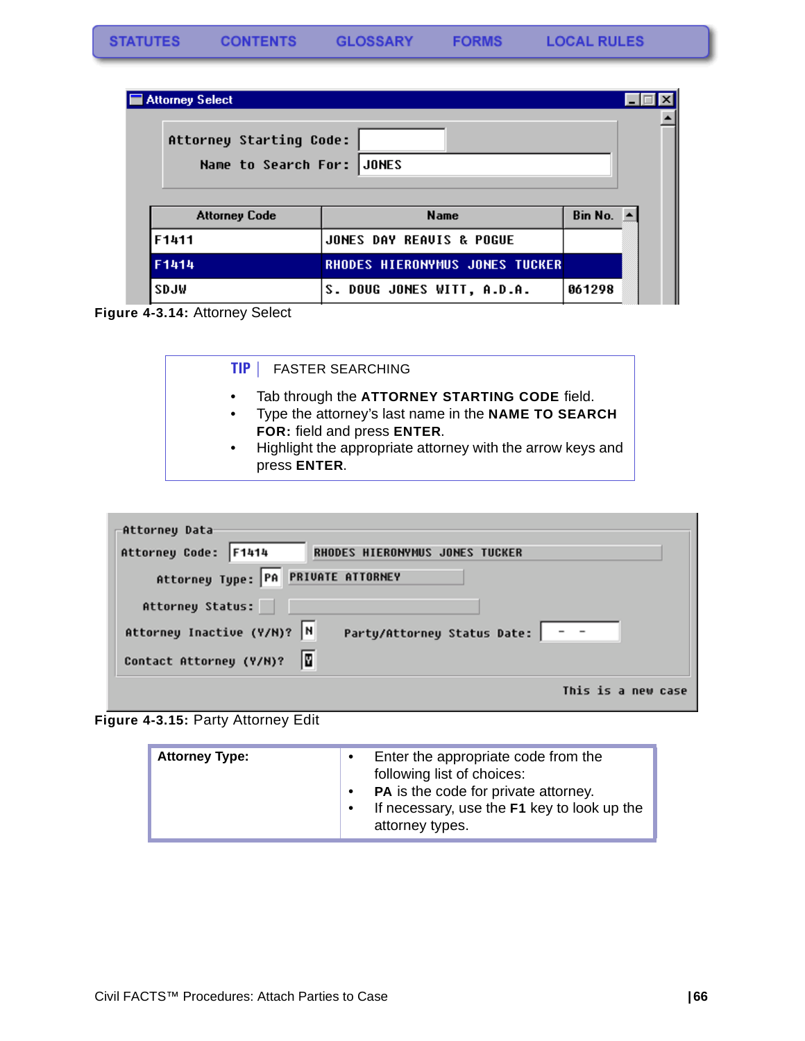Figure 4-3.14: Attorney Select

| TIP | FASTER SEARCHING |
|---|---|

- Tab through the **ATTORNEY STARTING CODE** field.
- Type the attorney's last name in the **NAME TO SEARCH FOR:** field and press **ENTER**.
- Highlight the appropriate attorney with the arrow keys and press **ENTER**.

Figure 4-3.15: Party Attorney Edit

| | |
|---|---|
| **Attorney Type:** | • Enter the appropriate code from the following list of choices:<br>• **PA** is the code for private attorney.<br>• If necessary, use the **F1** key to look up the attorney types. |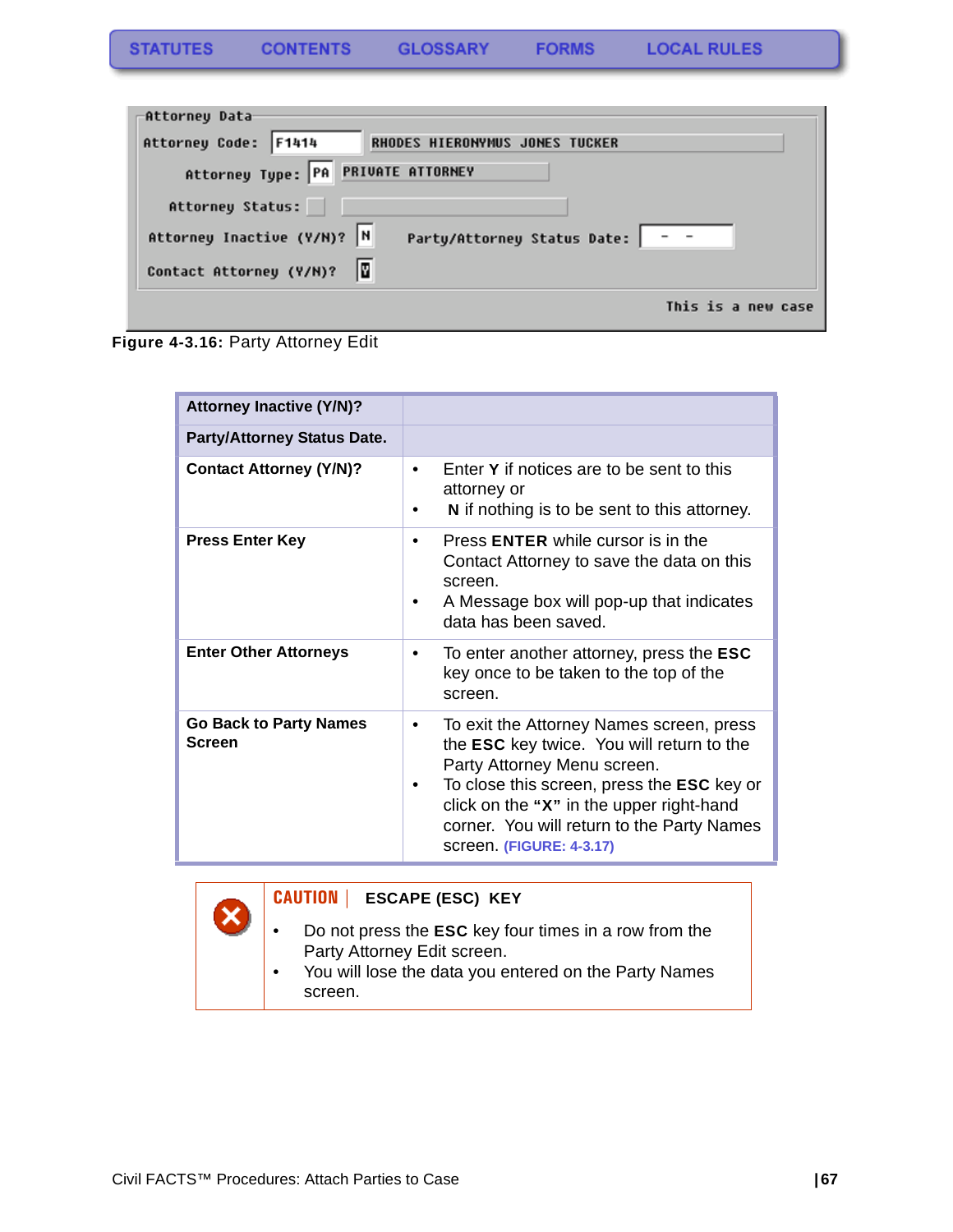STATUTES CONTENTS GLOSSARY FORMS LOCAL RULES

**Figure 4-3.16:** Party Attorney Edit

| **Attorney Inactive (Y/N)?** | |
|---|---|
| **Party/Attorney Status Date.** | |
| **Contact Attorney (Y/N)?** | • Enter **Y** if notices are to be sent to this attorney or<br>• **N** if nothing is to be sent to this attorney. |
| **Press Enter Key** | • Press **ENTER** while cursor is in the Contact Attorney to save the data on this screen.<br>• A Message box will pop-up that indicates data has been saved. |
| **Enter Other Attorneys** | • To enter another attorney, press the **ESC** key once to be taken to the top of the screen. |
| **Go Back to Party Names Screen** | • To exit the Attorney Names screen, press the **ESC** key twice. You will return to the Party Attorney Menu screen.<br>• To close this screen, press the **ESC** key or click on the **"X"** in the upper right-hand corner. You will return to the Party Names screen. (FIGURE: 4-3.17) |

**CAUTION** | **ESCAPE (ESC) KEY**

- Do not press the **ESC** key four times in a row from the Party Attorney Edit screen.
- You will lose the data you entered on the Party Names screen.

Civil FACTS™ Procedures: Attach Parties to Case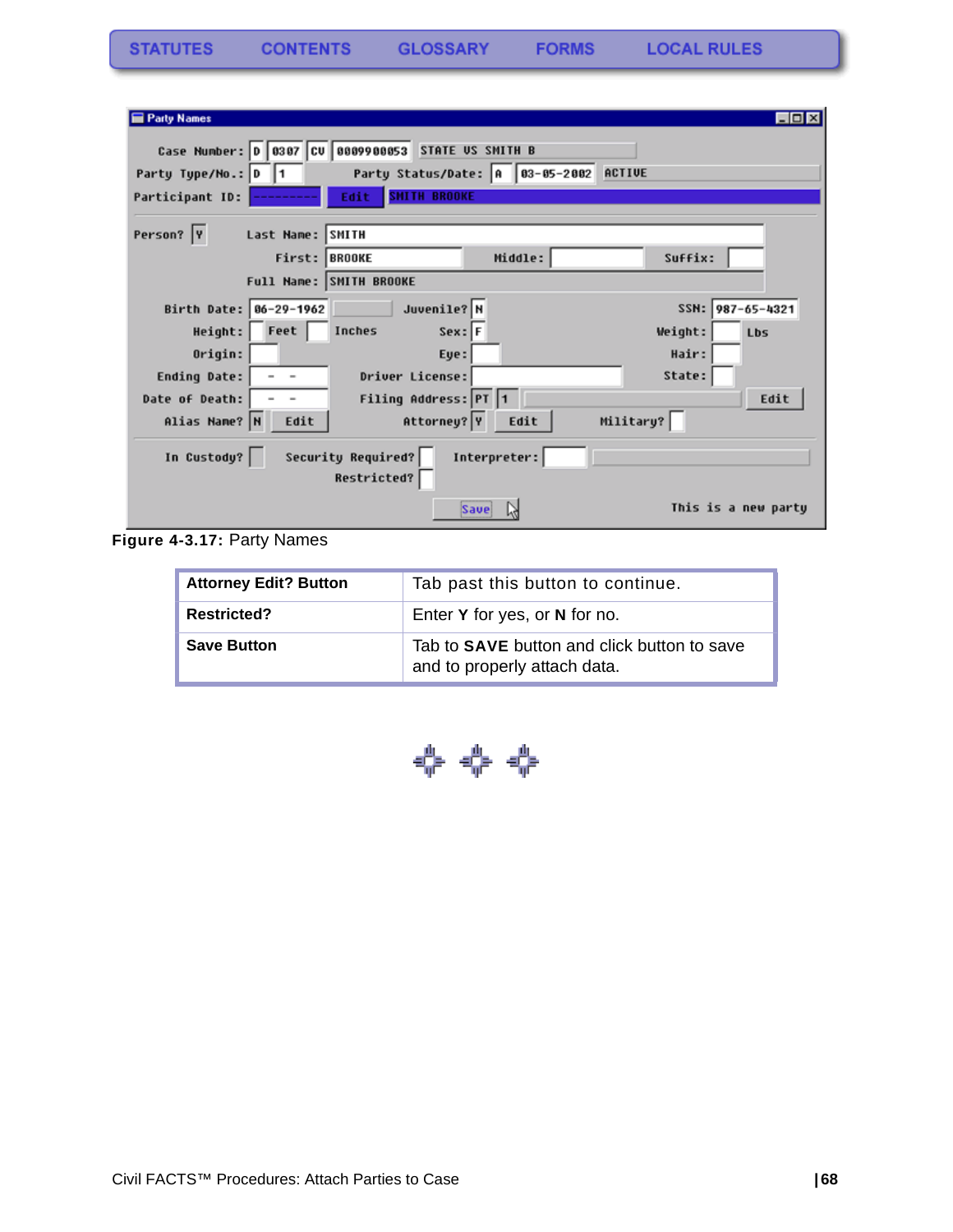**Figure 4-3.17:** Party Names

| Attorney Edit? Button | Tab past this button to continue. |
|---|---|
| **Restricted?** | Enter **Y** for yes, or **N** for no. |
| **Save Button** | Tab to **SAVE** button and click button to save and to properly attach data. |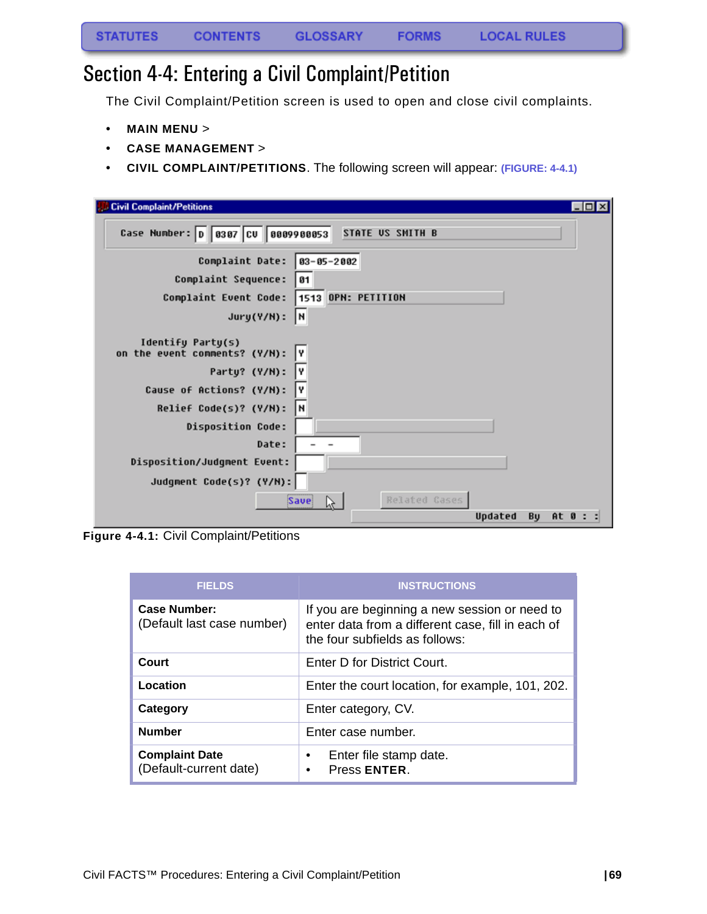STATUTES CONTENTS GLOSSARY FORMS LOCAL RULES

# Section 4-4: Entering a Civil Complaint/Petition

The Civil Complaint/Petition screen is used to open and close civil complaints.

- **MAIN MENU** >
- **CASE MANAGEMENT** >
- **CIVIL COMPLAINT/PETITIONS**. The following screen will appear: **(FIGURE: 4-4.1)**

**Figure 4-4.1:** Civil Complaint/Petitions

| FIELDS | INSTRUCTIONS |
|---|---|
| **Case Number:** (Default last case number) | If you are beginning a new session or need to enter data from a different case, fill in each of the four subfields as follows: |
| **Court** | Enter D for District Court. |
| **Location** | Enter the court location, for example, 101, 202. |
| **Category** | Enter category, CV. |
| **Number** | Enter case number. |
| **Complaint Date** (Default-current date) | • Enter file stamp date. • Press **ENTER**. |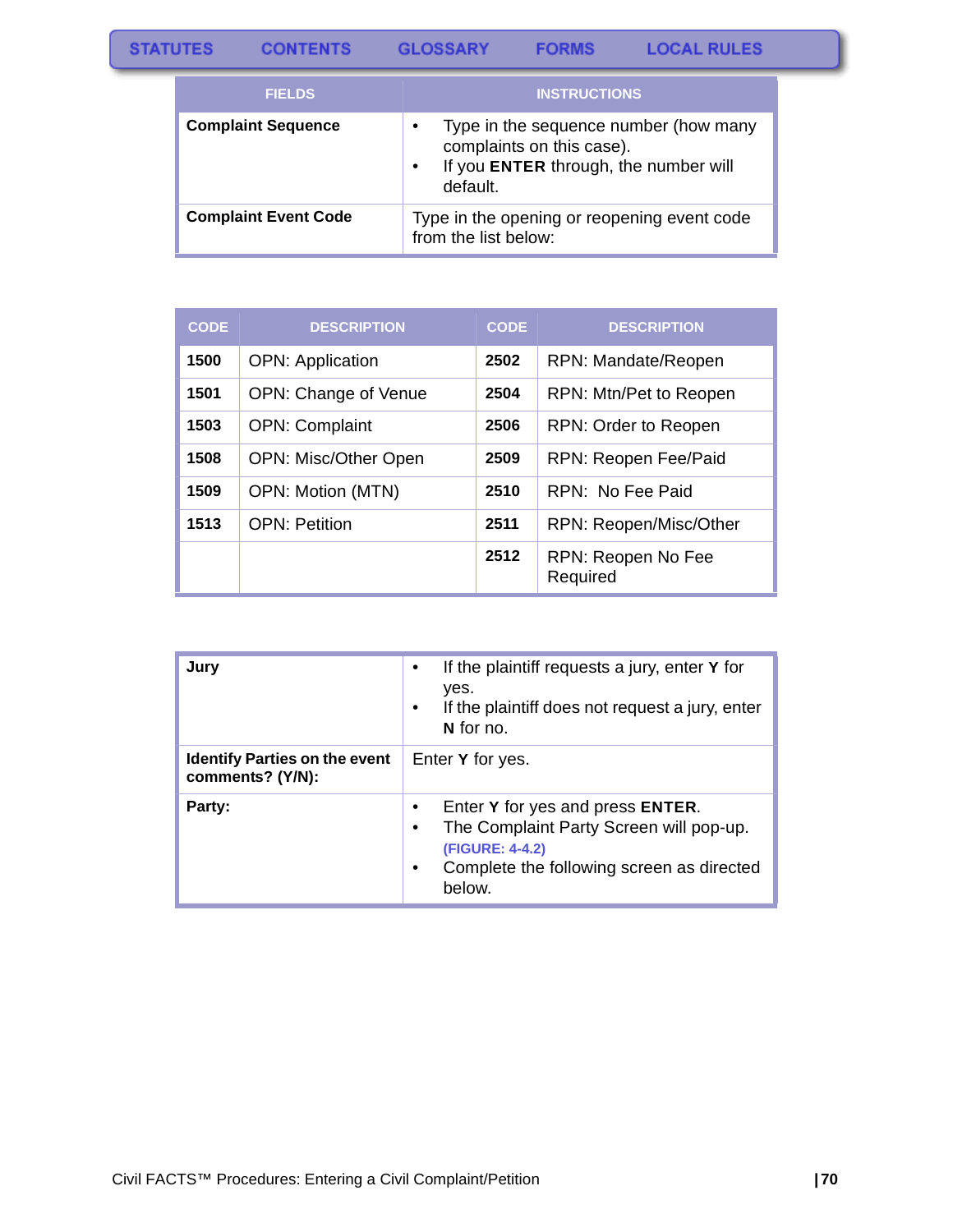STATUTES CONTENTS GLOSSARY FORMS LOCAL RULES

| FIELDS | INSTRUCTIONS |
|---|---|
| **Complaint Sequence** | • Type in the sequence number (how many complaints on this case).<br>• If you **ENTER** through, the number will default. |
| **Complaint Event Code** | Type in the opening or reopening event code from the list below: |

| CODE | DESCRIPTION | CODE | DESCRIPTION |
|---|---|---|---|
| **1500** | OPN: Application | **2502** | RPN: Mandate/Reopen |
| **1501** | OPN: Change of Venue | **2504** | RPN: Mtn/Pet to Reopen |
| **1503** | OPN: Complaint | **2506** | RPN: Order to Reopen |
| **1508** | OPN: Misc/Other Open | **2509** | RPN: Reopen Fee/Paid |
| **1509** | OPN: Motion (MTN) | **2510** | RPN: No Fee Paid |
| **1513** | OPN: Petition | **2511** | RPN: Reopen/Misc/Other |
| | | **2512** | RPN: Reopen No Fee Required |

| | |
|---|---|
| **Jury** | • If the plaintiff requests a jury, enter **Y** for yes.<br>• If the plaintiff does not request a jury, enter **N** for no. |
| **Identify Parties on the event comments? (Y/N):** | Enter **Y** for yes. |
| **Party:** | • Enter **Y** for yes and press **ENTER**.<br>• The Complaint Party Screen will pop-up. **(FIGURE: 4-4.2)**<br>• Complete the following screen as directed below. |

Civil FACTS™ Procedures: Entering a Civil Complaint/Petition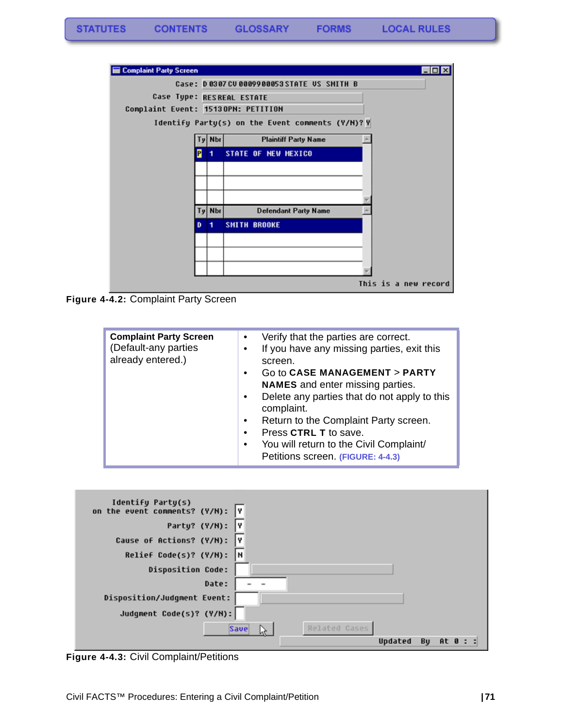**Figure 4-4.2:** Complaint Party Screen

| **Complaint Party Screen** (Default-any parties already entered.) | • Verify that the parties are correct.<br>• If you have any missing parties, exit this screen.<br>• Go to **CASE MANAGEMENT** > **PARTY NAMES** and enter missing parties.<br>• Delete any parties that do not apply to this complaint.<br>• Return to the Complaint Party screen.<br>• Press **CTRL T** to save.<br>• You will return to the Civil Complaint/ Petitions screen. (FIGURE: 4-4.3) |
|---|---|

**Figure 4-4.3:** Civil Complaint/Petitions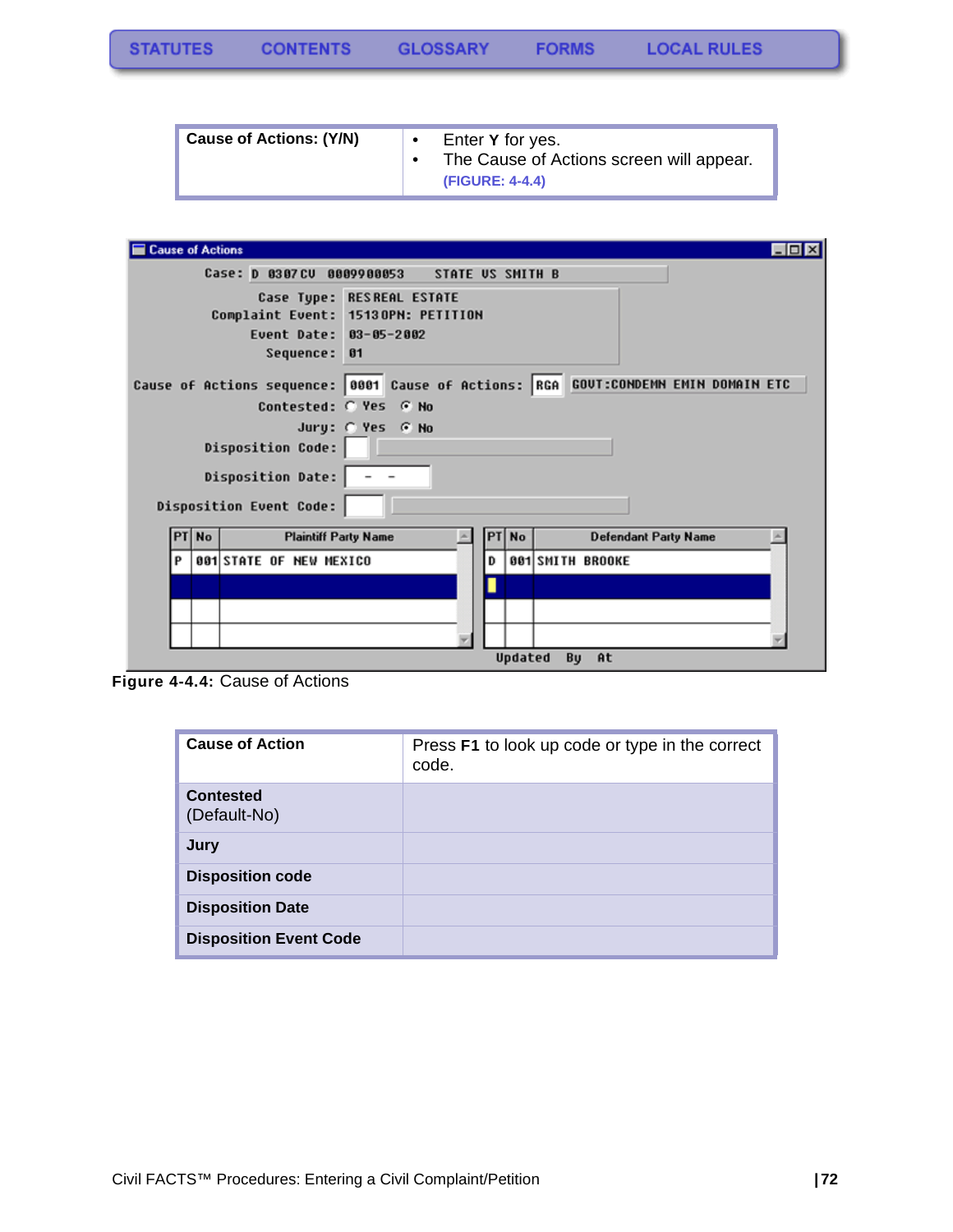| Cause of Actions: (Y/N) | • Enter **Y** for yes.<br>• The Cause of Actions screen will appear. (FIGURE: 4-4.4) |
|---|---|

**Figure 4-4.4:** Cause of Actions

| Cause of Action | Press **F1** to look up code or type in the correct code. |
|---|---|
| **Contested** (Default-No) | |
| **Jury** | |
| **Disposition code** | |
| **Disposition Date** | |
| **Disposition Event Code** | |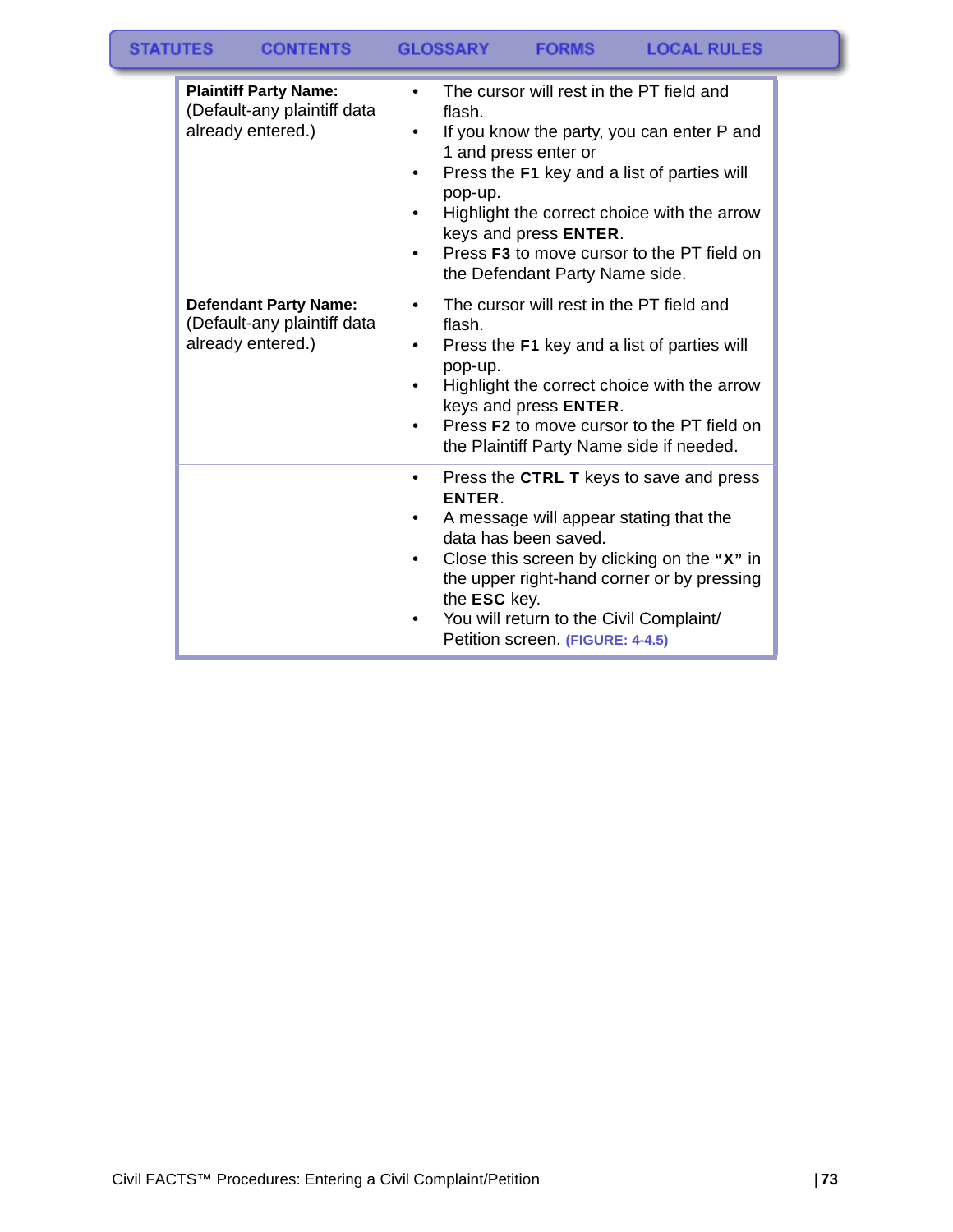| | |
|---|---|
| **Plaintiff Party Name:** (Default-any plaintiff data already entered.) | • The cursor will rest in the PT field and flash.<br>• If you know the party, you can enter P and 1 and press enter or<br>• Press the **F1** key and a list of parties will pop-up.<br>• Highlight the correct choice with the arrow keys and press **ENTER**.<br>• Press **F3** to move cursor to the PT field on the Defendant Party Name side. |
| **Defendant Party Name:** (Default-any plaintiff data already entered.) | • The cursor will rest in the PT field and flash.<br>• Press the **F1** key and a list of parties will pop-up.<br>• Highlight the correct choice with the arrow keys and press **ENTER**.<br>• Press **F2** to move cursor to the PT field on the Plaintiff Party Name side if needed. |
| | • Press the **CTRL T** keys to save and press **ENTER**.<br>• A message will appear stating that the data has been saved.<br>• Close this screen by clicking on the **"X"** in the upper right-hand corner or by pressing the **ESC** key.<br>• You will return to the Civil Complaint/ Petition screen. **(FIGURE: 4-4.5)** |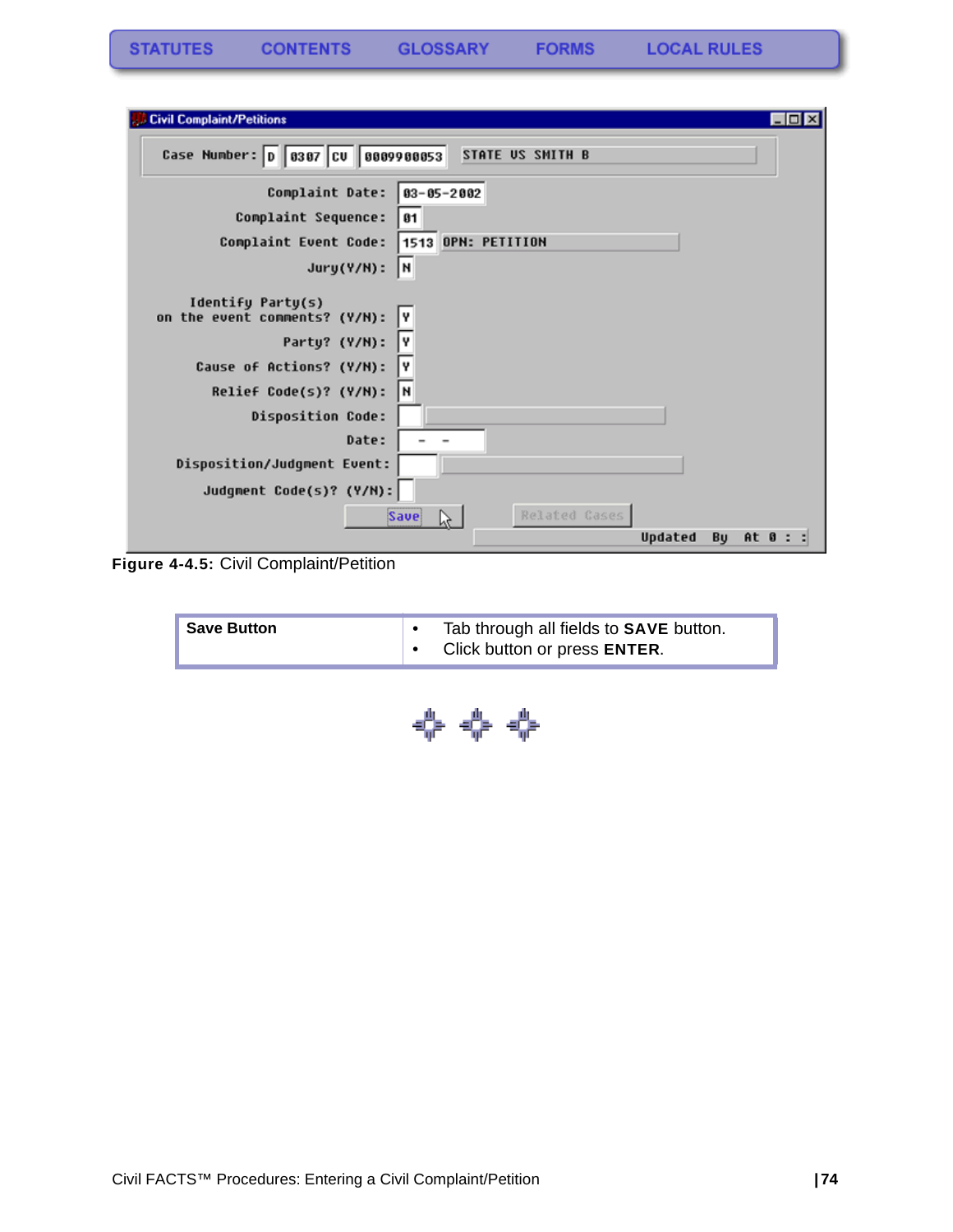STATUTES CONTENTS GLOSSARY FORMS LOCAL RULES

**Figure 4-4.5:** Civil Complaint/Petition

| Save Button | • Tab through all fields to **SAVE** button.<br>• Click button or press **ENTER**. |
|---|---|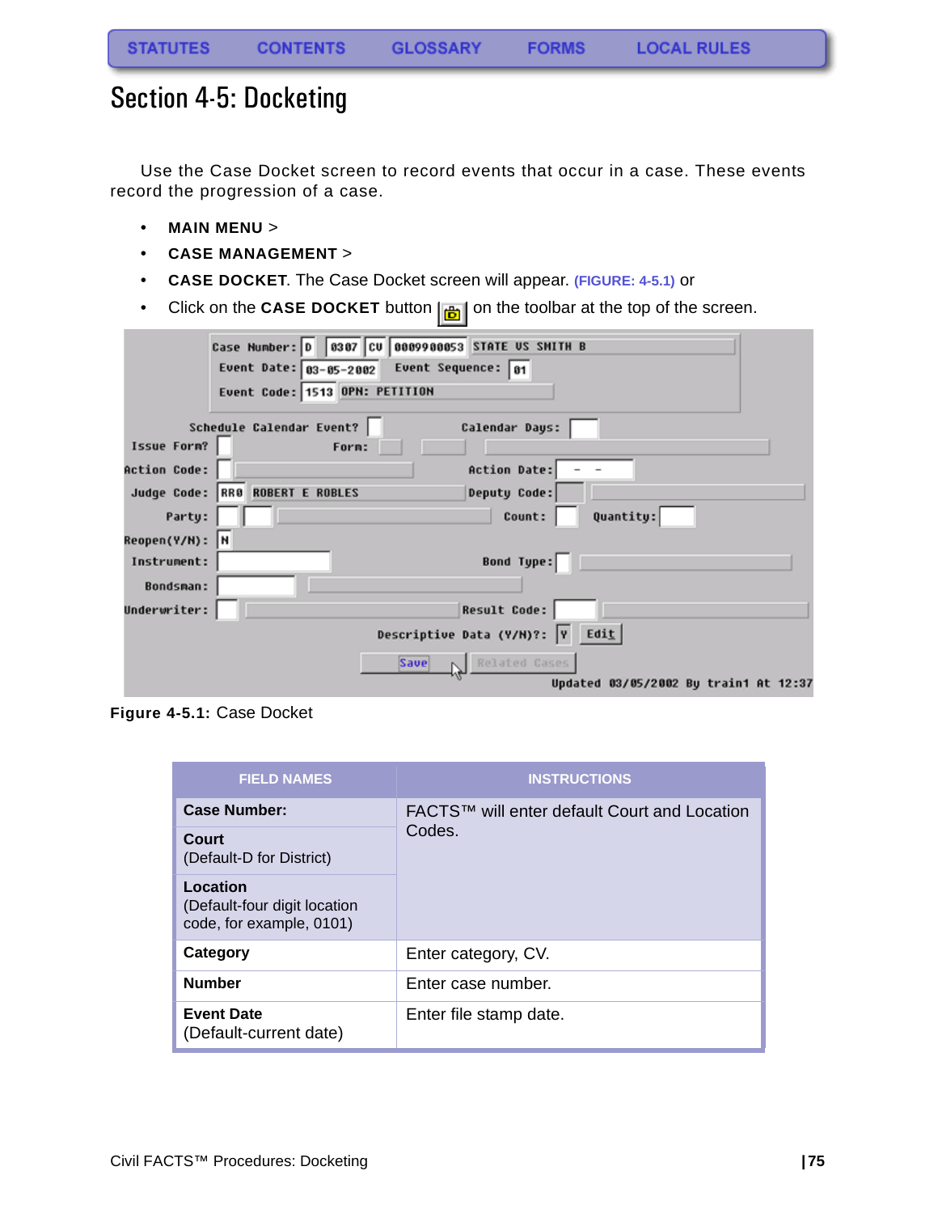# Section 4-5: Docketing

Use the Case Docket screen to record events that occur in a case. These events record the progression of a case.

- **MAIN MENU** >
- **CASE MANAGEMENT** >
- **CASE DOCKET**. The Case Docket screen will appear. (FIGURE: 4-5.1) or
- Click on the **CASE DOCKET** button on the toolbar at the top of the screen.

**Figure 4-5.1:** Case Docket

| FIELD NAMES | INSTRUCTIONS |
|---|---|
| **Case Number:** | FACTS™ will enter default Court and Location Codes. |
| **Court** (Default-D for District) | |
| **Location** (Default-four digit location code, for example, 0101) | |
| **Category** | Enter category, CV. |
| **Number** | Enter case number. |
| **Event Date** (Default-current date) | Enter file stamp date. |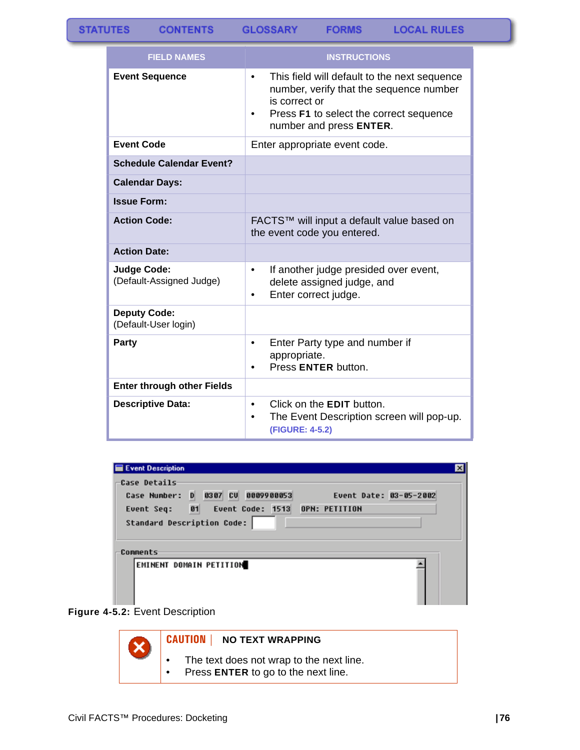STATUTES CONTENTS GLOSSARY FORMS LOCAL RULES

| FIELD NAMES | INSTRUCTIONS |
|---|---|
| **Event Sequence** | • This field will default to the next sequence number, verify that the sequence number is correct or<br>• Press **F1** to select the correct sequence number and press **ENTER**. |
| **Event Code** | Enter appropriate event code. |
| **Schedule Calendar Event?** | |
| **Calendar Days:** | |
| **Issue Form:** | |
| **Action Code:** | FACTS™ will input a default value based on the event code you entered. |
| **Action Date:** | |
| **Judge Code:**<br>(Default-Assigned Judge) | • If another judge presided over event, delete assigned judge, and<br>• Enter correct judge. |
| **Deputy Code:**<br>(Default-User login) | |
| **Party** | • Enter Party type and number if appropriate.<br>• Press **ENTER** button. |
| **Enter through other Fields** | |
| **Descriptive Data:** | • Click on the **EDIT** button.<br>• The Event Description screen will pop-up. (FIGURE: 4-5.2) |

**Figure 4-5.2:** Event Description

**CAUTION** | **NO TEXT WRAPPING**

- The text does not wrap to the next line.
- Press **ENTER** to go to the next line.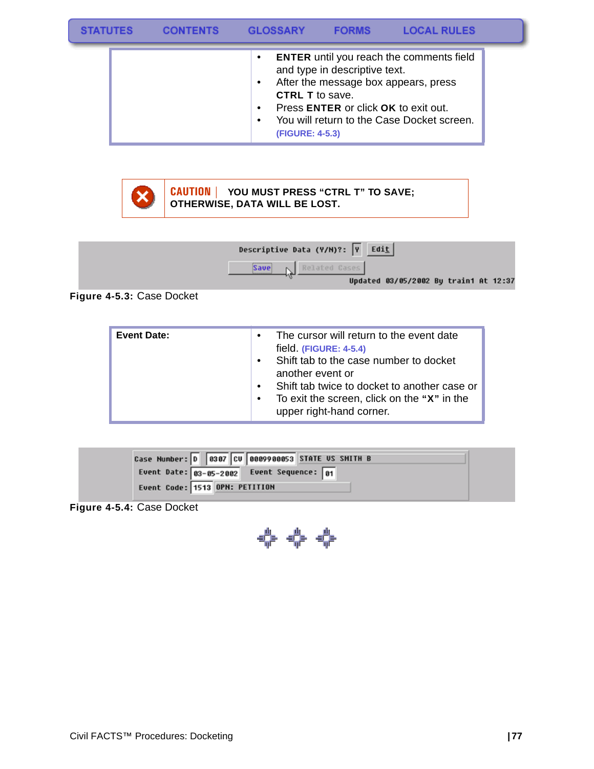| | |
|---|---|
| | • **ENTER** until you reach the comments field and type in descriptive text.<br>• After the message box appears, press **CTRL T** to save.<br>• Press **ENTER** or click **OK** to exit out.<br>• You will return to the Case Docket screen. (FIGURE: 4-5.3) |

**CAUTION** | **YOU MUST PRESS "CTRL T" TO SAVE; OTHERWISE, DATA WILL BE LOST.**

**Figure 4-5.3:** Case Docket

| | |
|---|---|
| **Event Date:** | • The cursor will return to the event date field. (FIGURE: 4-5.4)<br>• Shift tab to the case number to docket another event or<br>• Shift tab twice to docket to another case or<br>• To exit the screen, click on the **"X"** in the upper right-hand corner. |

**Figure 4-5.4:** Case Docket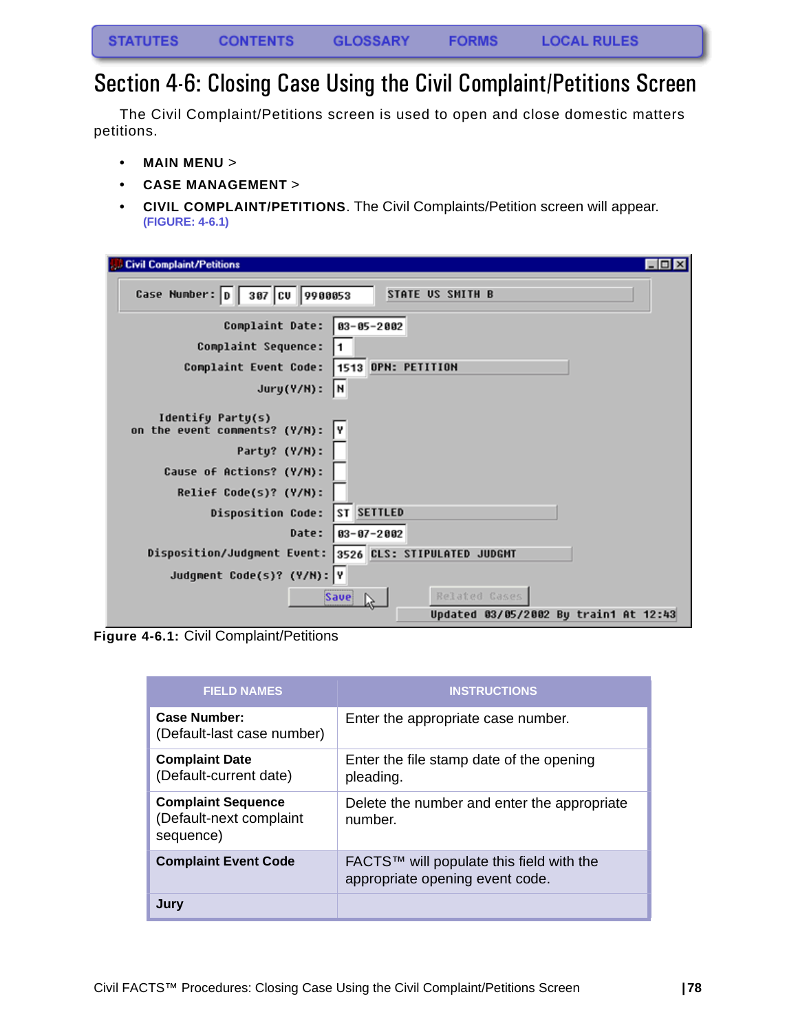STATUTES CONTENTS GLOSSARY FORMS LOCAL RULES

# Section 4-6: Closing Case Using the Civil Complaint/Petitions Screen

The Civil Complaint/Petitions screen is used to open and close domestic matters petitions.

- **MAIN MENU** >
- **CASE MANAGEMENT** >
- **CIVIL COMPLAINT/PETITIONS**. The Civil Complaints/Petition screen will appear. (FIGURE: 4-6.1)

**Figure 4-6.1:** Civil Complaint/Petitions

| FIELD NAMES | INSTRUCTIONS |
|---|---|
| **Case Number:** (Default-last case number) | Enter the appropriate case number. |
| **Complaint Date** (Default-current date) | Enter the file stamp date of the opening pleading. |
| **Complaint Sequence** (Default-next complaint sequence) | Delete the number and enter the appropriate number. |
| **Complaint Event Code** | FACTS™ will populate this field with the appropriate opening event code. |
| **Jury** | |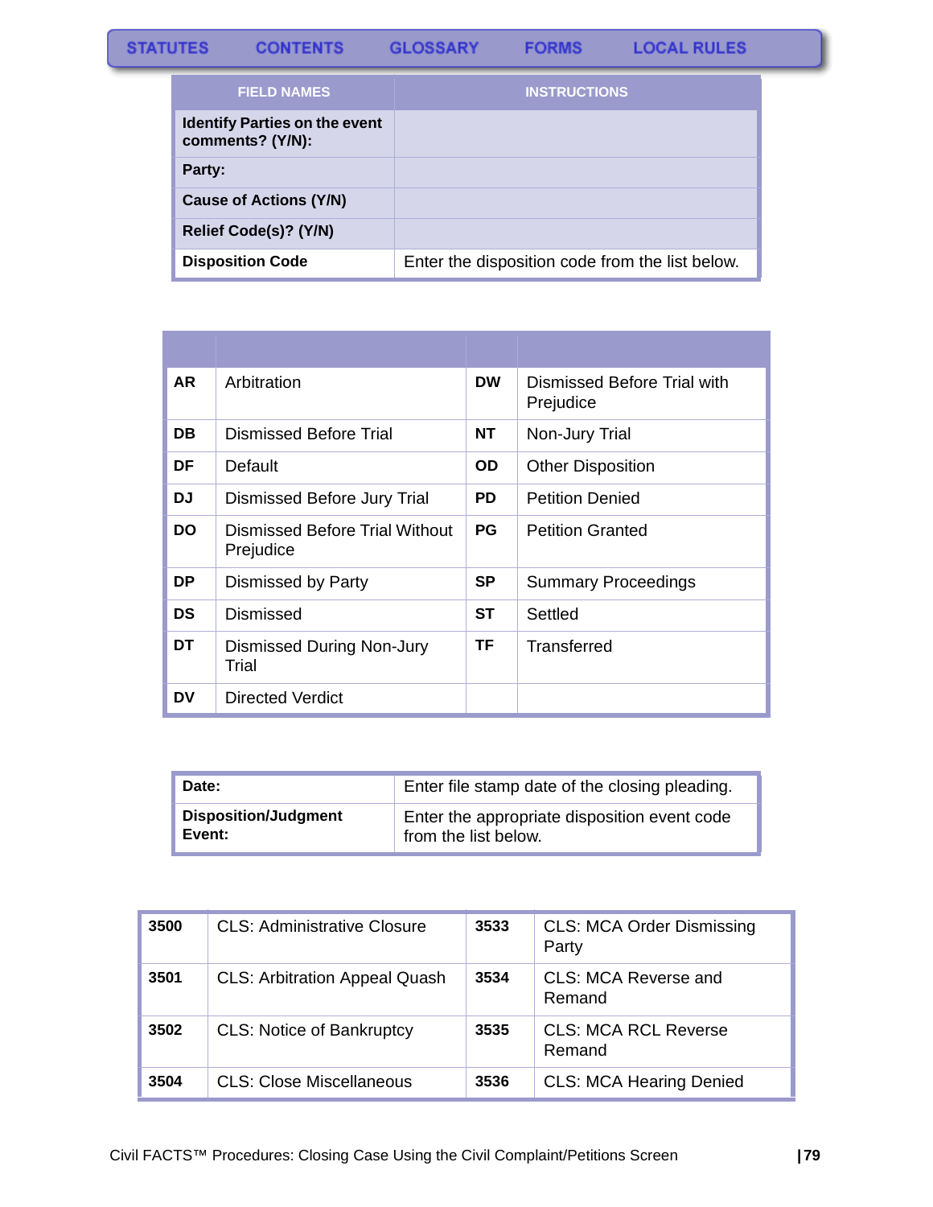STATUTES CONTENTS GLOSSARY FORMS LOCAL RULES

| FIELD NAMES | INSTRUCTIONS |
|---|---|
| **Identify Parties on the event comments? (Y/N):** | |
| **Party:** | |
| **Cause of Actions (Y/N)** | |
| **Relief Code(s)? (Y/N)** | |
| **Disposition Code** | Enter the disposition code from the list below. |

| | | | |
|---|---|---|---|
| **AR** | Arbitration | **DW** | Dismissed Before Trial with Prejudice |
| **DB** | Dismissed Before Trial | **NT** | Non-Jury Trial |
| **DF** | Default | **OD** | Other Disposition |
| **DJ** | Dismissed Before Jury Trial | **PD** | Petition Denied |
| **DO** | Dismissed Before Trial Without Prejudice | **PG** | Petition Granted |
| **DP** | Dismissed by Party | **SP** | Summary Proceedings |
| **DS** | Dismissed | **ST** | Settled |
| **DT** | Dismissed During Non-Jury Trial | **TF** | Transferred |
| **DV** | Directed Verdict | | |

| | |
|---|---|
| **Date:** | Enter file stamp date of the closing pleading. |
| **Disposition/Judgment Event:** | Enter the appropriate disposition event code from the list below. |

| | | | |
|---|---|---|---|
| **3500** | CLS: Administrative Closure | **3533** | CLS: MCA Order Dismissing Party |
| **3501** | CLS: Arbitration Appeal Quash | **3534** | CLS: MCA Reverse and Remand |
| **3502** | CLS: Notice of Bankruptcy | **3535** | CLS: MCA RCL Reverse Remand |
| **3504** | CLS: Close Miscellaneous | **3536** | CLS: MCA Hearing Denied |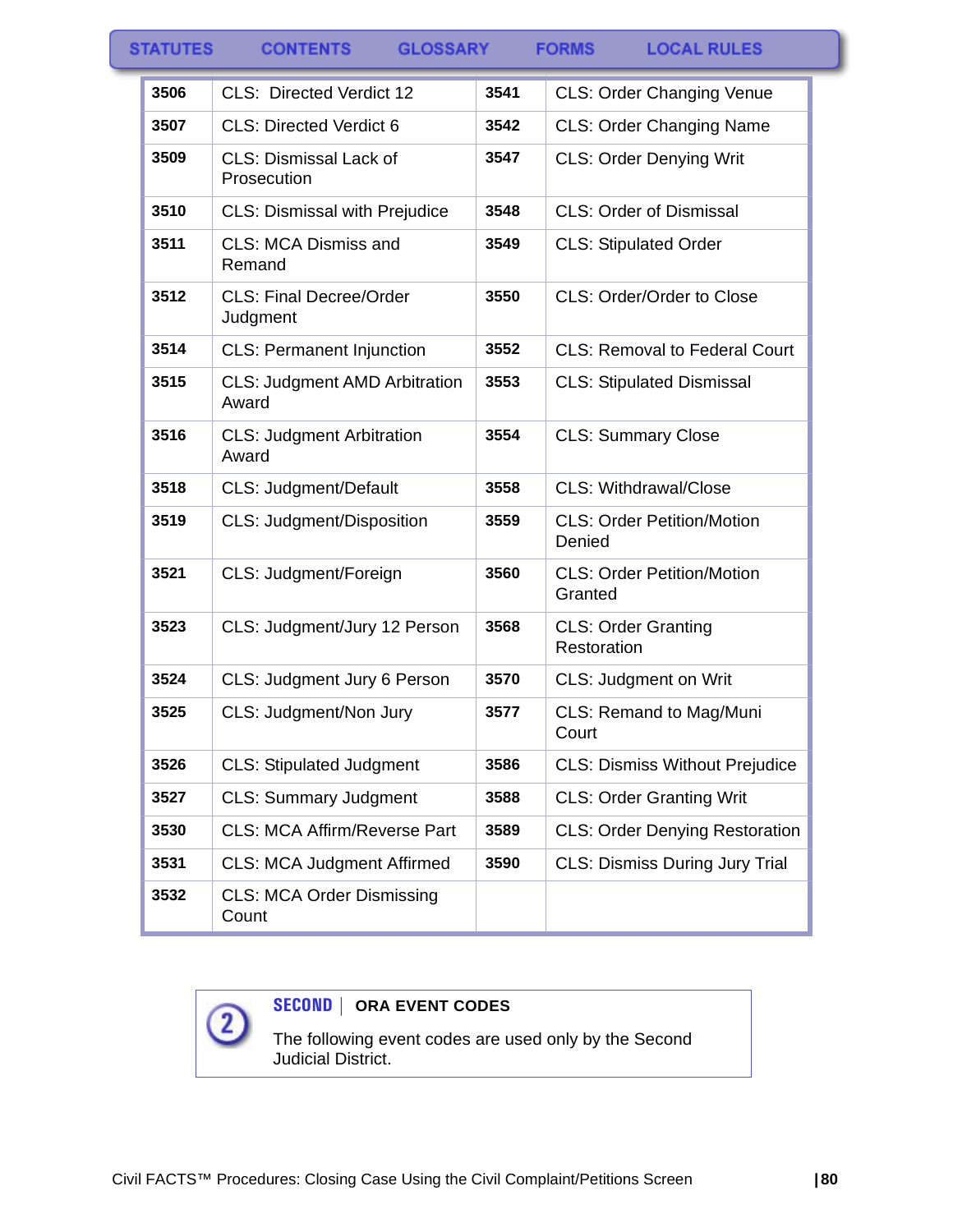| | | | |
|---|---|---|---|
| 3506 | CLS: Directed Verdict 12 | 3541 | CLS: Order Changing Venue |
| 3507 | CLS: Directed Verdict 6 | 3542 | CLS: Order Changing Name |
| 3509 | CLS: Dismissal Lack of Prosecution | 3547 | CLS: Order Denying Writ |
| 3510 | CLS: Dismissal with Prejudice | 3548 | CLS: Order of Dismissal |
| 3511 | CLS: MCA Dismiss and Remand | 3549 | CLS: Stipulated Order |
| 3512 | CLS: Final Decree/Order Judgment | 3550 | CLS: Order/Order to Close |
| 3514 | CLS: Permanent Injunction | 3552 | CLS: Removal to Federal Court |
| 3515 | CLS: Judgment AMD Arbitration Award | 3553 | CLS: Stipulated Dismissal |
| 3516 | CLS: Judgment Arbitration Award | 3554 | CLS: Summary Close |
| 3518 | CLS: Judgment/Default | 3558 | CLS: Withdrawal/Close |
| 3519 | CLS: Judgment/Disposition | 3559 | CLS: Order Petition/Motion Denied |
| 3521 | CLS: Judgment/Foreign | 3560 | CLS: Order Petition/Motion Granted |
| 3523 | CLS: Judgment/Jury 12 Person | 3568 | CLS: Order Granting Restoration |
| 3524 | CLS: Judgment Jury 6 Person | 3570 | CLS: Judgment on Writ |
| 3525 | CLS: Judgment/Non Jury | 3577 | CLS: Remand to Mag/Muni Court |
| 3526 | CLS: Stipulated Judgment | 3586 | CLS: Dismiss Without Prejudice |
| 3527 | CLS: Summary Judgment | 3588 | CLS: Order Granting Writ |
| 3530 | CLS: MCA Affirm/Reverse Part | 3589 | CLS: Order Denying Restoration |
| 3531 | CLS: MCA Judgment Affirmed | 3590 | CLS: Dismiss During Jury Trial |
| 3532 | CLS: MCA Order Dismissing Count | | |

**SECOND | ORA EVENT CODES**

The following event codes are used only by the Second Judicial District.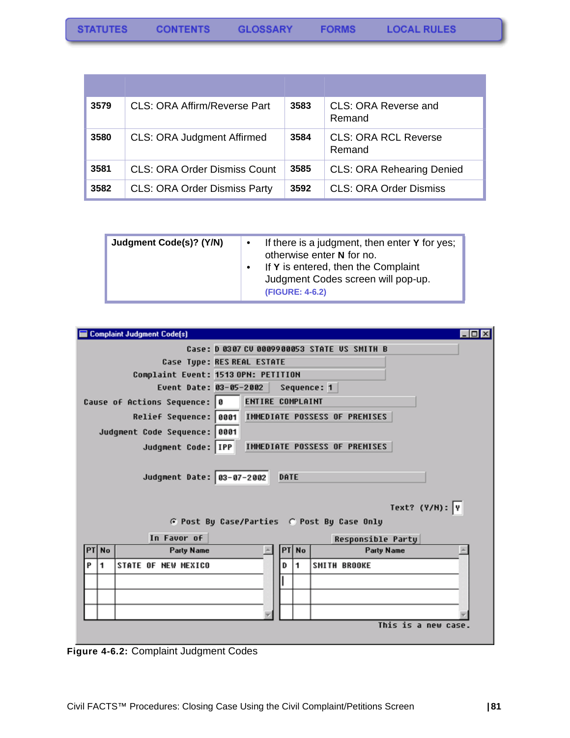| | | | |
|---|---|---|---|
| **3579** | CLS: ORA Affirm/Reverse Part | **3583** | CLS: ORA Reverse and Remand |
| **3580** | CLS: ORA Judgment Affirmed | **3584** | CLS: ORA RCL Reverse Remand |
| **3581** | CLS: ORA Order Dismiss Count | **3585** | CLS: ORA Rehearing Denied |
| **3582** | CLS: ORA Order Dismiss Party | **3592** | CLS: ORA Order Dismiss |

| | |
|---|---|
| **Judgment Code(s)? (Y/N)** | • If there is a judgment, then enter **Y** for yes; otherwise enter **N** for no. <br> • If **Y** is entered, then the Complaint Judgment Codes screen will pop-up. **(FIGURE: 4-6.2)** |

**Figure 4-6.2:** Complaint Judgment Codes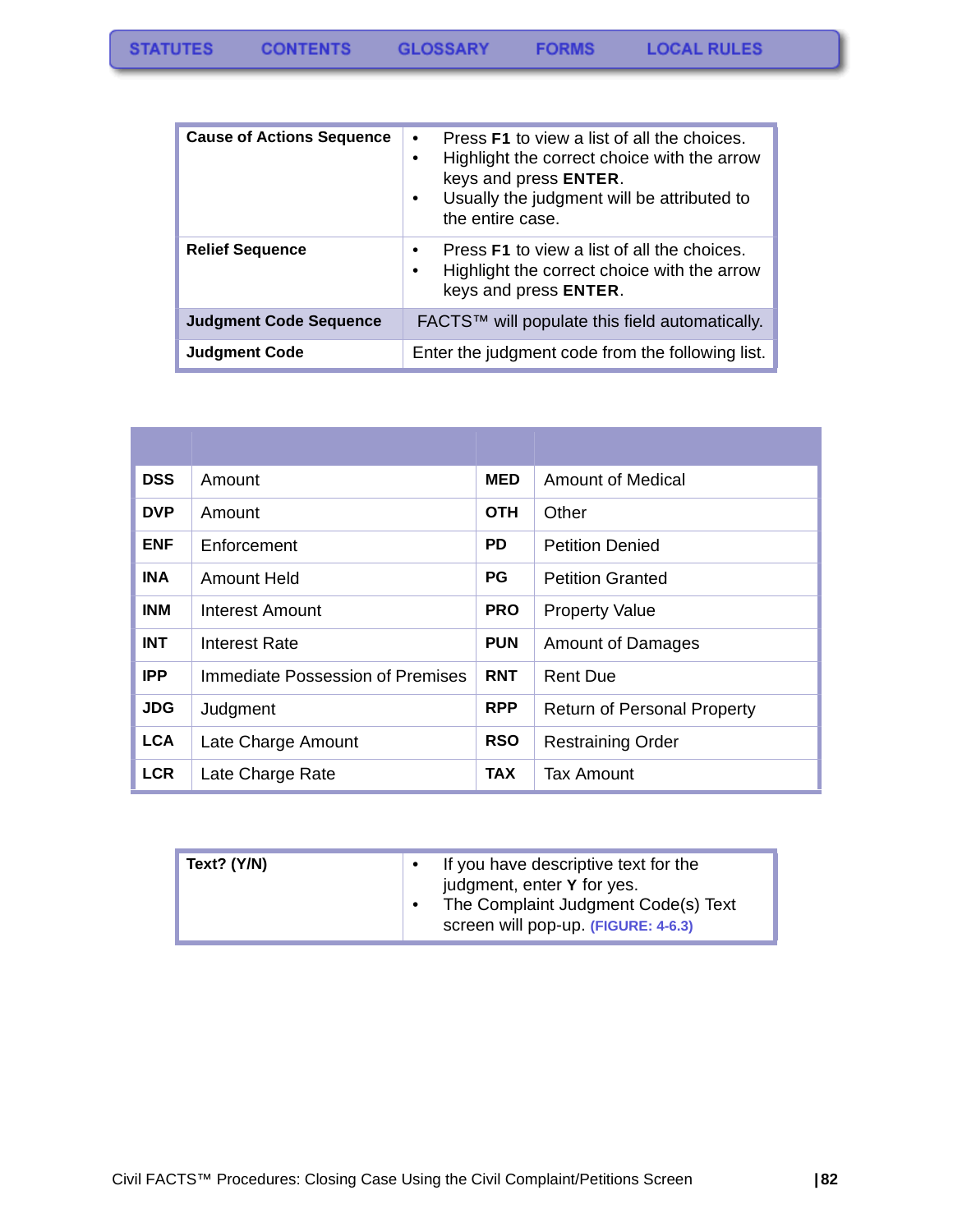| | |
|---|---|
| **Cause of Actions Sequence** | • Press **F1** to view a list of all the choices.<br>• Highlight the correct choice with the arrow keys and press **ENTER**.<br>• Usually the judgment will be attributed to the entire case. |
| **Relief Sequence** | • Press **F1** to view a list of all the choices.<br>• Highlight the correct choice with the arrow keys and press **ENTER**. |
| **Judgment Code Sequence** | FACTS™ will populate this field automatically. |
| **Judgment Code** | Enter the judgment code from the following list. |

| | | | |
|---|---|---|---|
| **DSS** | Amount | **MED** | Amount of Medical |
| **DVP** | Amount | **OTH** | Other |
| **ENF** | Enforcement | **PD** | Petition Denied |
| **INA** | Amount Held | **PG** | Petition Granted |
| **INM** | Interest Amount | **PRO** | Property Value |
| **INT** | Interest Rate | **PUN** | Amount of Damages |
| **IPP** | Immediate Possession of Premises | **RNT** | Rent Due |
| **JDG** | Judgment | **RPP** | Return of Personal Property |
| **LCA** | Late Charge Amount | **RSO** | Restraining Order |
| **LCR** | Late Charge Rate | **TAX** | Tax Amount |

| | |
|---|---|
| **Text? (Y/N)** | • If you have descriptive text for the judgment, enter **Y** for yes.<br>• The Complaint Judgment Code(s) Text screen will pop-up. (FIGURE: 4-6.3) |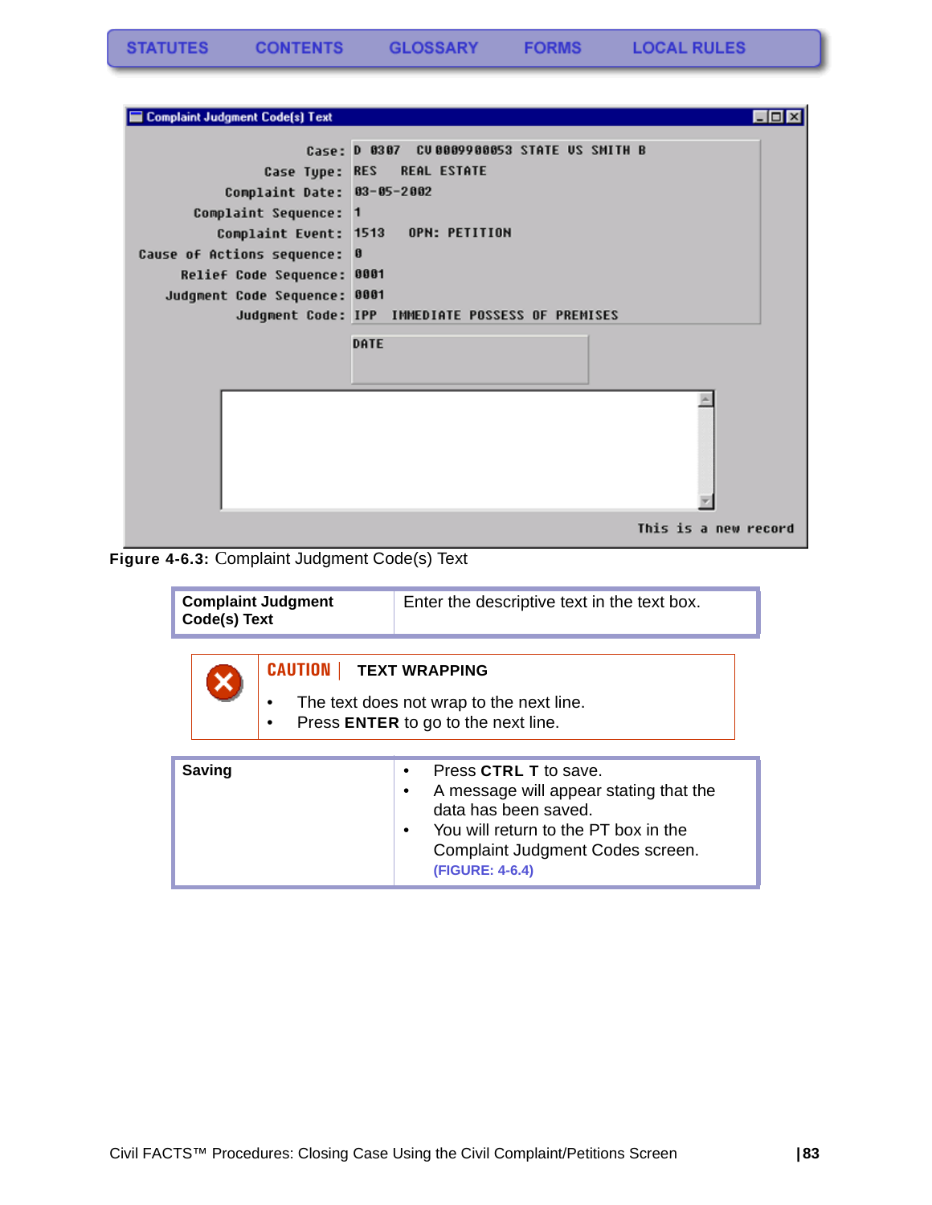STATUTES CONTENTS GLOSSARY FORMS LOCAL RULES

```
Complaint Judgment Code(s) Text

                    Case: D 0307  CV 0009900053 STATE VS SMITH B
               Case Type: RES    REAL ESTATE
          Complaint Date: 03-05-2002
      Complaint Sequence: 1
         Complaint Event: 1513   OPN: PETITION
Cause of Actions sequence: 0
    Relief Code Sequence: 0001
  Judgment Code Sequence: 0001
           Judgment Code: IPP  IMMEDIATE POSSESS OF PREMISES

                          DATE

                                                     This is a new record
```

**Figure 4-6.3:** Complaint Judgment Code(s) Text

| **Complaint Judgment Code(s) Text** | Enter the descriptive text in the text box. |
|---|---|

**CAUTION** | **TEXT WRAPPING**

- The text does not wrap to the next line.
- Press **ENTER** to go to the next line.

| **Saving** | • Press **CTRL T** to save.<br>• A message will appear stating that the data has been saved.<br>• You will return to the PT box in the Complaint Judgment Codes screen. **(FIGURE: 4-6.4)** |
|---|---|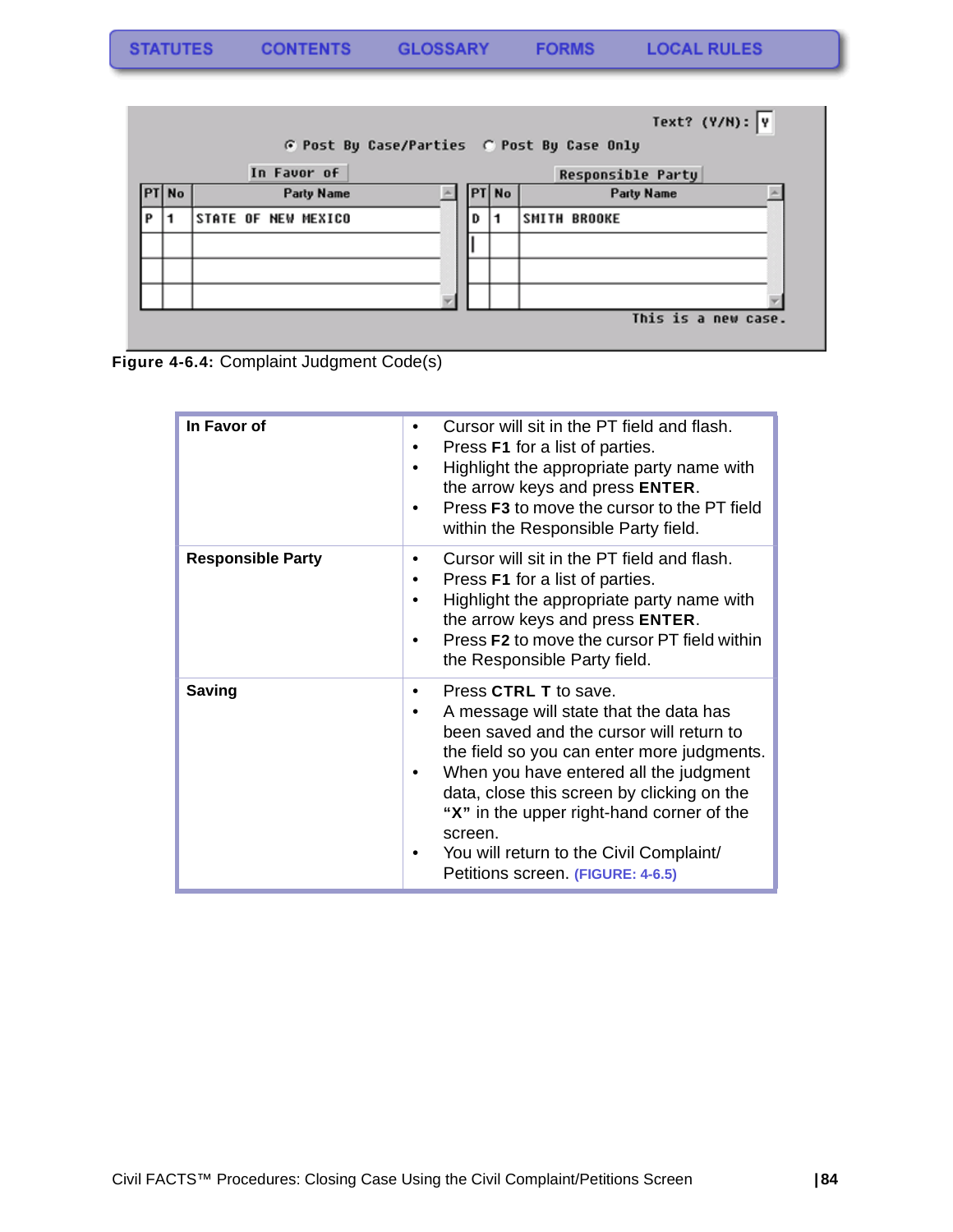STATUTES CONTENTS GLOSSARY FORMS LOCAL RULES

Text? (Y/N): Y

Post By Case/Parties    Post By Case Only

In Favor of

| PT | No | Party Name |
|---|---|---|
| P | 1 | STATE OF NEW MEXICO |
| | | |
| | | |
| | | |

Responsible Party

| PT | No | Party Name |
|---|---|---|
| D | 1 | SMITH BROOKE |
| | | |
| | | |
| | | |

This is a new case.

**Figure 4-6.4:** Complaint Judgment Code(s)

| | |
|---|---|
| **In Favor of** | • Cursor will sit in the PT field and flash.<br>• Press **F1** for a list of parties.<br>• Highlight the appropriate party name with the arrow keys and press **ENTER**.<br>• Press **F3** to move the cursor to the PT field within the Responsible Party field. |
| **Responsible Party** | • Cursor will sit in the PT field and flash.<br>• Press **F1** for a list of parties.<br>• Highlight the appropriate party name with the arrow keys and press **ENTER**.<br>• Press **F2** to move the cursor PT field within the Responsible Party field. |
| **Saving** | • Press **CTRL T** to save.<br>• A message will state that the data has been saved and the cursor will return to the field so you can enter more judgments.<br>• When you have entered all the judgment data, close this screen by clicking on the **"X"** in the upper right-hand corner of the screen.<br>• You will return to the Civil Complaint/ Petitions screen. (FIGURE: 4-6.5) |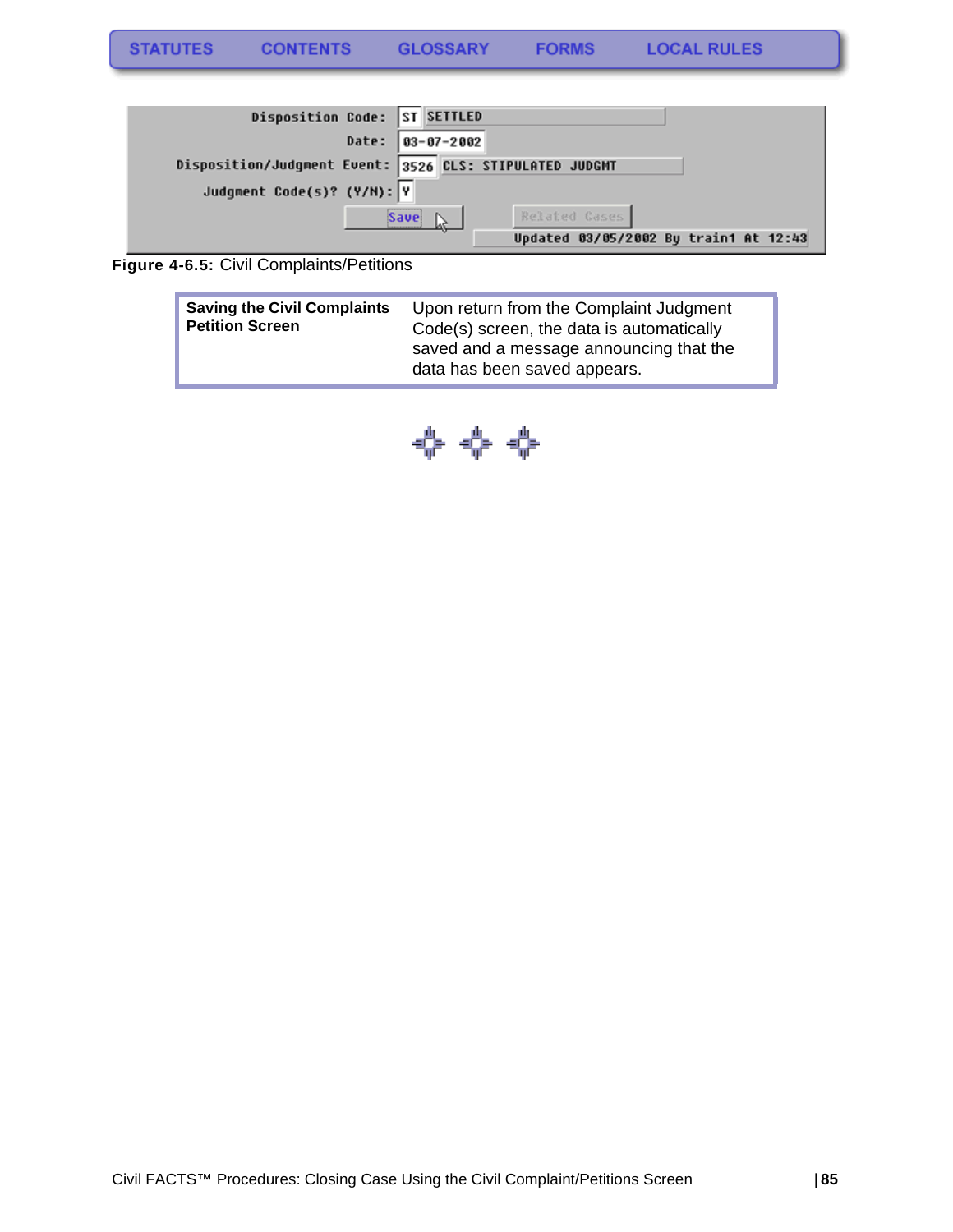STATUTES CONTENTS GLOSSARY FORMS LOCAL RULES

| | |
|---|---|
| Disposition Code: | ST SETTLED |
| Date: | 03-07-2002 |
| Disposition/Judgment Event: | 3526 CLS: STIPULATED JUDGMT |
| Judgment Code(s)? (Y/N): | Y |
| Save | Related Cases |
| | Updated 03/05/2002 By train1 At 12:43 |

**Figure 4-6.5:** Civil Complaints/Petitions

| **Saving the Civil Complaints Petition Screen** | Upon return from the Complaint Judgment Code(s) screen, the data is automatically saved and a message announcing that the data has been saved appears. |
|---|---|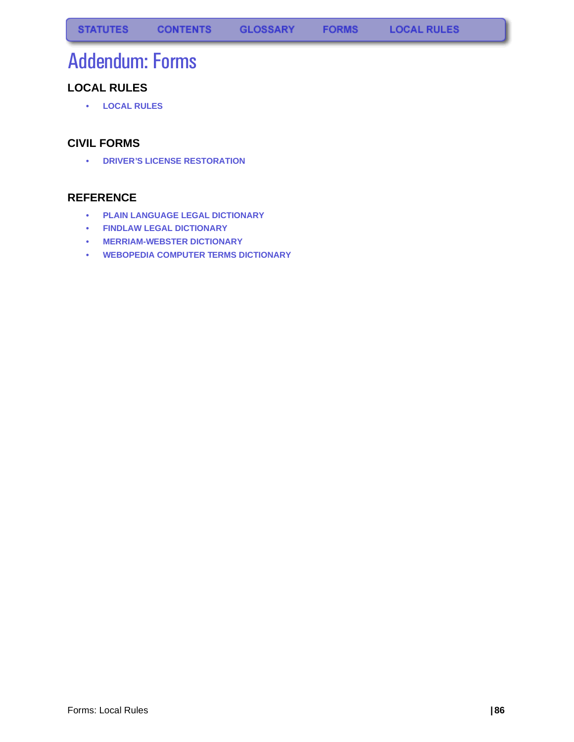STATUTES CONTENTS GLOSSARY FORMS LOCAL RULES

# Addendum: Forms

## LOCAL RULES

- LOCAL RULES

## CIVIL FORMS

- DRIVER'S LICENSE RESTORATION

## REFERENCE

- PLAIN LANGUAGE LEGAL DICTIONARY
- FINDLAW LEGAL DICTIONARY
- MERRIAM-WEBSTER DICTIONARY
- WEBOPEDIA COMPUTER TERMS DICTIONARY